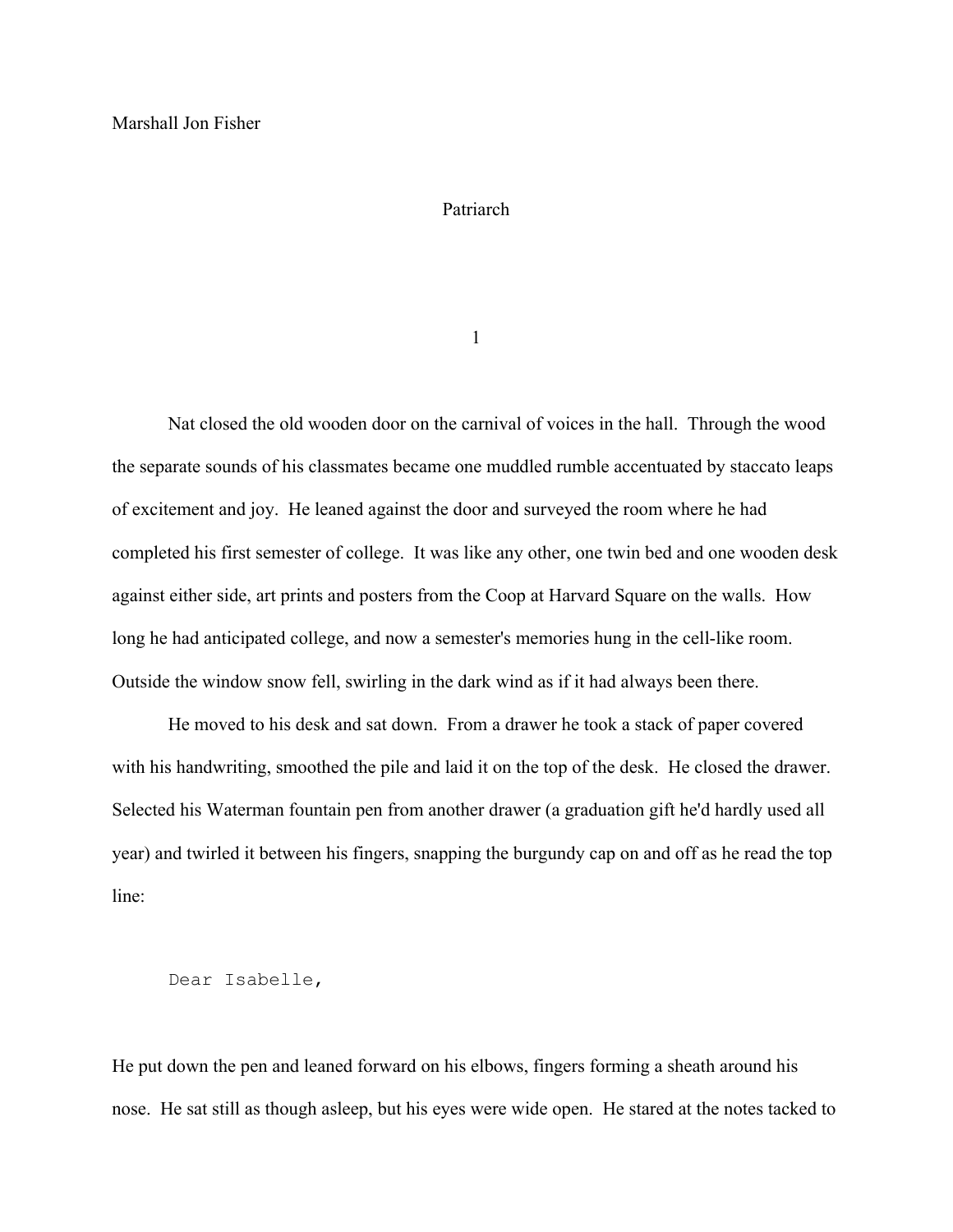Marshall Jon Fisher

# Patriarch

## 1

Nat closed the old wooden door on the carnival of voices in the hall. Through the wood the separate sounds of his classmates became one muddled rumble accentuated by staccato leaps of excitement and joy. He leaned against the door and surveyed the room where he had completed his first semester of college. It was like any other, one twin bed and one wooden desk against either side, art prints and posters from the Coop at Harvard Square on the walls. How long he had anticipated college, and now a semester's memories hung in the cell-like room. Outside the window snow fell, swirling in the dark wind as if it had always been there.

He moved to his desk and sat down. From a drawer he took a stack of paper covered with his handwriting, smoothed the pile and laid it on the top of the desk. He closed the drawer. Selected his Waterman fountain pen from another drawer (a graduation gift he'd hardly used all year) and twirled it between his fingers, snapping the burgundy cap on and off as he read the top line:

```
Dear Isabelle,
```

He put down the pen and leaned forward on his elbows, fingers forming a sheath around his nose. He sat still as though asleep, but his eyes were wide open. He stared at the notes tacked to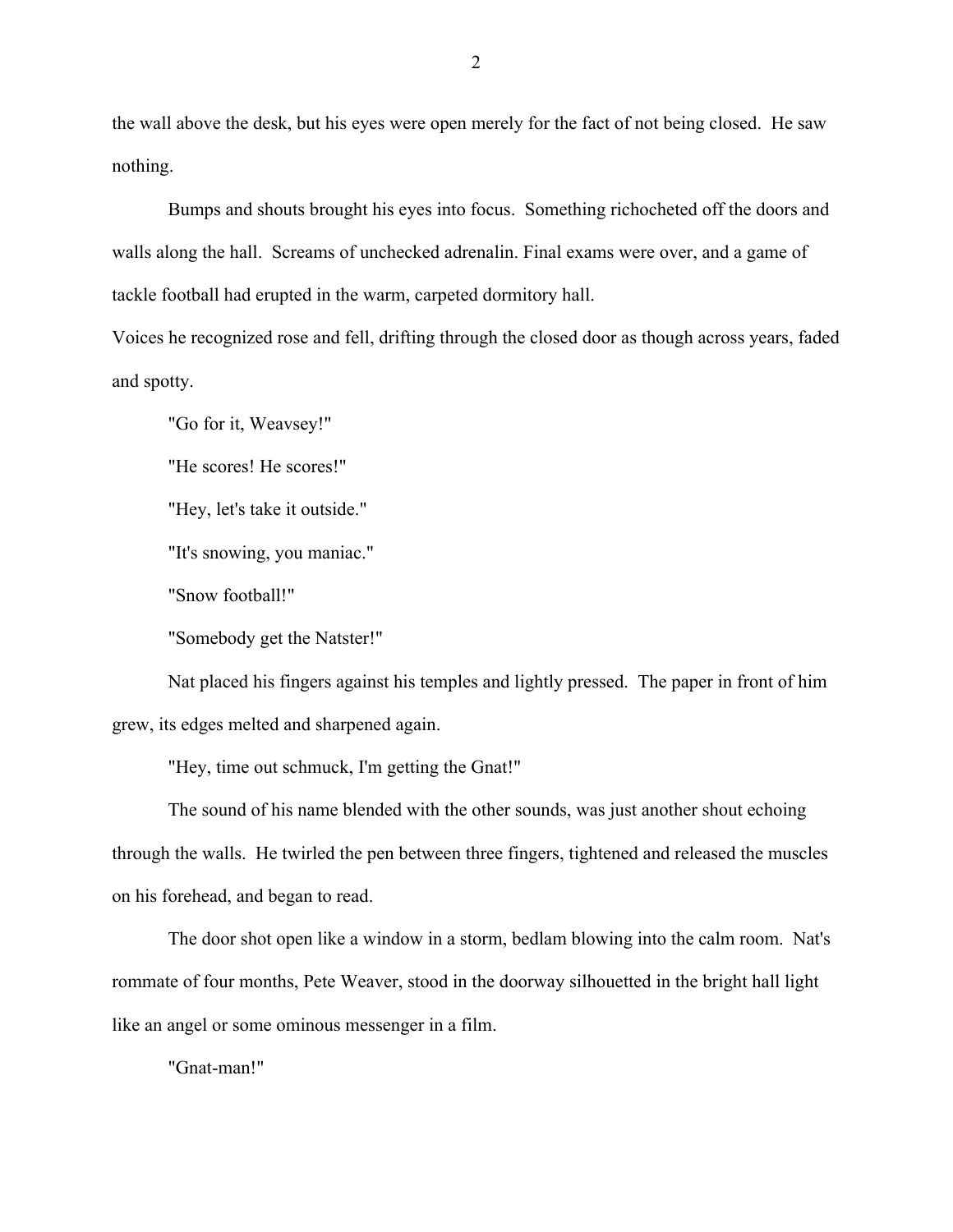the wall above the desk, but his eyes were open merely for the fact of not being closed. He saw nothing.

Bumps and shouts brought his eyes into focus. Something richocheted off the doors and walls along the hall. Screams of unchecked adrenalin. Final exams were over, and a game of tackle football had erupted in the warm, carpeted dormitory hall.

Voices he recognized rose and fell, drifting through the closed door as though across years, faded and spotty.

"Go for it, Weavsey!"

"He scores! He scores!"

"Hey, let's take it outside."

"It's snowing, you maniac."

"Snow football!"

"Somebody get the Natster!"

Nat placed his fingers against his temples and lightly pressed. The paper in front of him grew, its edges melted and sharpened again.

"Hey, time out schmuck, I'm getting the Gnat!"

The sound of his name blended with the other sounds, was just another shout echoing through the walls. He twirled the pen between three fingers, tightened and released the muscles on his forehead, and began to read.

The door shot open like a window in a storm, bedlam blowing into the calm room. Nat's rommate of four months, Pete Weaver, stood in the doorway silhouetted in the bright hall light like an angel or some ominous messenger in a film.

"Gnat-man!"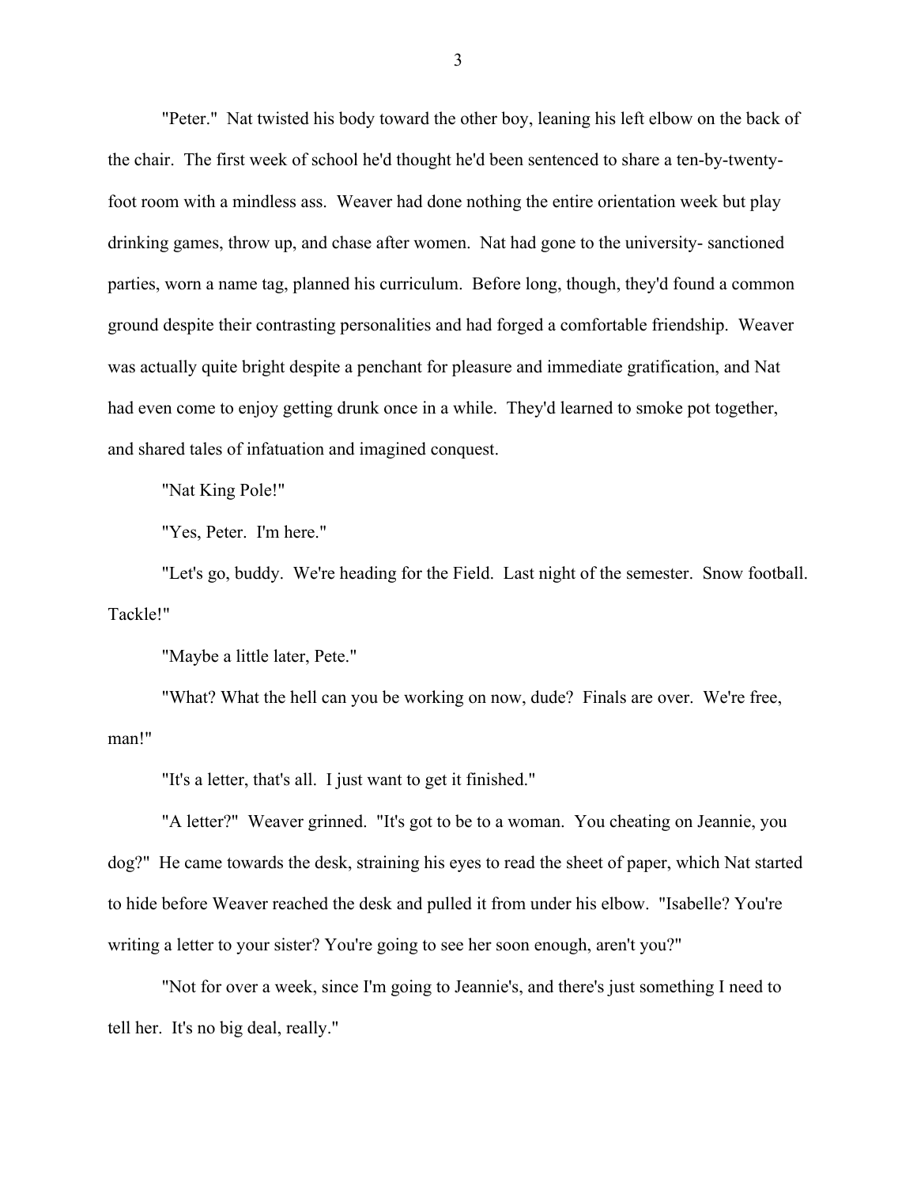"Peter." Nat twisted his body toward the other boy, leaning his left elbow on the back of the chair. The first week of school he'd thought he'd been sentenced to share a ten-by-twenty-foot room with a mindless ass. Weaver had done nothing the entire orientation week but play drinking games, throw up, and chase after women. Nat had gone to the university- sanctioned parties, worn a name tag, planned his curriculum. Before long, though, they'd found a common ground despite their contrasting personalities and had forged a comfortable friendship. Weaver was actually quite bright despite a penchant for pleasure and immediate gratification, and Nat had even come to enjoy getting drunk once in a while. They'd learned to smoke pot together, and shared tales of infatuation and imagined conquest.

"Nat King Pole!"

"Yes, Peter. I'm here."

"Let's go, buddy. We're heading for the Field. Last night of the semester. Snow football. Tackle!"

"Maybe a little later, Pete."

"What? What the hell can you be working on now, dude? Finals are over. We're free, man!"

"It's a letter, that's all. I just want to get it finished."

"A letter?" Weaver grinned. "It's got to be to a woman. You cheating on Jeannie, you dog?" He came towards the desk, straining his eyes to read the sheet of paper, which Nat started to hide before Weaver reached the desk and pulled it from under his elbow. "Isabelle? You're writing a letter to your sister? You're going to see her soon enough, aren't you?"

"Not for over a week, since I'm going to Jeannie's, and there's just something I need to tell her. It's no big deal, really."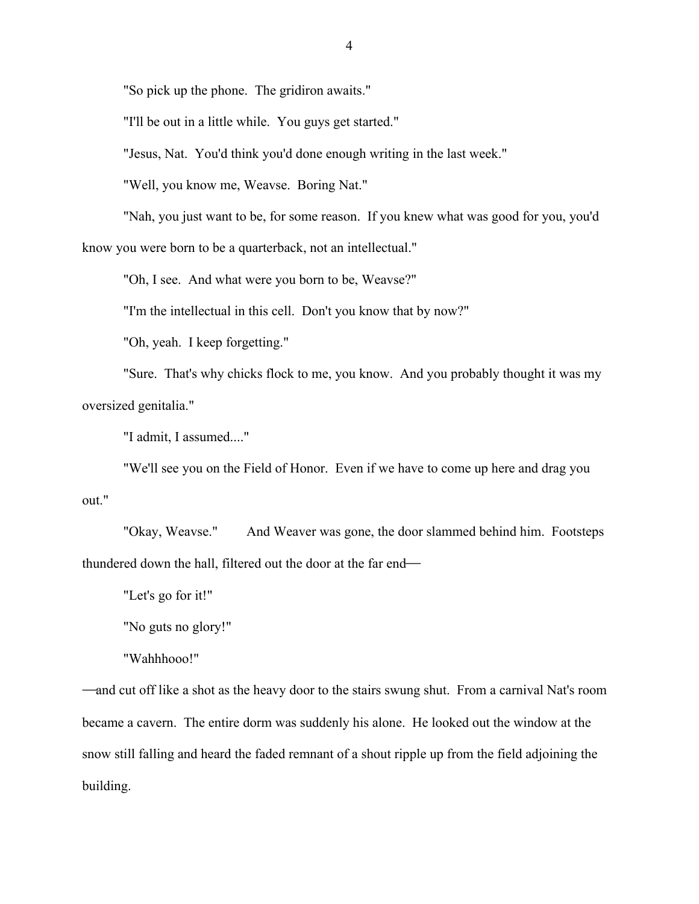"So pick up the phone. The gridiron awaits."

"I'll be out in a little while. You guys get started."

"Jesus, Nat. You'd think you'd done enough writing in the last week."

"Well, you know me, Weavse. Boring Nat."

"Nah, you just want to be, for some reason. If you knew what was good for you, you'd know you were born to be a quarterback, not an intellectual."

"Oh, I see. And what were you born to be, Weavse?"

"I'm the intellectual in this cell. Don't you know that by now?"

"Oh, yeah. I keep forgetting."

"Sure. That's why chicks flock to me, you know. And you probably thought it was my oversized genitalia."

"I admit, I assumed...."

"We'll see you on the Field of Honor. Even if we have to come up here and drag you out."

"Okay, Weavse." And Weaver was gone, the door slammed behind him. Footsteps thundered down the hall, filtered out the door at the far end—

"Let's go for it!"

"No guts no glory!"

"Wahhhooo!"

—and cut off like a shot as the heavy door to the stairs swung shut. From a carnival Nat's room became a cavern. The entire dorm was suddenly his alone. He looked out the window at the snow still falling and heard the faded remnant of a shout ripple up from the field adjoining the building.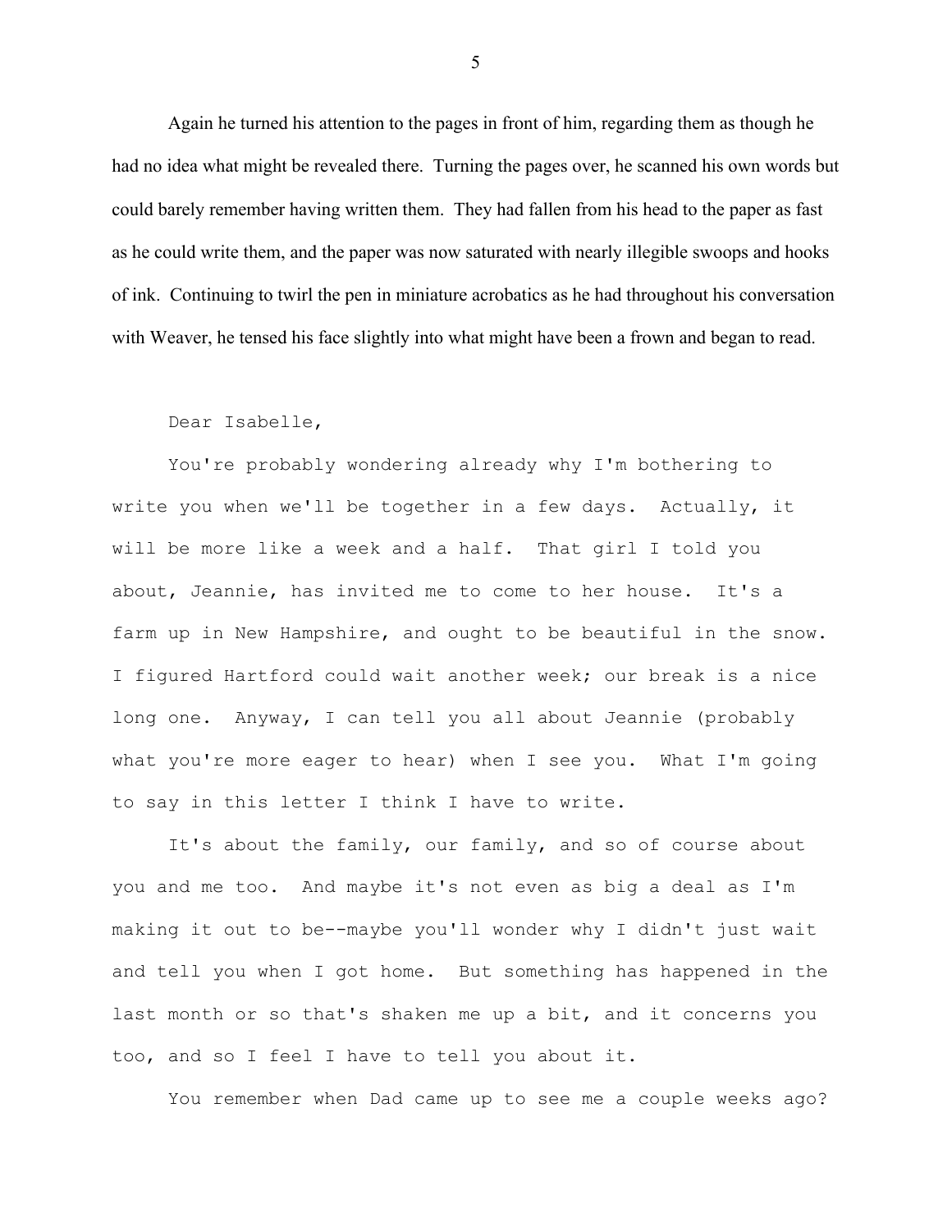Again he turned his attention to the pages in front of him, regarding them as though he had no idea what might be revealed there. Turning the pages over, he scanned his own words but could barely remember having written them. They had fallen from his head to the paper as fast as he could write them, and the paper was now saturated with nearly illegible swoops and hooks of ink. Continuing to twirl the pen in miniature acrobatics as he had throughout his conversation with Weaver, he tensed his face slightly into what might have been a frown and began to read.

Dear Isabelle,

You're probably wondering already why I'm bothering to write you when we'll be together in a few days. Actually, it will be more like a week and a half. That girl I told you about, Jeannie, has invited me to come to her house. It's a farm up in New Hampshire, and ought to be beautiful in the snow. I figured Hartford could wait another week; our break is a nice long one. Anyway, I can tell you all about Jeannie (probably what you're more eager to hear) when I see you. What I'm going to say in this letter I think I have to write.

It's about the family, our family, and so of course about you and me too. And maybe it's not even as big a deal as I'm making it out to be--maybe you'll wonder why I didn't just wait and tell you when I got home. But something has happened in the last month or so that's shaken me up a bit, and it concerns you too, and so I feel I have to tell you about it.

You remember when Dad came up to see me a couple weeks ago?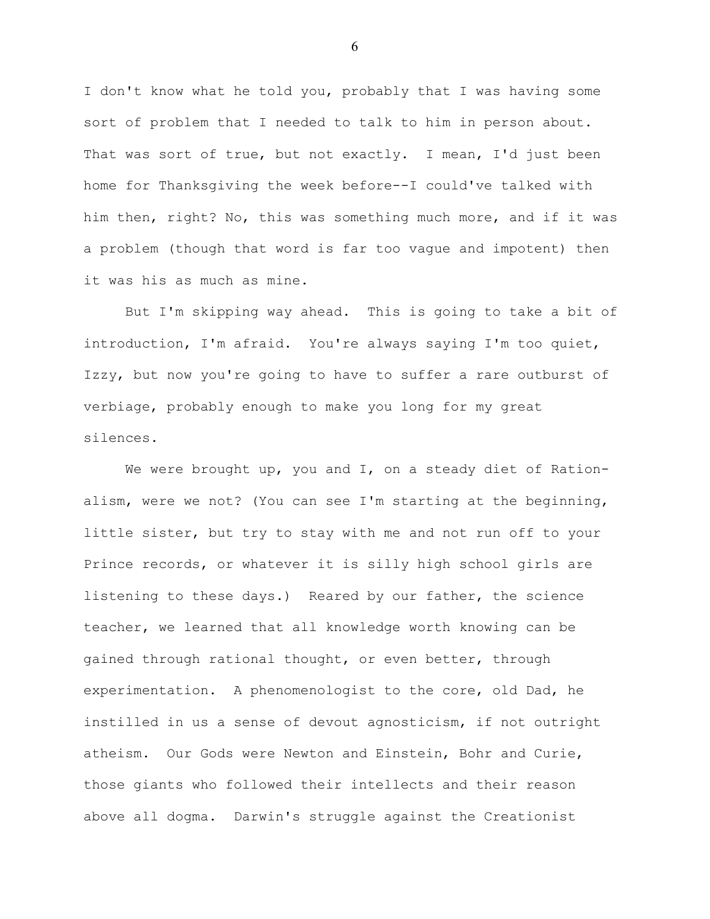I don't know what he told you, probably that I was having some sort of problem that I needed to talk to him in person about. That was sort of true, but not exactly. I mean, I'd just been home for Thanksgiving the week before--I could've talked with him then, right? No, this was something much more, and if it was a problem (though that word is far too vague and impotent) then it was his as much as mine.

But I'm skipping way ahead. This is going to take a bit of introduction, I'm afraid. You're always saying I'm too quiet, Izzy, but now you're going to have to suffer a rare outburst of verbiage, probably enough to make you long for my great silences.

We were brought up, you and I, on a steady diet of Rationalism, were we not? (You can see I'm starting at the beginning, little sister, but try to stay with me and not run off to your Prince records, or whatever it is silly high school girls are listening to these days.) Reared by our father, the science teacher, we learned that all knowledge worth knowing can be gained through rational thought, or even better, through experimentation. A phenomenologist to the core, old Dad, he instilled in us a sense of devout agnosticism, if not outright atheism. Our Gods were Newton and Einstein, Bohr and Curie, those giants who followed their intellects and their reason above all dogma. Darwin's struggle against the Creationist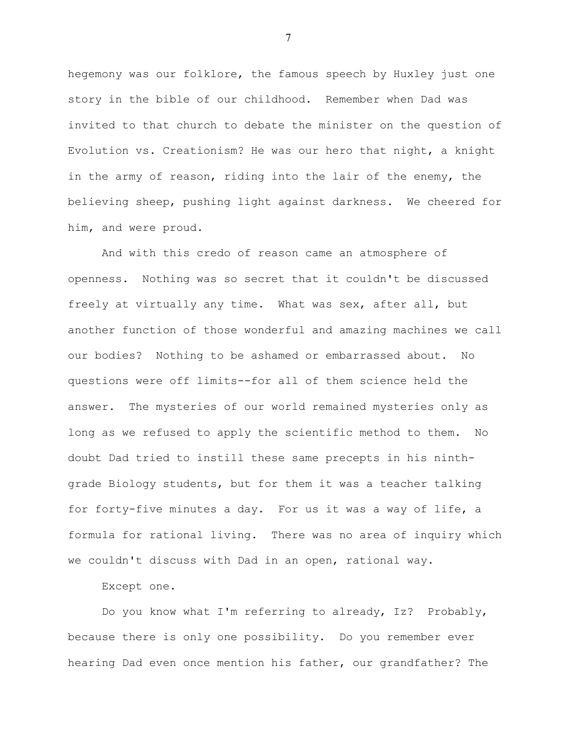hegemony was our folklore, the famous speech by Huxley just one story in the bible of our childhood. Remember when Dad was invited to that church to debate the minister on the question of Evolution vs. Creationism? He was our hero that night, a knight in the army of reason, riding into the lair of the enemy, the believing sheep, pushing light against darkness. We cheered for him, and were proud.

And with this credo of reason came an atmosphere of openness. Nothing was so secret that it couldn't be discussed freely at virtually any time. What was sex, after all, but another function of those wonderful and amazing machines we call our bodies? Nothing to be ashamed or embarrassed about. No questions were off limits--for all of them science held the answer. The mysteries of our world remained mysteries only as long as we refused to apply the scientific method to them. No doubt Dad tried to instill these same precepts in his ninth-grade Biology students, but for them it was a teacher talking for forty-five minutes a day. For us it was a way of life, a formula for rational living. There was no area of inquiry which we couldn't discuss with Dad in an open, rational way.

Except one.

Do you know what I'm referring to already, Iz? Probably, because there is only one possibility. Do you remember ever hearing Dad even once mention his father, our grandfather? The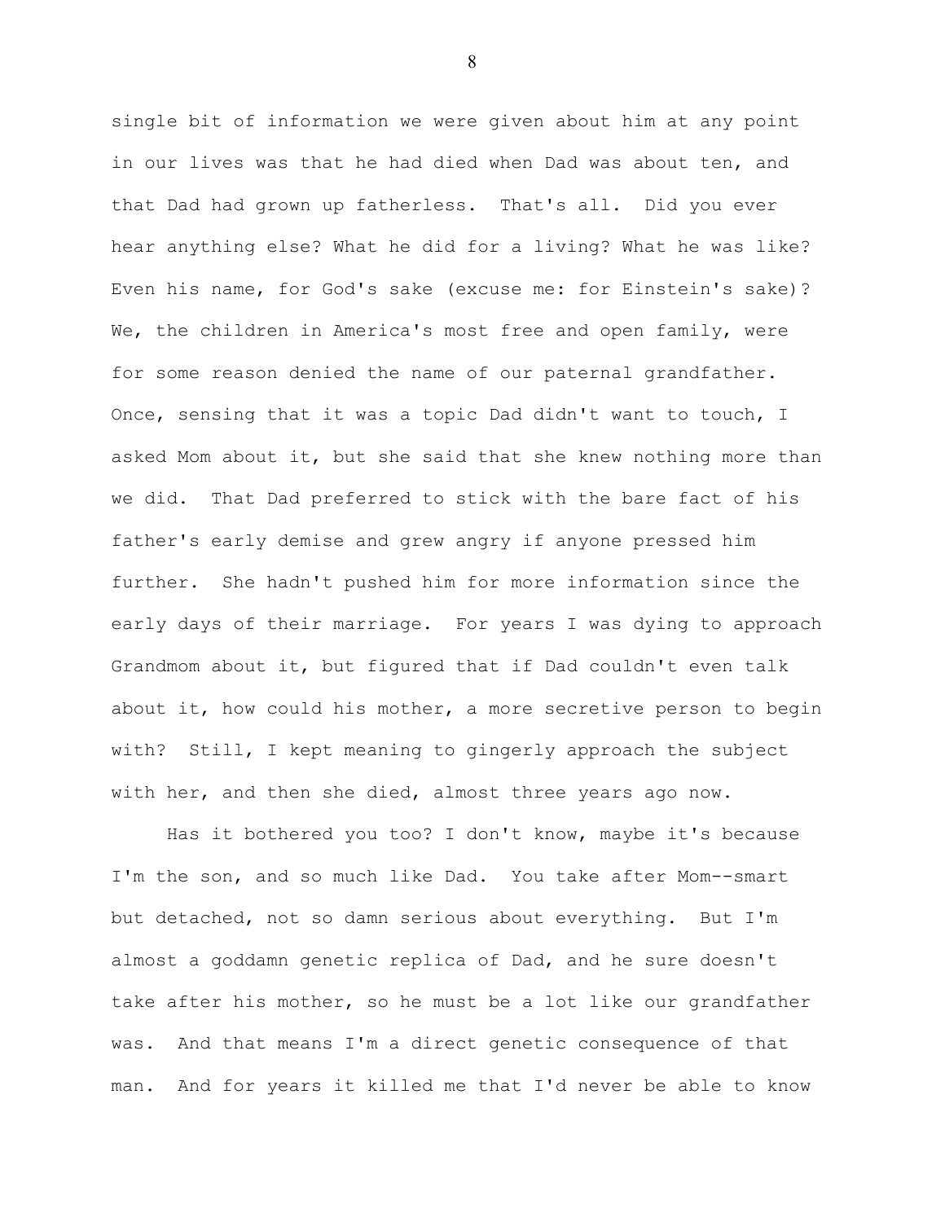single bit of information we were given about him at any point in our lives was that he had died when Dad was about ten, and that Dad had grown up fatherless. That's all. Did you ever hear anything else? What he did for a living? What he was like? Even his name, for God's sake (excuse me: for Einstein's sake)? We, the children in America's most free and open family, were for some reason denied the name of our paternal grandfather. Once, sensing that it was a topic Dad didn't want to touch, I asked Mom about it, but she said that she knew nothing more than we did. That Dad preferred to stick with the bare fact of his father's early demise and grew angry if anyone pressed him further. She hadn't pushed him for more information since the early days of their marriage. For years I was dying to approach Grandmom about it, but figured that if Dad couldn't even talk about it, how could his mother, a more secretive person to begin with? Still, I kept meaning to gingerly approach the subject with her, and then she died, almost three years ago now.

Has it bothered you too? I don't know, maybe it's because I'm the son, and so much like Dad. You take after Mom--smart but detached, not so damn serious about everything. But I'm almost a goddamn genetic replica of Dad, and he sure doesn't take after his mother, so he must be a lot like our grandfather was. And that means I'm a direct genetic consequence of that man. And for years it killed me that I'd never be able to know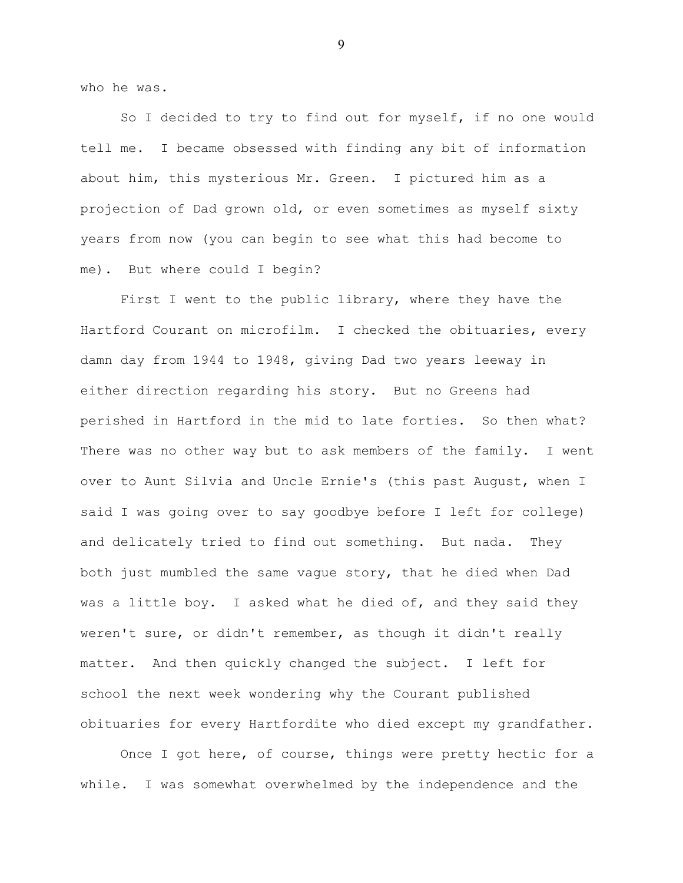who he was.

So I decided to try to find out for myself, if no one would tell me. I became obsessed with finding any bit of information about him, this mysterious Mr. Green. I pictured him as a projection of Dad grown old, or even sometimes as myself sixty years from now (you can begin to see what this had become to me). But where could I begin?

First I went to the public library, where they have the Hartford Courant on microfilm. I checked the obituaries, every damn day from 1944 to 1948, giving Dad two years leeway in either direction regarding his story. But no Greens had perished in Hartford in the mid to late forties. So then what? There was no other way but to ask members of the family. I went over to Aunt Silvia and Uncle Ernie's (this past August, when I said I was going over to say goodbye before I left for college) and delicately tried to find out something. But nada. They both just mumbled the same vague story, that he died when Dad was a little boy. I asked what he died of, and they said they weren't sure, or didn't remember, as though it didn't really matter. And then quickly changed the subject. I left for school the next week wondering why the Courant published obituaries for every Hartfordite who died except my grandfather.

Once I got here, of course, things were pretty hectic for a while. I was somewhat overwhelmed by the independence and the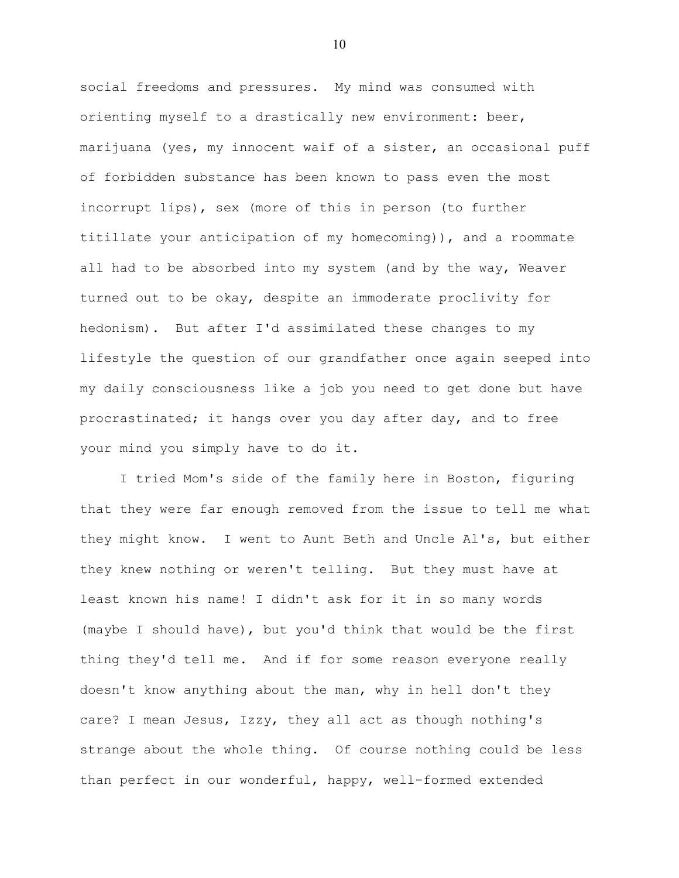social freedoms and pressures. My mind was consumed with orienting myself to a drastically new environment: beer, marijuana (yes, my innocent waif of a sister, an occasional puff of forbidden substance has been known to pass even the most incorrupt lips), sex (more of this in person (to further titillate your anticipation of my homecoming)), and a roommate all had to be absorbed into my system (and by the way, Weaver turned out to be okay, despite an immoderate proclivity for hedonism). But after I'd assimilated these changes to my lifestyle the question of our grandfather once again seeped into my daily consciousness like a job you need to get done but have procrastinated; it hangs over you day after day, and to free your mind you simply have to do it.

I tried Mom's side of the family here in Boston, figuring that they were far enough removed from the issue to tell me what they might know. I went to Aunt Beth and Uncle Al's, but either they knew nothing or weren't telling. But they must have at least known his name! I didn't ask for it in so many words (maybe I should have), but you'd think that would be the first thing they'd tell me. And if for some reason everyone really doesn't know anything about the man, why in hell don't they care? I mean Jesus, Izzy, they all act as though nothing's strange about the whole thing. Of course nothing could be less than perfect in our wonderful, happy, well-formed extended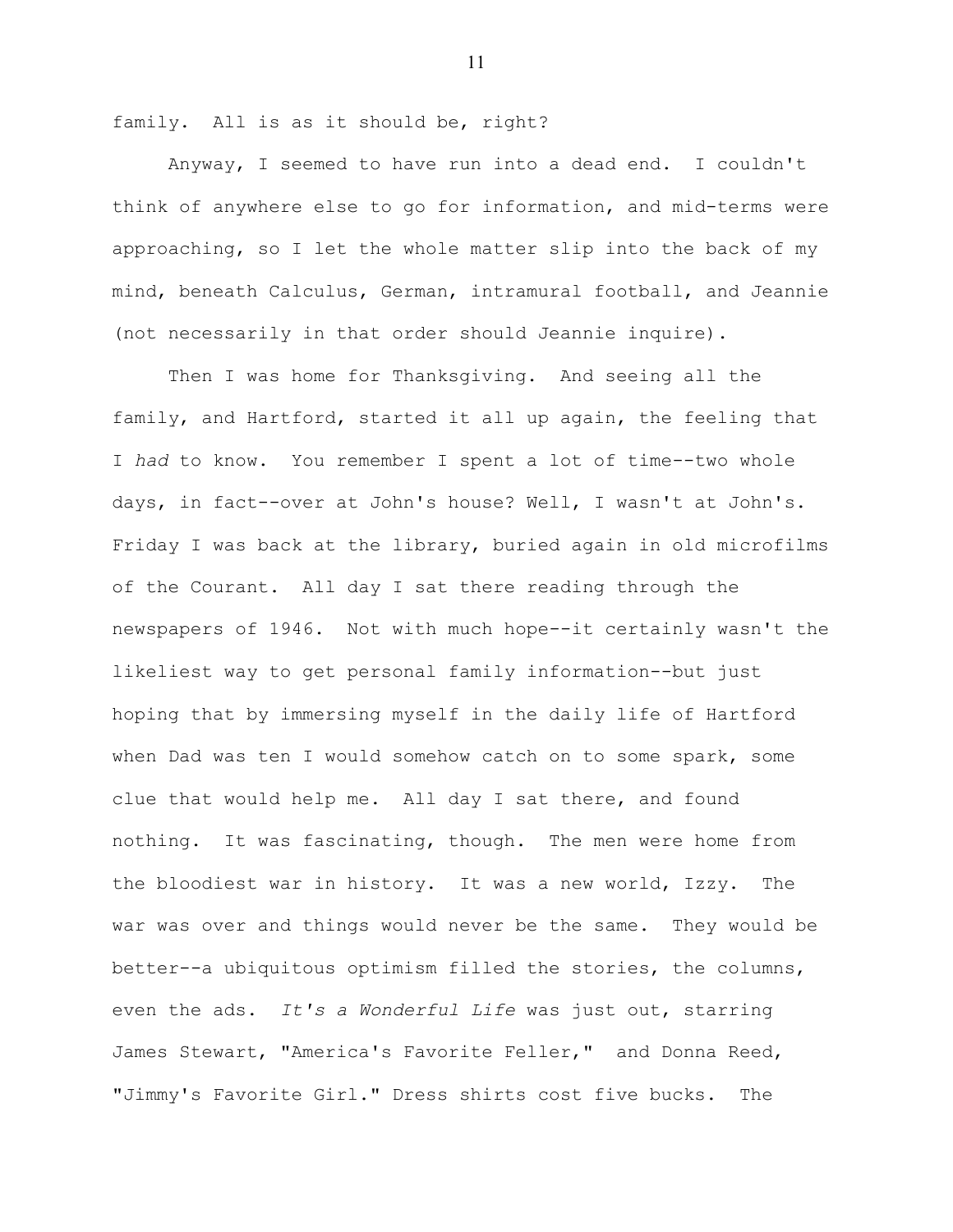family. All is as it should be, right?

Anyway, I seemed to have run into a dead end. I couldn't think of anywhere else to go for information, and mid-terms were approaching, so I let the whole matter slip into the back of my mind, beneath Calculus, German, intramural football, and Jeannie (not necessarily in that order should Jeannie inquire).

Then I was home for Thanksgiving. And seeing all the family, and Hartford, started it all up again, the feeling that I *had* to know. You remember I spent a lot of time--two whole days, in fact--over at John's house? Well, I wasn't at John's. Friday I was back at the library, buried again in old microfilms of the Courant. All day I sat there reading through the newspapers of 1946. Not with much hope--it certainly wasn't the likeliest way to get personal family information--but just hoping that by immersing myself in the daily life of Hartford when Dad was ten I would somehow catch on to some spark, some clue that would help me. All day I sat there, and found nothing. It was fascinating, though. The men were home from the bloodiest war in history. It was a new world, Izzy. The war was over and things would never be the same. They would be better--a ubiquitous optimism filled the stories, the columns, even the ads. *It's a Wonderful Life* was just out, starring James Stewart, "America's Favorite Feller," and Donna Reed, "Jimmy's Favorite Girl." Dress shirts cost five bucks. The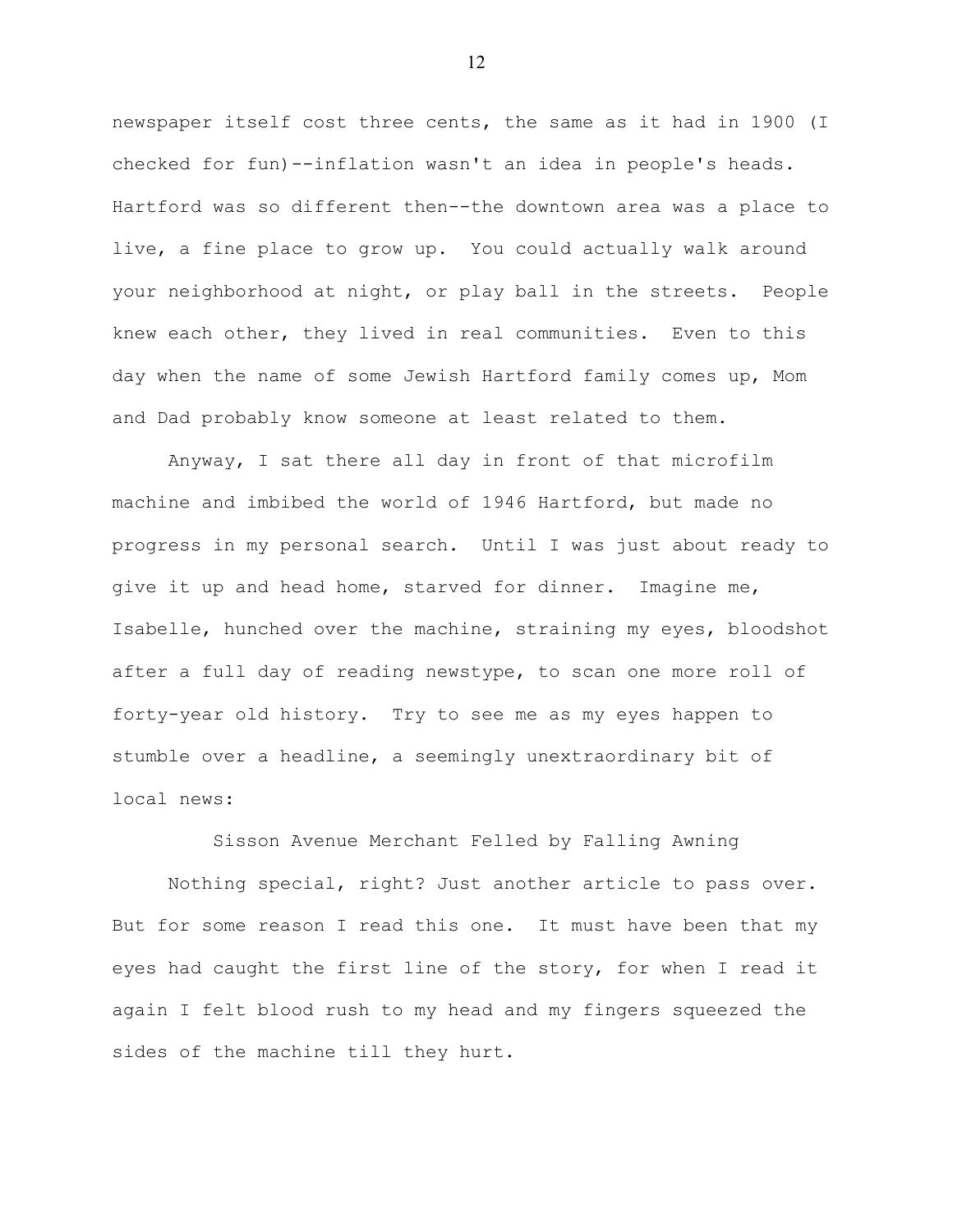newspaper itself cost three cents, the same as it had in 1900 (I checked for fun)--inflation wasn't an idea in people's heads. Hartford was so different then--the downtown area was a place to live, a fine place to grow up. You could actually walk around your neighborhood at night, or play ball in the streets. People knew each other, they lived in real communities. Even to this day when the name of some Jewish Hartford family comes up, Mom and Dad probably know someone at least related to them.

Anyway, I sat there all day in front of that microfilm machine and imbibed the world of 1946 Hartford, but made no progress in my personal search. Until I was just about ready to give it up and head home, starved for dinner. Imagine me, Isabelle, hunched over the machine, straining my eyes, bloodshot after a full day of reading newstype, to scan one more roll of forty-year old history. Try to see me as my eyes happen to stumble over a headline, a seemingly unextraordinary bit of local news:

Sisson Avenue Merchant Felled by Falling Awning

Nothing special, right? Just another article to pass over. But for some reason I read this one. It must have been that my eyes had caught the first line of the story, for when I read it again I felt blood rush to my head and my fingers squeezed the sides of the machine till they hurt.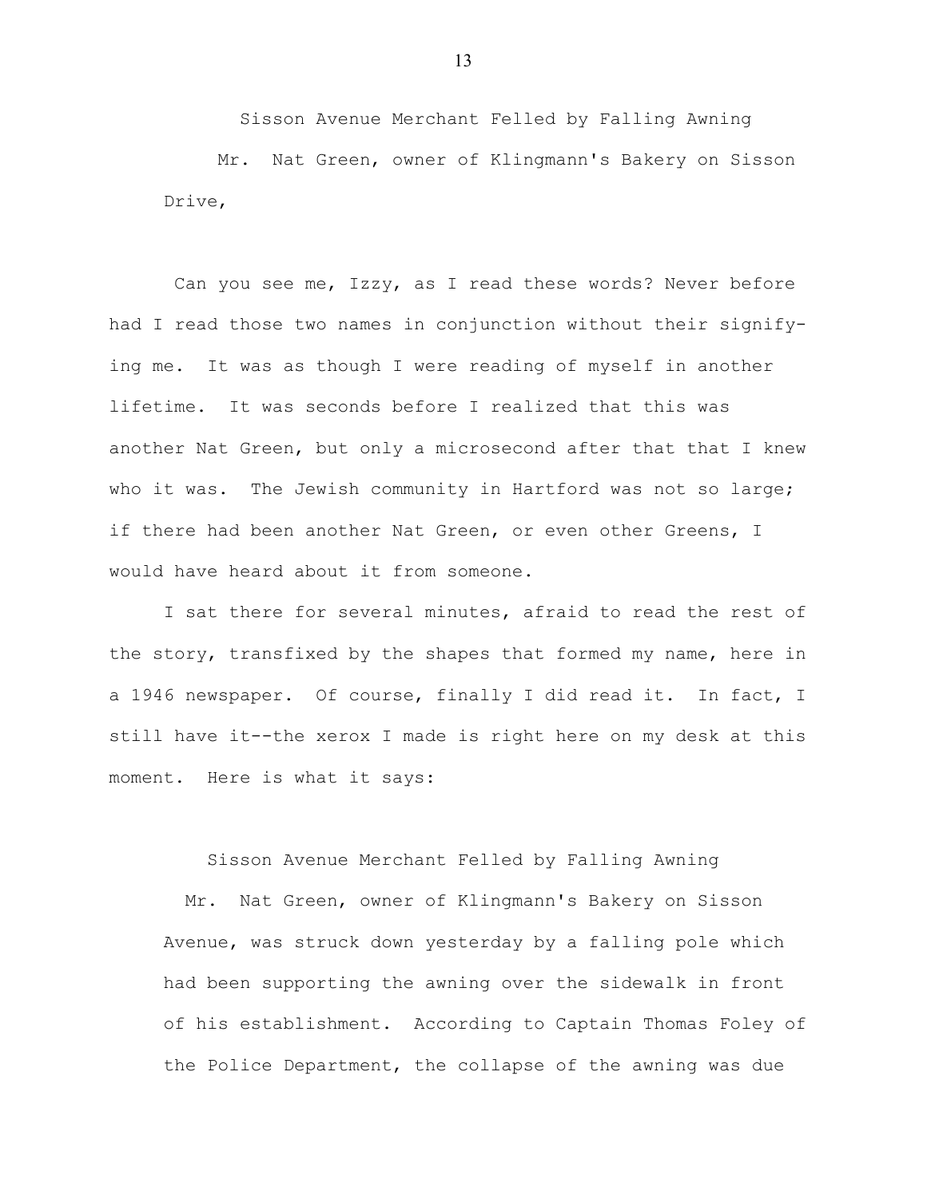Sisson Avenue Merchant Felled by Falling Awning

Mr. Nat Green, owner of Klingmann's Bakery on Sisson Drive,

Can you see me, Izzy, as I read these words? Never before had I read those two names in conjunction without their signifying me. It was as though I were reading of myself in another lifetime. It was seconds before I realized that this was another Nat Green, but only a microsecond after that that I knew who it was. The Jewish community in Hartford was not so large; if there had been another Nat Green, or even other Greens, I would have heard about it from someone.

I sat there for several minutes, afraid to read the rest of the story, transfixed by the shapes that formed my name, here in a 1946 newspaper. Of course, finally I did read it. In fact, I still have it--the xerox I made is right here on my desk at this moment. Here is what it says:

> Sisson Avenue Merchant Felled by Falling Awning
>
> Mr. Nat Green, owner of Klingmann's Bakery on Sisson Avenue, was struck down yesterday by a falling pole which had been supporting the awning over the sidewalk in front of his establishment. According to Captain Thomas Foley of the Police Department, the collapse of the awning was due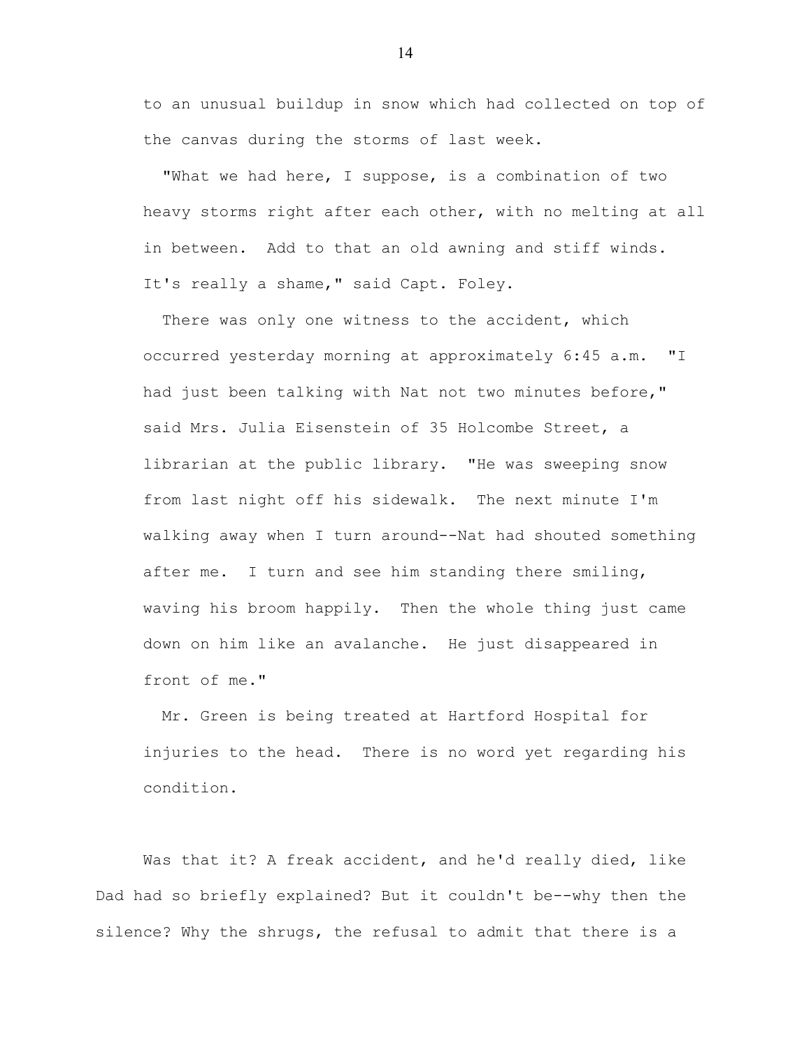to an unusual buildup in snow which had collected on top of the canvas during the storms of last week.

"What we had here, I suppose, is a combination of two heavy storms right after each other, with no melting at all in between. Add to that an old awning and stiff winds. It's really a shame," said Capt. Foley.

There was only one witness to the accident, which occurred yesterday morning at approximately 6:45 a.m. "I had just been talking with Nat not two minutes before," said Mrs. Julia Eisenstein of 35 Holcombe Street, a librarian at the public library. "He was sweeping snow from last night off his sidewalk. The next minute I'm walking away when I turn around--Nat had shouted something after me. I turn and see him standing there smiling, waving his broom happily. Then the whole thing just came down on him like an avalanche. He just disappeared in front of me."

Mr. Green is being treated at Hartford Hospital for injuries to the head. There is no word yet regarding his condition.

Was that it? A freak accident, and he'd really died, like Dad had so briefly explained? But it couldn't be--why then the silence? Why the shrugs, the refusal to admit that there is a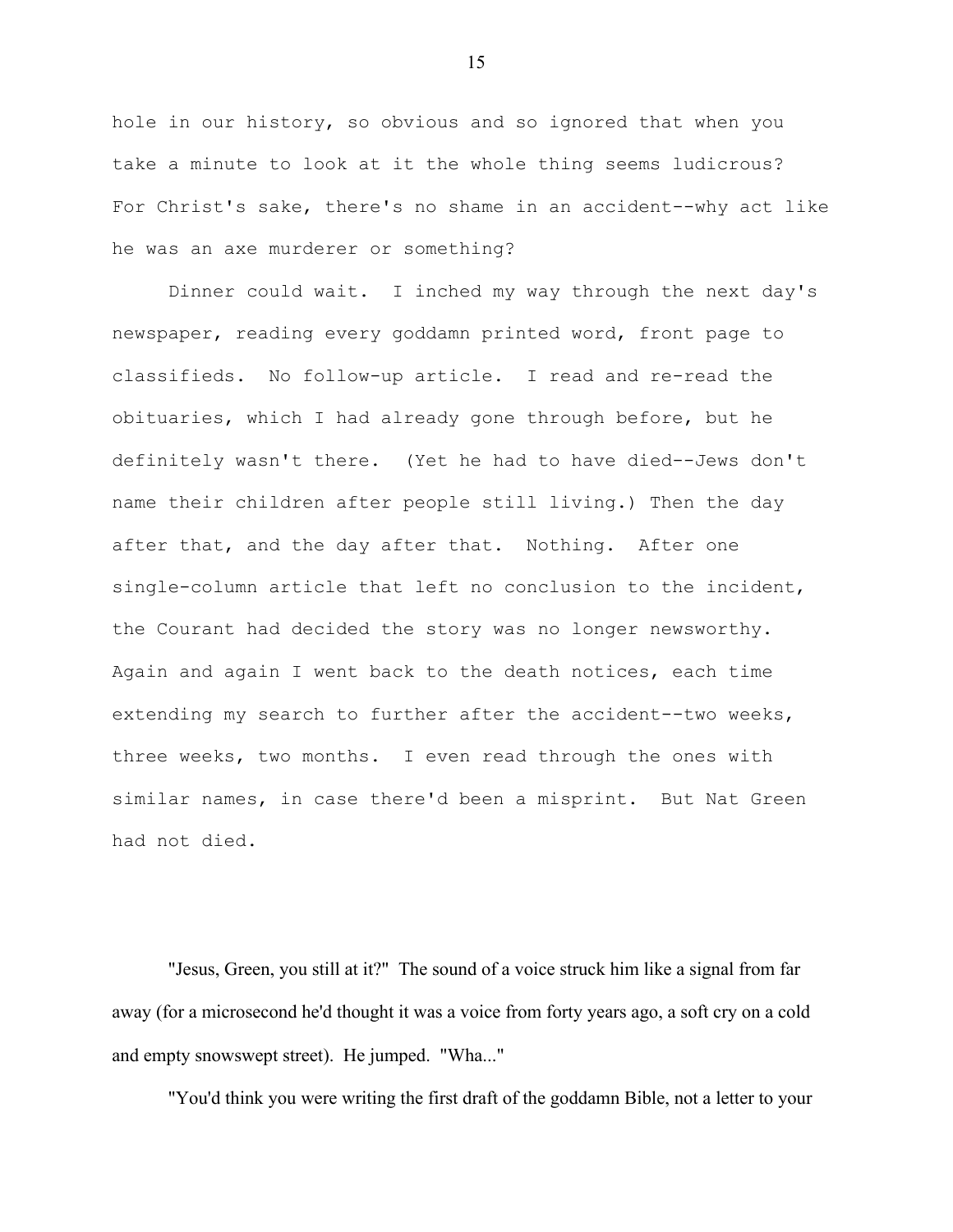hole in our history, so obvious and so ignored that when you take a minute to look at it the whole thing seems ludicrous? For Christ's sake, there's no shame in an accident--why act like he was an axe murderer or something?

Dinner could wait. I inched my way through the next day's newspaper, reading every goddamn printed word, front page to classifieds. No follow-up article. I read and re-read the obituaries, which I had already gone through before, but he definitely wasn't there. (Yet he had to have died--Jews don't name their children after people still living.) Then the day after that, and the day after that. Nothing. After one single-column article that left no conclusion to the incident, the Courant had decided the story was no longer newsworthy. Again and again I went back to the death notices, each time extending my search to further after the accident--two weeks, three weeks, two months. I even read through the ones with similar names, in case there'd been a misprint. But Nat Green had not died.

"Jesus, Green, you still at it?" The sound of a voice struck him like a signal from far away (for a microsecond he'd thought it was a voice from forty years ago, a soft cry on a cold and empty snowswept street). He jumped. "Wha..."

"You'd think you were writing the first draft of the goddamn Bible, not a letter to your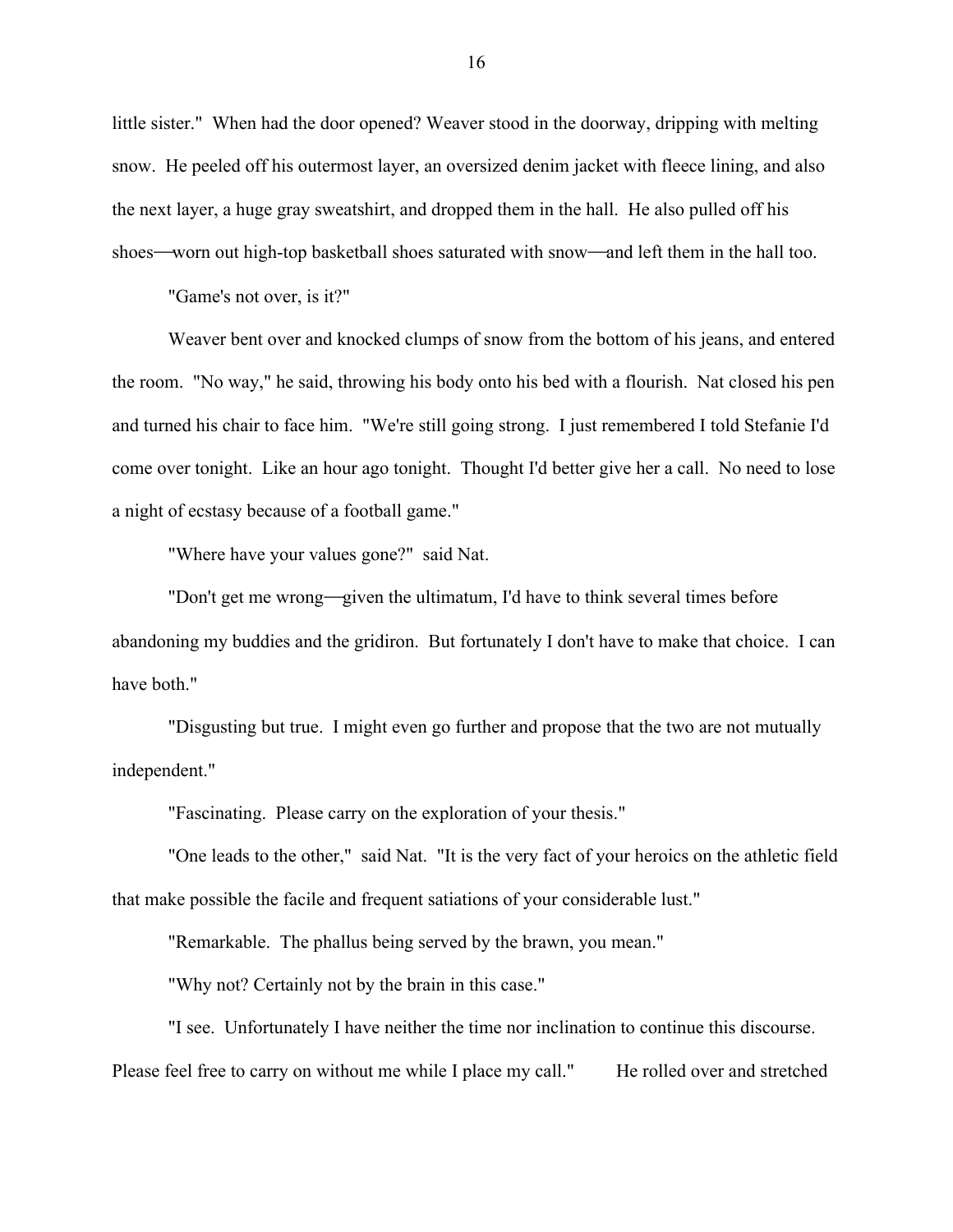little sister." When had the door opened? Weaver stood in the doorway, dripping with melting snow. He peeled off his outermost layer, an oversized denim jacket with fleece lining, and also the next layer, a huge gray sweatshirt, and dropped them in the hall. He also pulled off his shoes—worn out high-top basketball shoes saturated with snow—and left them in the hall too.

"Game's not over, is it?"

Weaver bent over and knocked clumps of snow from the bottom of his jeans, and entered the room. "No way," he said, throwing his body onto his bed with a flourish. Nat closed his pen and turned his chair to face him. "We're still going strong. I just remembered I told Stefanie I'd come over tonight. Like an hour ago tonight. Thought I'd better give her a call. No need to lose a night of ecstasy because of a football game."

"Where have your values gone?" said Nat.

"Don't get me wrong—given the ultimatum, I'd have to think several times before abandoning my buddies and the gridiron. But fortunately I don't have to make that choice. I can have both."

"Disgusting but true. I might even go further and propose that the two are not mutually independent."

"Fascinating. Please carry on the exploration of your thesis."

"One leads to the other," said Nat. "It is the very fact of your heroics on the athletic field that make possible the facile and frequent satiations of your considerable lust."

"Remarkable. The phallus being served by the brawn, you mean."

"Why not? Certainly not by the brain in this case."

"I see. Unfortunately I have neither the time nor inclination to continue this discourse. Please feel free to carry on without me while I place my call." He rolled over and stretched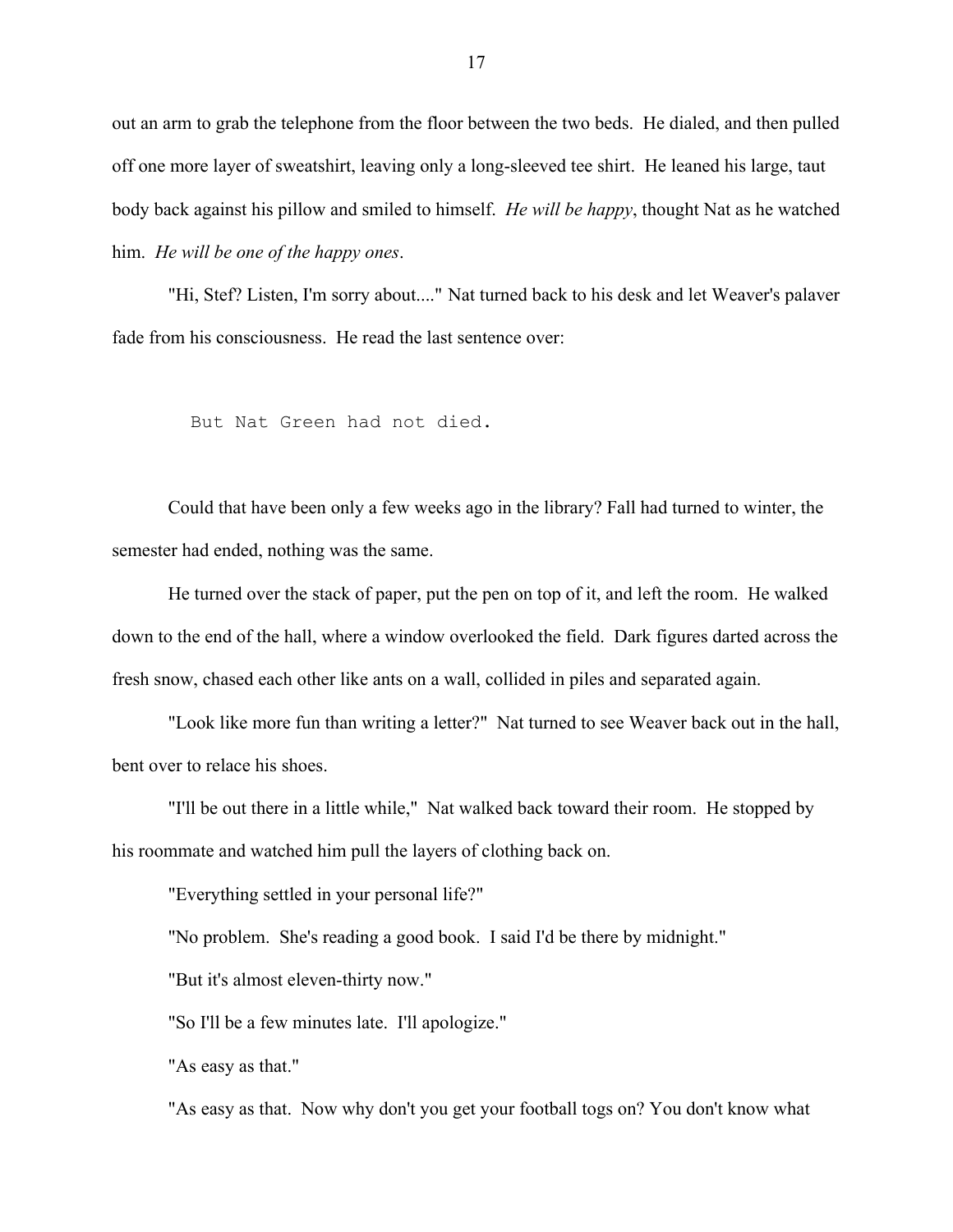out an arm to grab the telephone from the floor between the two beds. He dialed, and then pulled off one more layer of sweatshirt, leaving only a long-sleeved tee shirt. He leaned his large, taut body back against his pillow and smiled to himself. *He will be happy*, thought Nat as he watched him. *He will be one of the happy ones*.

"Hi, Stef? Listen, I'm sorry about...." Nat turned back to his desk and let Weaver's palaver fade from his consciousness. He read the last sentence over:

```
But Nat Green had not died.
```

Could that have been only a few weeks ago in the library? Fall had turned to winter, the semester had ended, nothing was the same.

He turned over the stack of paper, put the pen on top of it, and left the room. He walked down to the end of the hall, where a window overlooked the field. Dark figures darted across the fresh snow, chased each other like ants on a wall, collided in piles and separated again.

"Look like more fun than writing a letter?" Nat turned to see Weaver back out in the hall, bent over to relace his shoes.

"I'll be out there in a little while," Nat walked back toward their room. He stopped by his roommate and watched him pull the layers of clothing back on.

"Everything settled in your personal life?"

"No problem. She's reading a good book. I said I'd be there by midnight."

"But it's almost eleven-thirty now."

"So I'll be a few minutes late. I'll apologize."

"As easy as that."

"As easy as that. Now why don't you get your football togs on? You don't know what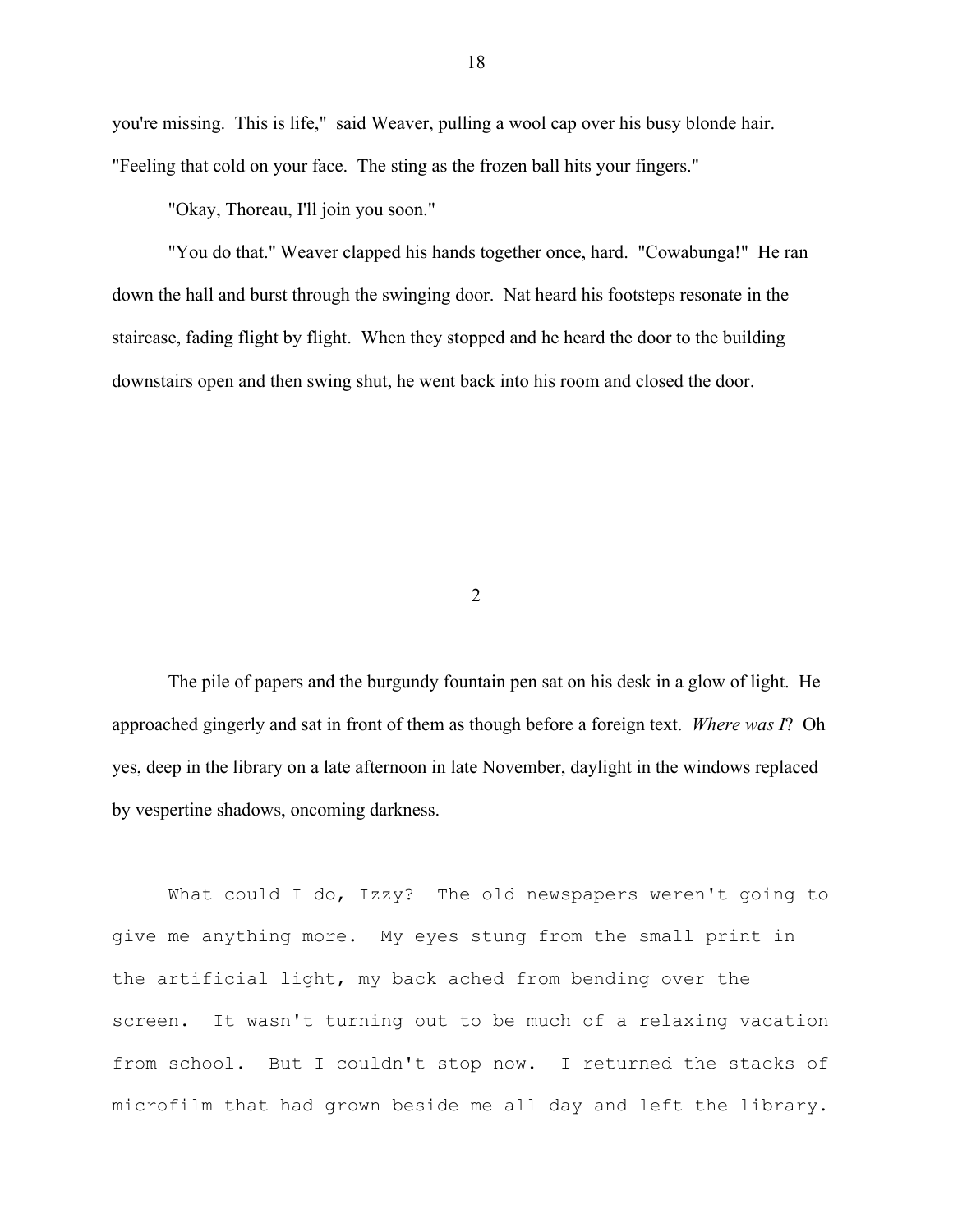you're missing. This is life," said Weaver, pulling a wool cap over his busy blonde hair. "Feeling that cold on your face. The sting as the frozen ball hits your fingers."

"Okay, Thoreau, I'll join you soon."

"You do that." Weaver clapped his hands together once, hard. "Cowabunga!" He ran down the hall and burst through the swinging door. Nat heard his footsteps resonate in the staircase, fading flight by flight. When they stopped and he heard the door to the building downstairs open and then swing shut, he went back into his room and closed the door.

## 2

The pile of papers and the burgundy fountain pen sat on his desk in a glow of light. He approached gingerly and sat in front of them as though before a foreign text. *Where was I*? Oh yes, deep in the library on a late afternoon in late November, daylight in the windows replaced by vespertine shadows, oncoming darkness.

What could I do, Izzy? The old newspapers weren't going to give me anything more. My eyes stung from the small print in the artificial light, my back ached from bending over the screen. It wasn't turning out to be much of a relaxing vacation from school. But I couldn't stop now. I returned the stacks of microfilm that had grown beside me all day and left the library.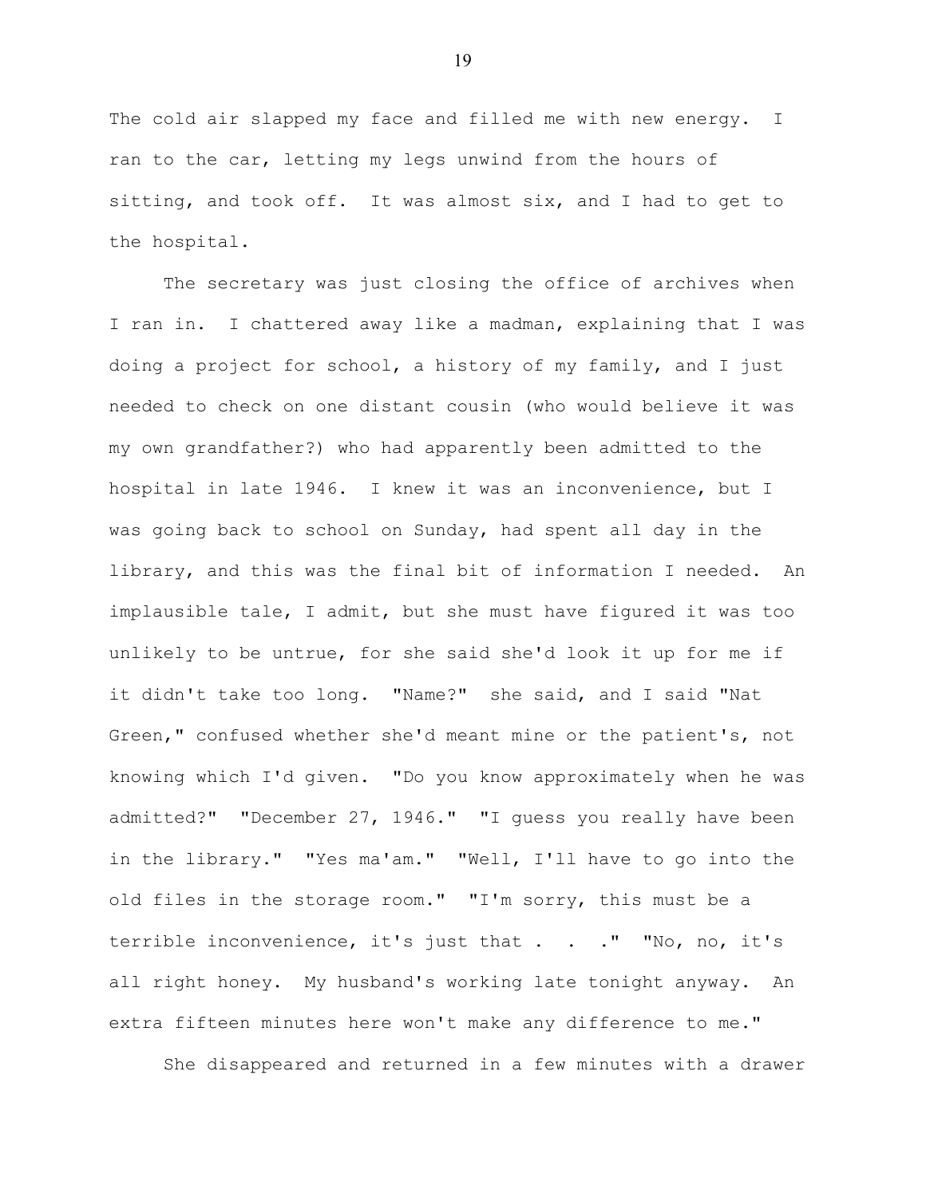The cold air slapped my face and filled me with new energy. I ran to the car, letting my legs unwind from the hours of sitting, and took off. It was almost six, and I had to get to the hospital.

The secretary was just closing the office of archives when I ran in. I chattered away like a madman, explaining that I was doing a project for school, a history of my family, and I just needed to check on one distant cousin (who would believe it was my own grandfather?) who had apparently been admitted to the hospital in late 1946. I knew it was an inconvenience, but I was going back to school on Sunday, had spent all day in the library, and this was the final bit of information I needed. An implausible tale, I admit, but she must have figured it was too unlikely to be untrue, for she said she'd look it up for me if it didn't take too long. "Name?" she said, and I said "Nat Green," confused whether she'd meant mine or the patient's, not knowing which I'd given. "Do you know approximately when he was admitted?" "December 27, 1946." "I guess you really have been in the library." "Yes ma'am." "Well, I'll have to go into the old files in the storage room." "I'm sorry, this must be a terrible inconvenience, it's just that . . ." "No, no, it's all right honey. My husband's working late tonight anyway. An extra fifteen minutes here won't make any difference to me."

She disappeared and returned in a few minutes with a drawer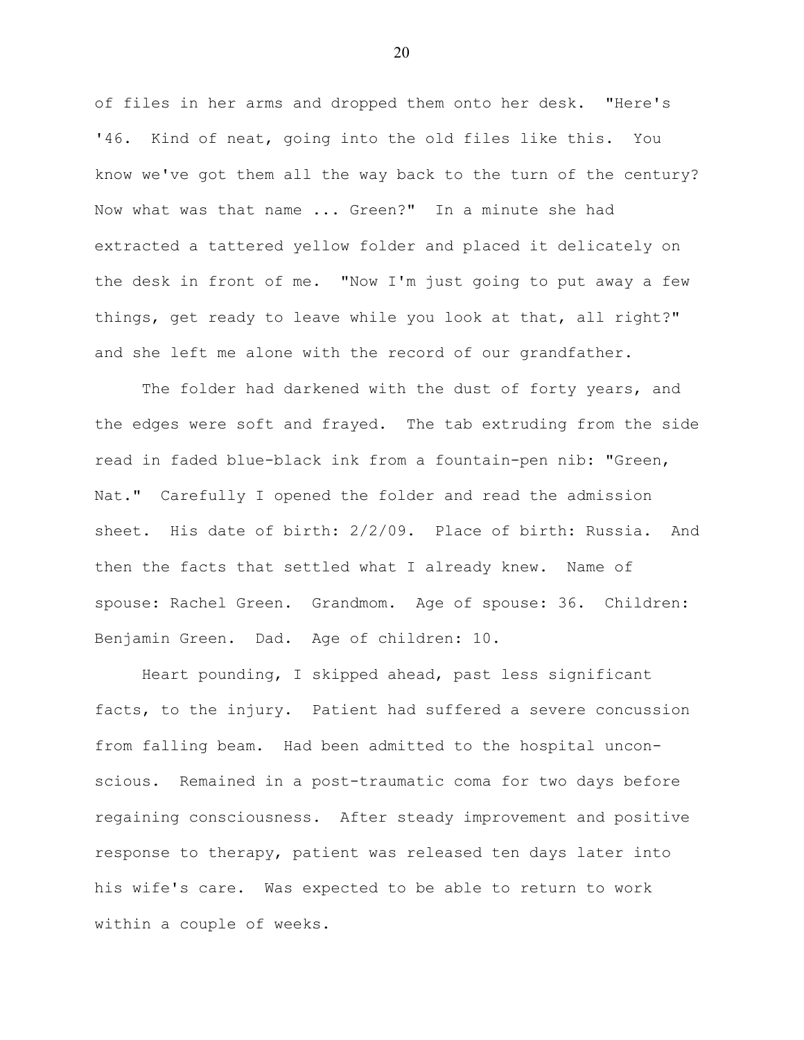of files in her arms and dropped them onto her desk. "Here's '46. Kind of neat, going into the old files like this. You know we've got them all the way back to the turn of the century? Now what was that name ... Green?" In a minute she had extracted a tattered yellow folder and placed it delicately on the desk in front of me. "Now I'm just going to put away a few things, get ready to leave while you look at that, all right?" and she left me alone with the record of our grandfather.

The folder had darkened with the dust of forty years, and the edges were soft and frayed. The tab extruding from the side read in faded blue-black ink from a fountain-pen nib: "Green, Nat." Carefully I opened the folder and read the admission sheet. His date of birth: 2/2/09. Place of birth: Russia. And then the facts that settled what I already knew. Name of spouse: Rachel Green. Grandmom. Age of spouse: 36. Children: Benjamin Green. Dad. Age of children: 10.

Heart pounding, I skipped ahead, past less significant facts, to the injury. Patient had suffered a severe concussion from falling beam. Had been admitted to the hospital unconscious. Remained in a post-traumatic coma for two days before regaining consciousness. After steady improvement and positive response to therapy, patient was released ten days later into his wife's care. Was expected to be able to return to work within a couple of weeks.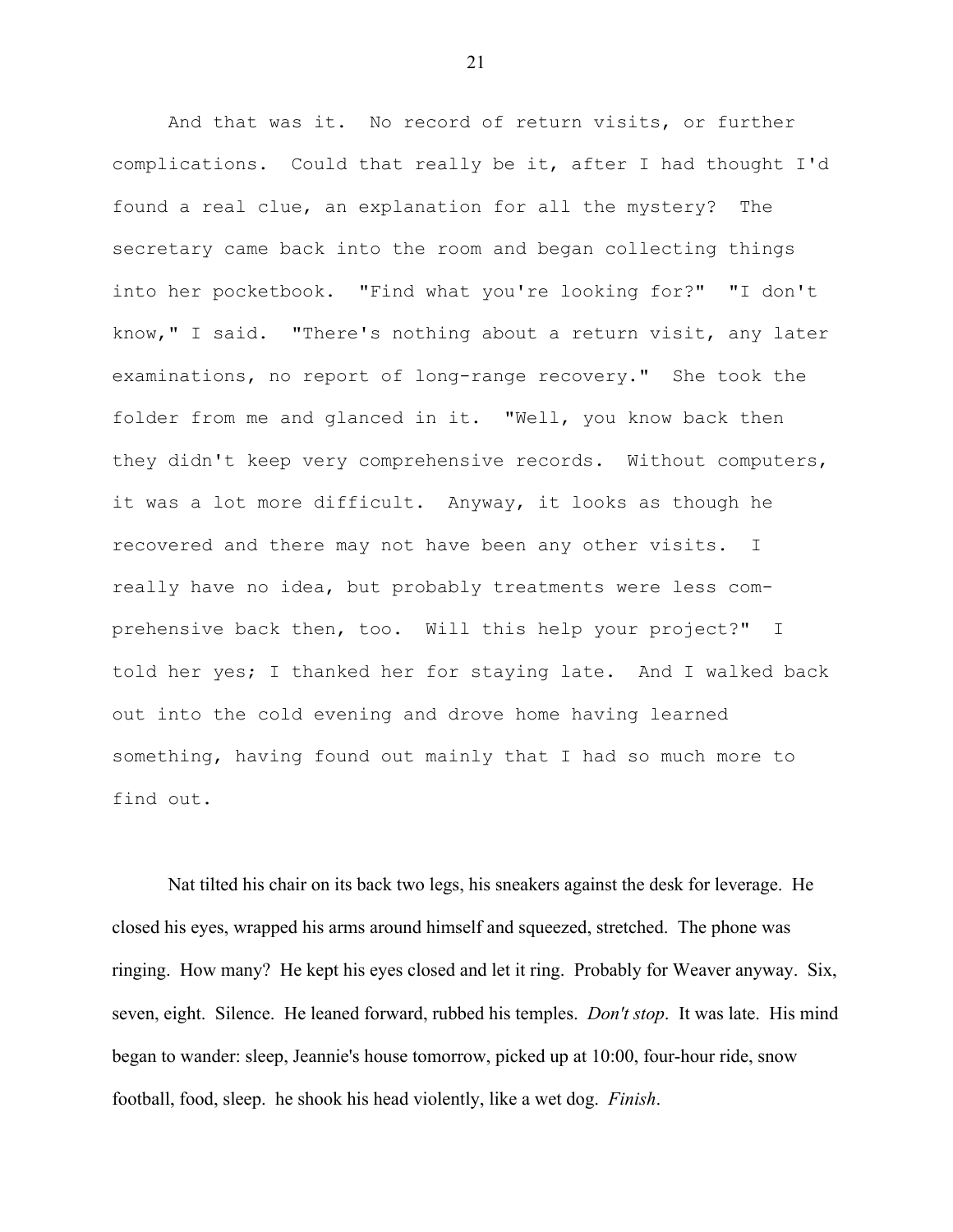And that was it. No record of return visits, or further complications. Could that really be it, after I had thought I'd found a real clue, an explanation for all the mystery? The secretary came back into the room and began collecting things into her pocketbook. "Find what you're looking for?" "I don't know," I said. "There's nothing about a return visit, any later examinations, no report of long-range recovery." She took the folder from me and glanced in it. "Well, you know back then they didn't keep very comprehensive records. Without computers, it was a lot more difficult. Anyway, it looks as though he recovered and there may not have been any other visits. I really have no idea, but probably treatments were less comprehensive back then, too. Will this help your project?" I told her yes; I thanked her for staying late. And I walked back out into the cold evening and drove home having learned something, having found out mainly that I had so much more to find out.

Nat tilted his chair on its back two legs, his sneakers against the desk for leverage. He closed his eyes, wrapped his arms around himself and squeezed, stretched. The phone was ringing. How many? He kept his eyes closed and let it ring. Probably for Weaver anyway. Six, seven, eight. Silence. He leaned forward, rubbed his temples. *Don't stop*. It was late. His mind began to wander: sleep, Jeannie's house tomorrow, picked up at 10:00, four-hour ride, snow football, food, sleep. he shook his head violently, like a wet dog. *Finish*.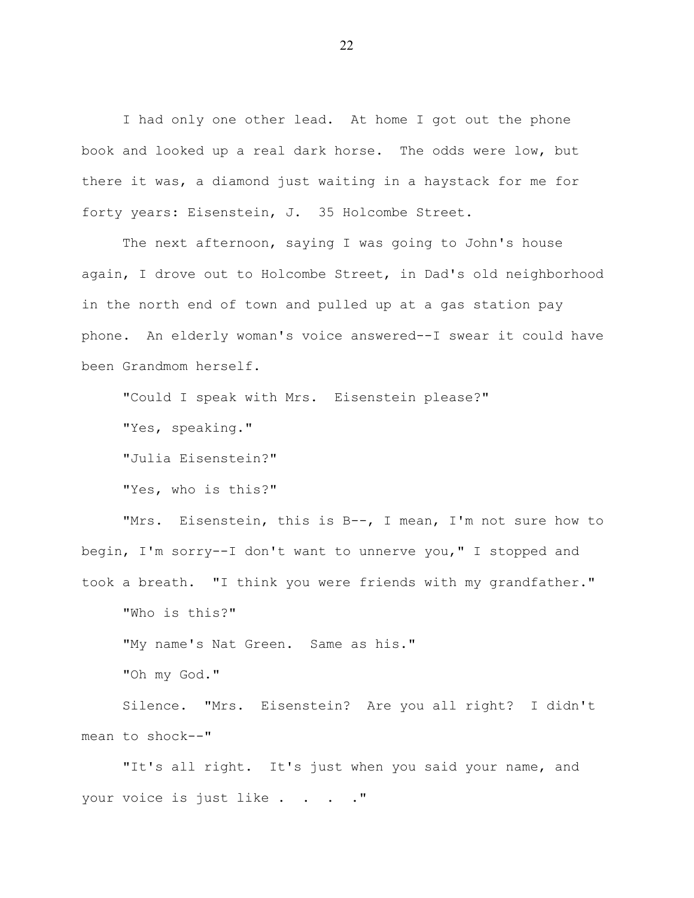I had only one other lead. At home I got out the phone book and looked up a real dark horse. The odds were low, but there it was, a diamond just waiting in a haystack for me for forty years: Eisenstein, J. 35 Holcombe Street.

The next afternoon, saying I was going to John's house again, I drove out to Holcombe Street, in Dad's old neighborhood in the north end of town and pulled up at a gas station pay phone. An elderly woman's voice answered--I swear it could have been Grandmom herself.

"Could I speak with Mrs. Eisenstein please?"

"Yes, speaking."

"Julia Eisenstein?"

"Yes, who is this?"

"Mrs. Eisenstein, this is B--, I mean, I'm not sure how to begin, I'm sorry--I don't want to unnerve you," I stopped and took a breath. "I think you were friends with my grandfather."

"Who is this?"

"My name's Nat Green. Same as his."

"Oh my God."

Silence. "Mrs. Eisenstein? Are you all right? I didn't mean to shock--"

"It's all right. It's just when you said your name, and your voice is just like . . . ."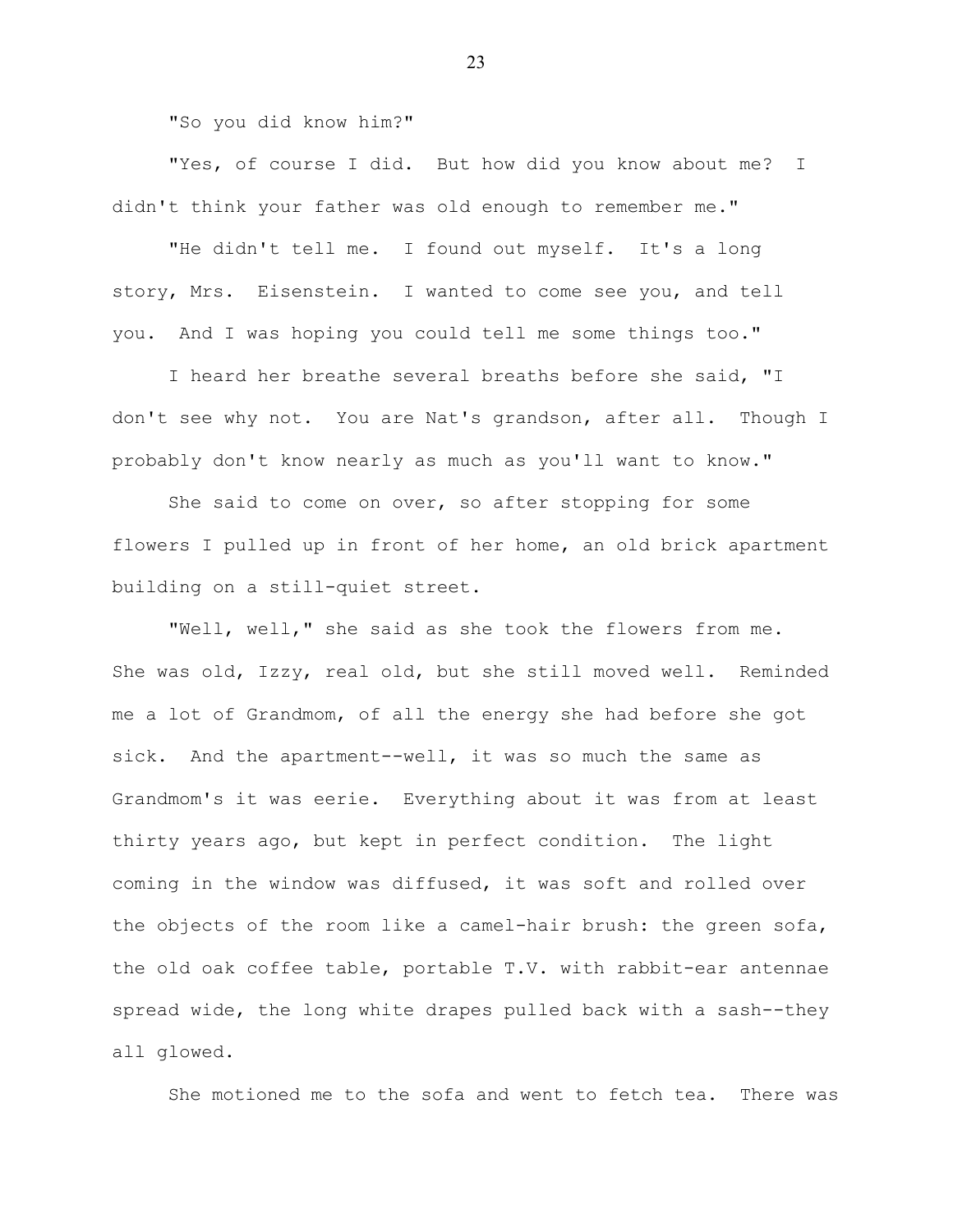"So you did know him?"

"Yes, of course I did. But how did you know about me? I didn't think your father was old enough to remember me."

"He didn't tell me. I found out myself. It's a long story, Mrs. Eisenstein. I wanted to come see you, and tell you. And I was hoping you could tell me some things too."

I heard her breathe several breaths before she said, "I don't see why not. You are Nat's grandson, after all. Though I probably don't know nearly as much as you'll want to know."

She said to come on over, so after stopping for some flowers I pulled up in front of her home, an old brick apartment building on a still-quiet street.

"Well, well," she said as she took the flowers from me. She was old, Izzy, real old, but she still moved well. Reminded me a lot of Grandmom, of all the energy she had before she got sick. And the apartment--well, it was so much the same as Grandmom's it was eerie. Everything about it was from at least thirty years ago, but kept in perfect condition. The light coming in the window was diffused, it was soft and rolled over the objects of the room like a camel-hair brush: the green sofa, the old oak coffee table, portable T.V. with rabbit-ear antennae spread wide, the long white drapes pulled back with a sash--they all glowed.

She motioned me to the sofa and went to fetch tea. There was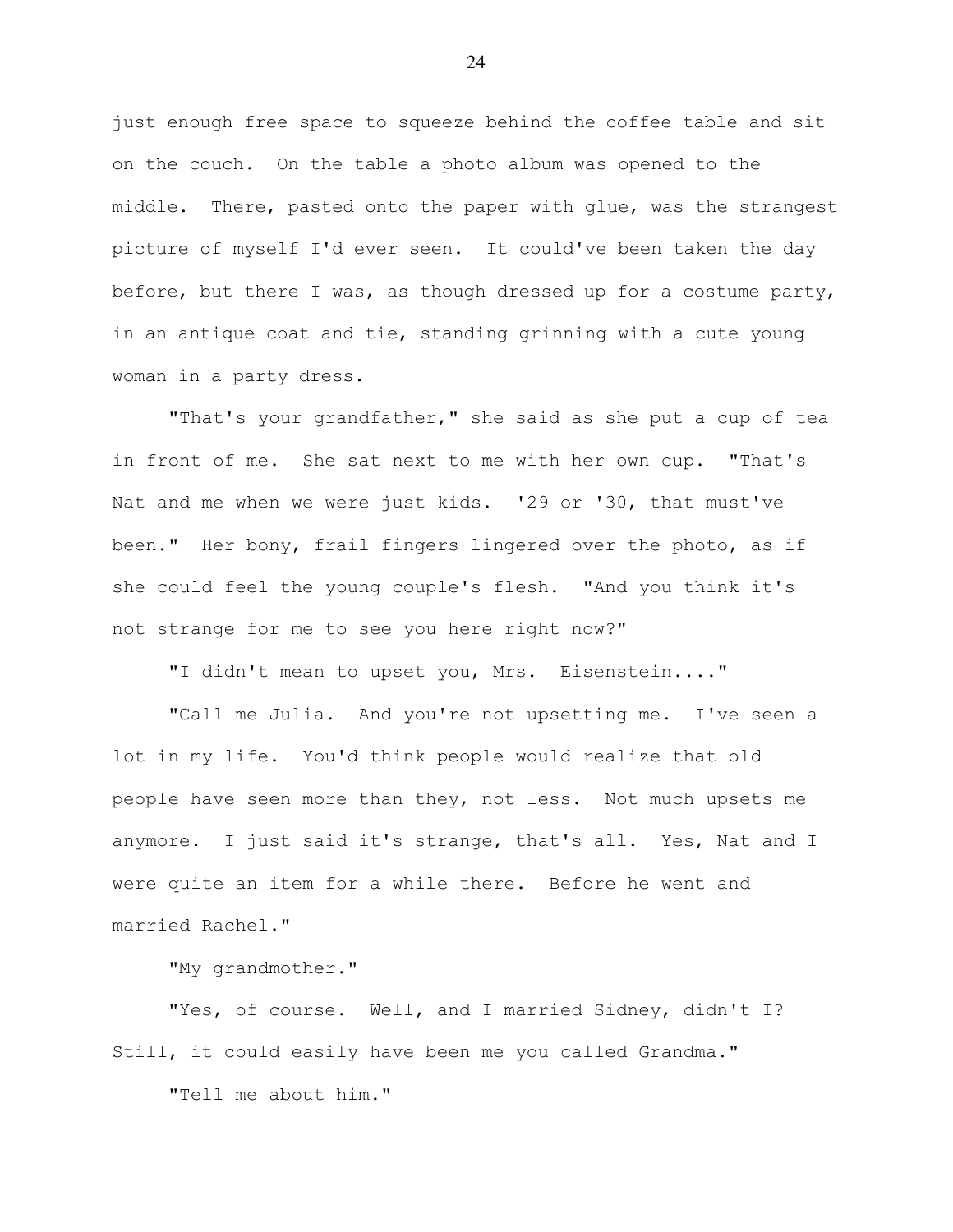just enough free space to squeeze behind the coffee table and sit on the couch. On the table a photo album was opened to the middle. There, pasted onto the paper with glue, was the strangest picture of myself I'd ever seen. It could've been taken the day before, but there I was, as though dressed up for a costume party, in an antique coat and tie, standing grinning with a cute young woman in a party dress.

"That's your grandfather," she said as she put a cup of tea in front of me. She sat next to me with her own cup. "That's Nat and me when we were just kids. '29 or '30, that must've been." Her bony, frail fingers lingered over the photo, as if she could feel the young couple's flesh. "And you think it's not strange for me to see you here right now?"

"I didn't mean to upset you, Mrs. Eisenstein...."

"Call me Julia. And you're not upsetting me. I've seen a lot in my life. You'd think people would realize that old people have seen more than they, not less. Not much upsets me anymore. I just said it's strange, that's all. Yes, Nat and I were quite an item for a while there. Before he went and married Rachel."

"My grandmother."

"Yes, of course. Well, and I married Sidney, didn't I? Still, it could easily have been me you called Grandma."

"Tell me about him."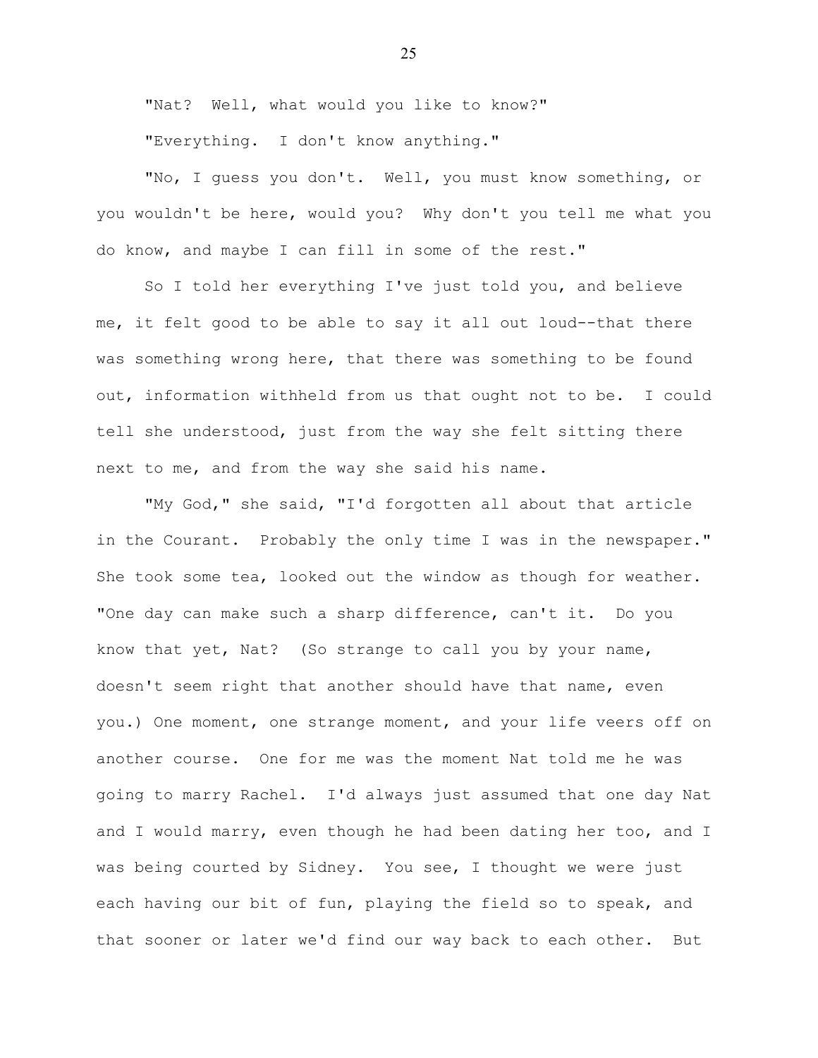"Nat? Well, what would you like to know?"

"Everything. I don't know anything."

"No, I guess you don't. Well, you must know something, or you wouldn't be here, would you? Why don't you tell me what you do know, and maybe I can fill in some of the rest."

So I told her everything I've just told you, and believe me, it felt good to be able to say it all out loud--that there was something wrong here, that there was something to be found out, information withheld from us that ought not to be. I could tell she understood, just from the way she felt sitting there next to me, and from the way she said his name.

"My God," she said, "I'd forgotten all about that article in the Courant. Probably the only time I was in the newspaper." She took some tea, looked out the window as though for weather. "One day can make such a sharp difference, can't it. Do you know that yet, Nat? (So strange to call you by your name, doesn't seem right that another should have that name, even you.) One moment, one strange moment, and your life veers off on another course. One for me was the moment Nat told me he was going to marry Rachel. I'd always just assumed that one day Nat and I would marry, even though he had been dating her too, and I was being courted by Sidney. You see, I thought we were just each having our bit of fun, playing the field so to speak, and that sooner or later we'd find our way back to each other. But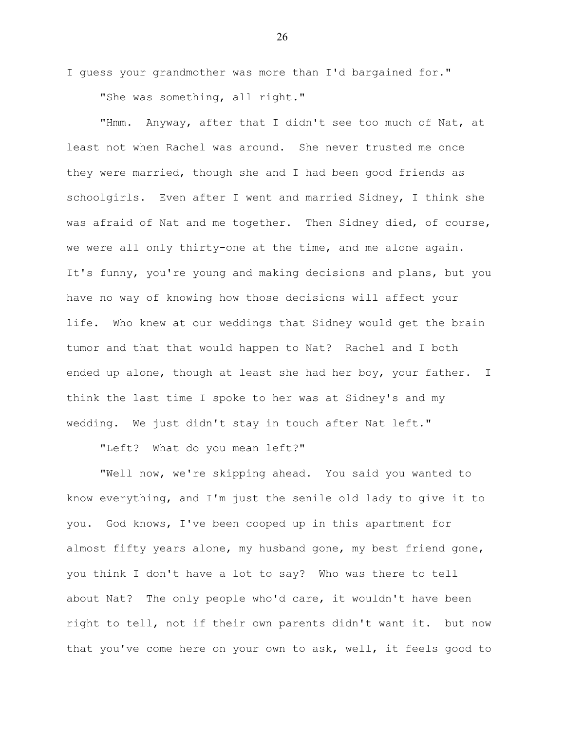I guess your grandmother was more than I'd bargained for."

"She was something, all right."

"Hmm. Anyway, after that I didn't see too much of Nat, at least not when Rachel was around. She never trusted me once they were married, though she and I had been good friends as schoolgirls. Even after I went and married Sidney, I think she was afraid of Nat and me together. Then Sidney died, of course, we were all only thirty-one at the time, and me alone again. It's funny, you're young and making decisions and plans, but you have no way of knowing how those decisions will affect your life. Who knew at our weddings that Sidney would get the brain tumor and that that would happen to Nat? Rachel and I both ended up alone, though at least she had her boy, your father. I think the last time I spoke to her was at Sidney's and my wedding. We just didn't stay in touch after Nat left."

"Left? What do you mean left?"

"Well now, we're skipping ahead. You said you wanted to know everything, and I'm just the senile old lady to give it to you. God knows, I've been cooped up in this apartment for almost fifty years alone, my husband gone, my best friend gone, you think I don't have a lot to say? Who was there to tell about Nat? The only people who'd care, it wouldn't have been right to tell, not if their own parents didn't want it. but now that you've come here on your own to ask, well, it feels good to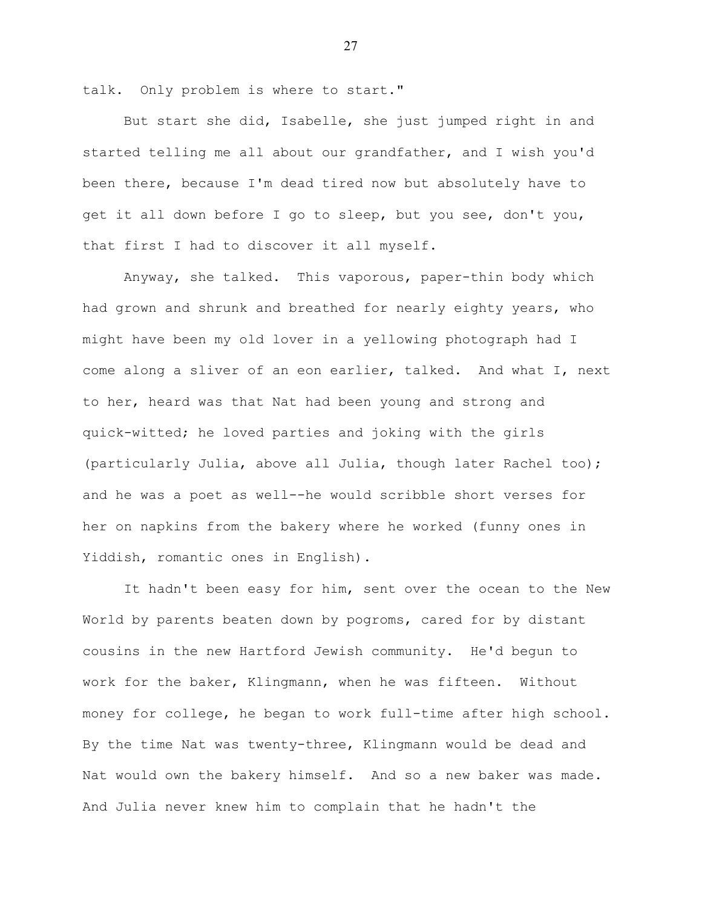talk. Only problem is where to start."

But start she did, Isabelle, she just jumped right in and started telling me all about our grandfather, and I wish you'd been there, because I'm dead tired now but absolutely have to get it all down before I go to sleep, but you see, don't you, that first I had to discover it all myself.

Anyway, she talked. This vaporous, paper-thin body which had grown and shrunk and breathed for nearly eighty years, who might have been my old lover in a yellowing photograph had I come along a sliver of an eon earlier, talked. And what I, next to her, heard was that Nat had been young and strong and quick-witted; he loved parties and joking with the girls (particularly Julia, above all Julia, though later Rachel too); and he was a poet as well--he would scribble short verses for her on napkins from the bakery where he worked (funny ones in Yiddish, romantic ones in English).

It hadn't been easy for him, sent over the ocean to the New World by parents beaten down by pogroms, cared for by distant cousins in the new Hartford Jewish community. He'd begun to work for the baker, Klingmann, when he was fifteen. Without money for college, he began to work full-time after high school. By the time Nat was twenty-three, Klingmann would be dead and Nat would own the bakery himself. And so a new baker was made. And Julia never knew him to complain that he hadn't the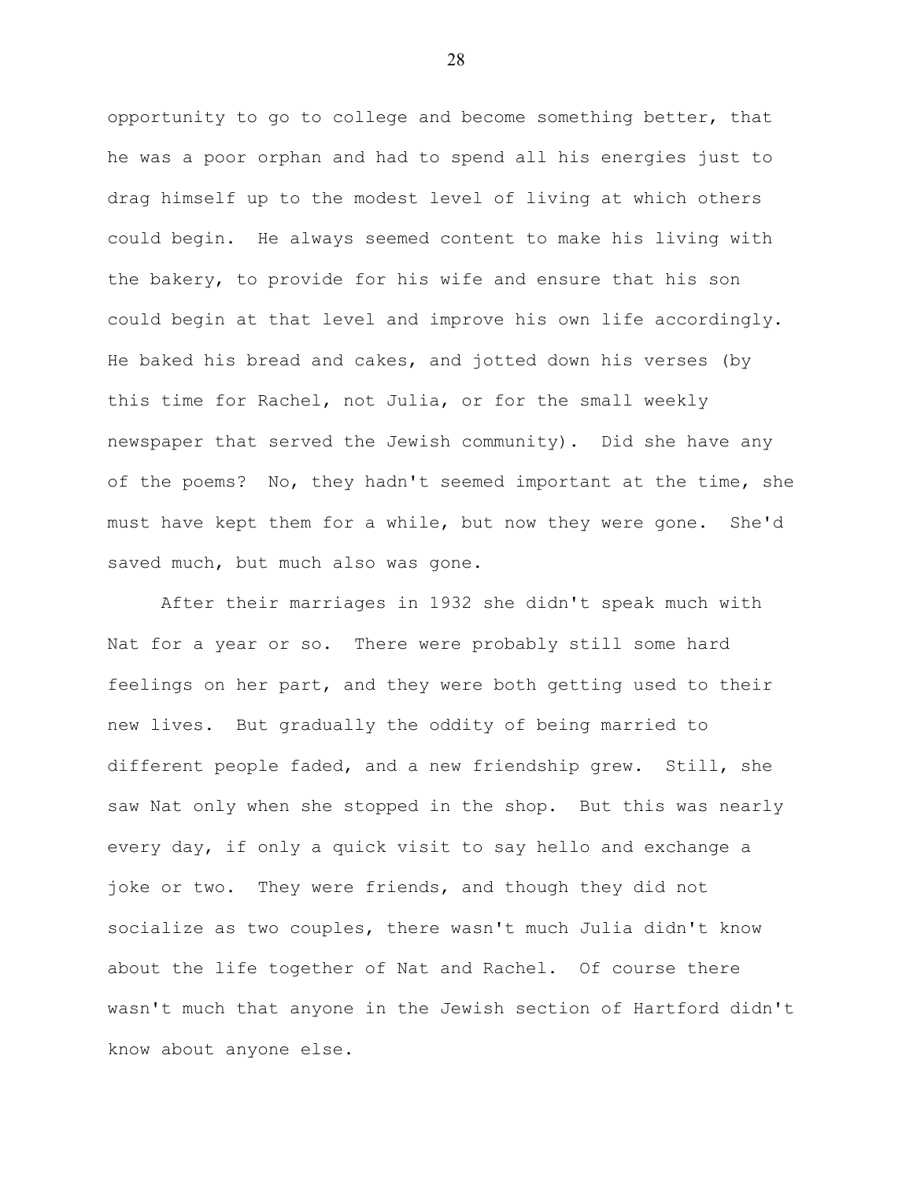opportunity to go to college and become something better, that he was a poor orphan and had to spend all his energies just to drag himself up to the modest level of living at which others could begin. He always seemed content to make his living with the bakery, to provide for his wife and ensure that his son could begin at that level and improve his own life accordingly. He baked his bread and cakes, and jotted down his verses (by this time for Rachel, not Julia, or for the small weekly newspaper that served the Jewish community). Did she have any of the poems? No, they hadn't seemed important at the time, she must have kept them for a while, but now they were gone. She'd saved much, but much also was gone.

After their marriages in 1932 she didn't speak much with Nat for a year or so. There were probably still some hard feelings on her part, and they were both getting used to their new lives. But gradually the oddity of being married to different people faded, and a new friendship grew. Still, she saw Nat only when she stopped in the shop. But this was nearly every day, if only a quick visit to say hello and exchange a joke or two. They were friends, and though they did not socialize as two couples, there wasn't much Julia didn't know about the life together of Nat and Rachel. Of course there wasn't much that anyone in the Jewish section of Hartford didn't know about anyone else.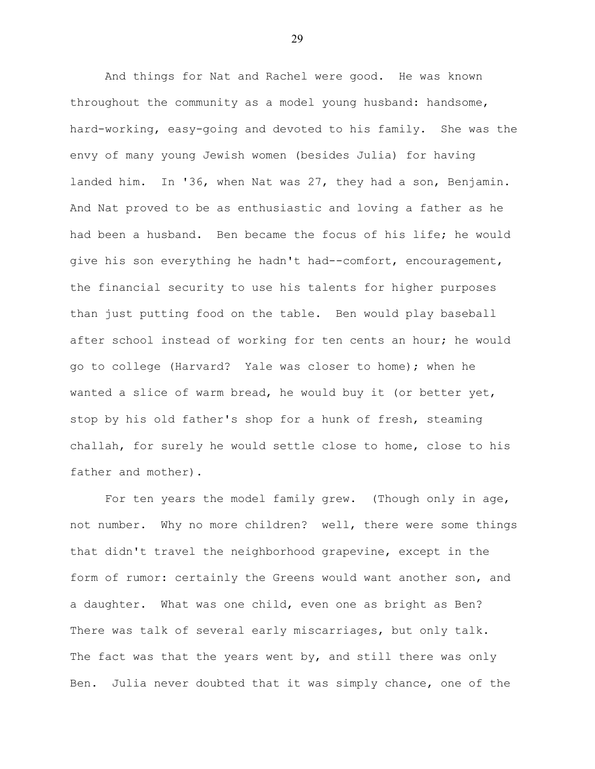And things for Nat and Rachel were good. He was known throughout the community as a model young husband: handsome, hard-working, easy-going and devoted to his family. She was the envy of many young Jewish women (besides Julia) for having landed him. In '36, when Nat was 27, they had a son, Benjamin. And Nat proved to be as enthusiastic and loving a father as he had been a husband. Ben became the focus of his life; he would give his son everything he hadn't had--comfort, encouragement, the financial security to use his talents for higher purposes than just putting food on the table. Ben would play baseball after school instead of working for ten cents an hour; he would go to college (Harvard? Yale was closer to home); when he wanted a slice of warm bread, he would buy it (or better yet, stop by his old father's shop for a hunk of fresh, steaming challah, for surely he would settle close to home, close to his father and mother).

For ten years the model family grew. (Though only in age, not number. Why no more children? well, there were some things that didn't travel the neighborhood grapevine, except in the form of rumor: certainly the Greens would want another son, and a daughter. What was one child, even one as bright as Ben? There was talk of several early miscarriages, but only talk. The fact was that the years went by, and still there was only Ben. Julia never doubted that it was simply chance, one of the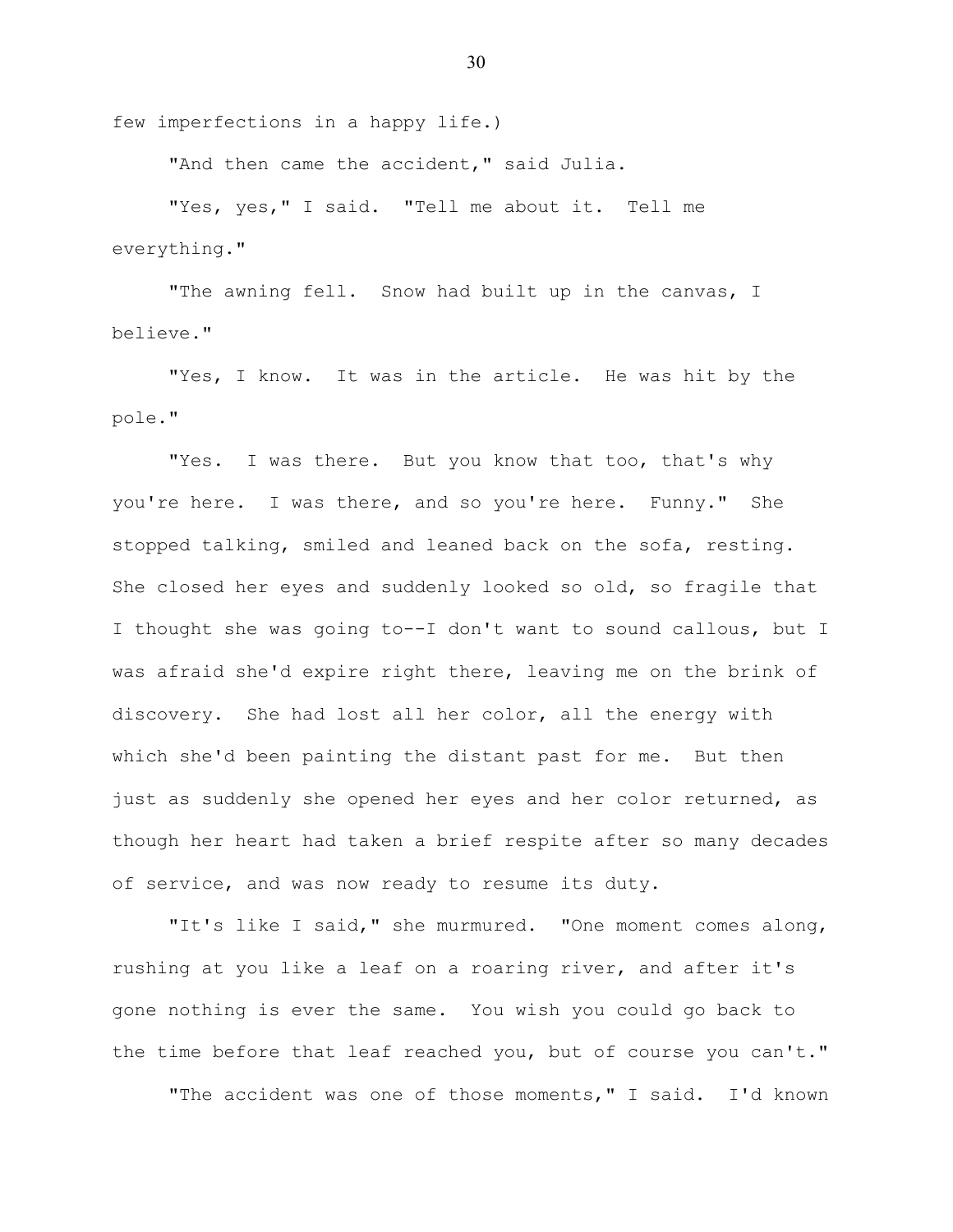few imperfections in a happy life.)

"And then came the accident," said Julia.

"Yes, yes," I said. "Tell me about it. Tell me everything."

"The awning fell. Snow had built up in the canvas, I believe."

"Yes, I know. It was in the article. He was hit by the pole."

"Yes. I was there. But you know that too, that's why you're here. I was there, and so you're here. Funny." She stopped talking, smiled and leaned back on the sofa, resting. She closed her eyes and suddenly looked so old, so fragile that I thought she was going to--I don't want to sound callous, but I was afraid she'd expire right there, leaving me on the brink of discovery. She had lost all her color, all the energy with which she'd been painting the distant past for me. But then just as suddenly she opened her eyes and her color returned, as though her heart had taken a brief respite after so many decades of service, and was now ready to resume its duty.

"It's like I said," she murmured. "One moment comes along, rushing at you like a leaf on a roaring river, and after it's gone nothing is ever the same. You wish you could go back to the time before that leaf reached you, but of course you can't."

"The accident was one of those moments," I said. I'd known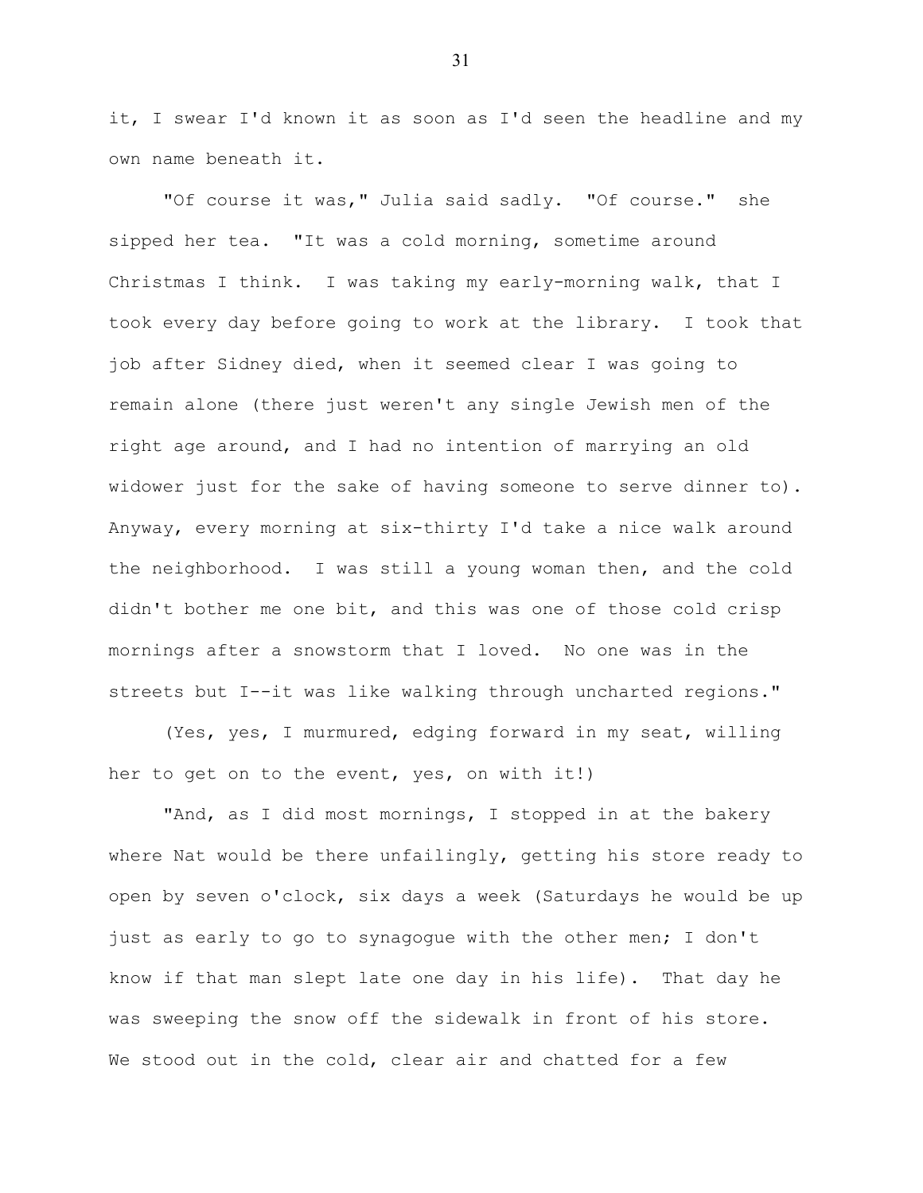it, I swear I'd known it as soon as I'd seen the headline and my own name beneath it.

"Of course it was," Julia said sadly. "Of course." she sipped her tea. "It was a cold morning, sometime around Christmas I think. I was taking my early-morning walk, that I took every day before going to work at the library. I took that job after Sidney died, when it seemed clear I was going to remain alone (there just weren't any single Jewish men of the right age around, and I had no intention of marrying an old widower just for the sake of having someone to serve dinner to). Anyway, every morning at six-thirty I'd take a nice walk around the neighborhood. I was still a young woman then, and the cold didn't bother me one bit, and this was one of those cold crisp mornings after a snowstorm that I loved. No one was in the streets but I--it was like walking through uncharted regions."

(Yes, yes, I murmured, edging forward in my seat, willing her to get on to the event, yes, on with it!)

"And, as I did most mornings, I stopped in at the bakery where Nat would be there unfailingly, getting his store ready to open by seven o'clock, six days a week (Saturdays he would be up just as early to go to synagogue with the other men; I don't know if that man slept late one day in his life). That day he was sweeping the snow off the sidewalk in front of his store. We stood out in the cold, clear air and chatted for a few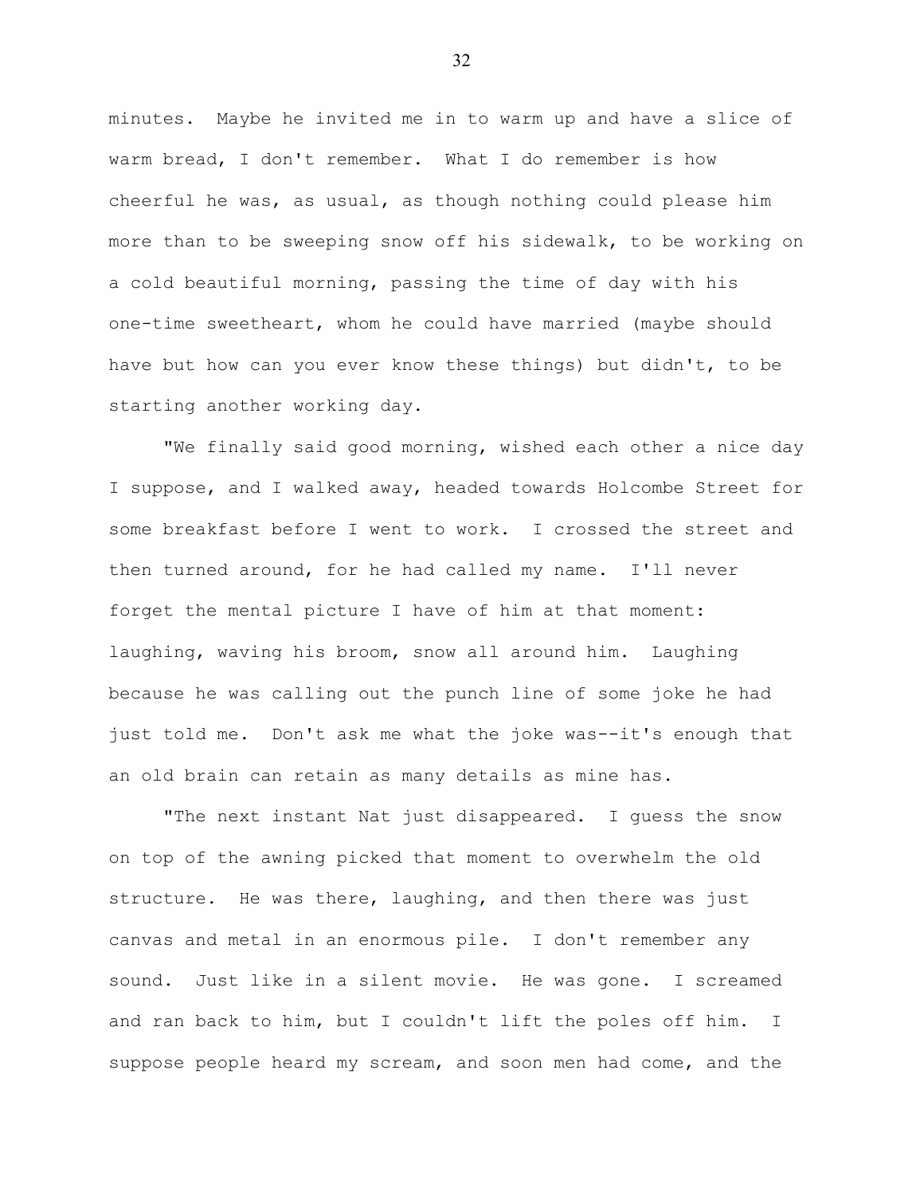minutes. Maybe he invited me in to warm up and have a slice of warm bread, I don't remember. What I do remember is how cheerful he was, as usual, as though nothing could please him more than to be sweeping snow off his sidewalk, to be working on a cold beautiful morning, passing the time of day with his one-time sweetheart, whom he could have married (maybe should have but how can you ever know these things) but didn't, to be starting another working day.

"We finally said good morning, wished each other a nice day I suppose, and I walked away, headed towards Holcombe Street for some breakfast before I went to work. I crossed the street and then turned around, for he had called my name. I'll never forget the mental picture I have of him at that moment: laughing, waving his broom, snow all around him. Laughing because he was calling out the punch line of some joke he had just told me. Don't ask me what the joke was--it's enough that an old brain can retain as many details as mine has.

"The next instant Nat just disappeared. I guess the snow on top of the awning picked that moment to overwhelm the old structure. He was there, laughing, and then there was just canvas and metal in an enormous pile. I don't remember any sound. Just like in a silent movie. He was gone. I screamed and ran back to him, but I couldn't lift the poles off him. I suppose people heard my scream, and soon men had come, and the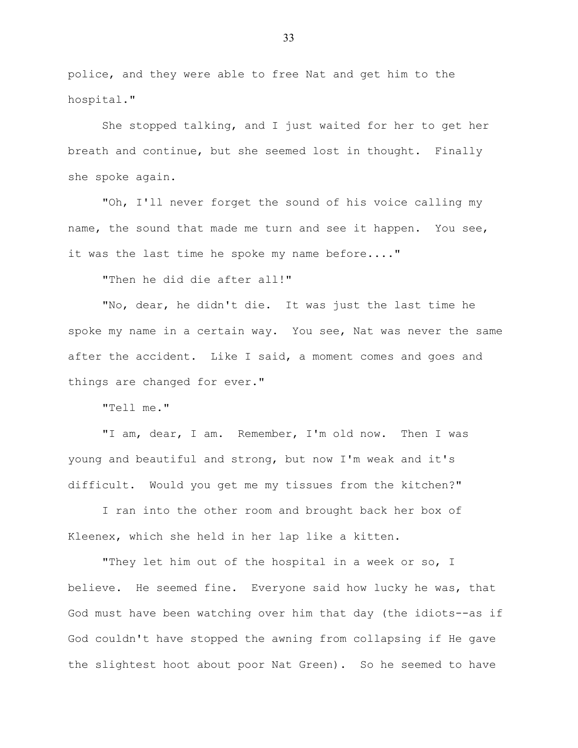police, and they were able to free Nat and get him to the hospital."

She stopped talking, and I just waited for her to get her breath and continue, but she seemed lost in thought. Finally she spoke again.

"Oh, I'll never forget the sound of his voice calling my name, the sound that made me turn and see it happen. You see, it was the last time he spoke my name before...."

"Then he did die after all!"

"No, dear, he didn't die. It was just the last time he spoke my name in a certain way. You see, Nat was never the same after the accident. Like I said, a moment comes and goes and things are changed for ever."

"Tell me."

"I am, dear, I am. Remember, I'm old now. Then I was young and beautiful and strong, but now I'm weak and it's difficult. Would you get me my tissues from the kitchen?"

I ran into the other room and brought back her box of Kleenex, which she held in her lap like a kitten.

"They let him out of the hospital in a week or so, I believe. He seemed fine. Everyone said how lucky he was, that God must have been watching over him that day (the idiots--as if God couldn't have stopped the awning from collapsing if He gave the slightest hoot about poor Nat Green). So he seemed to have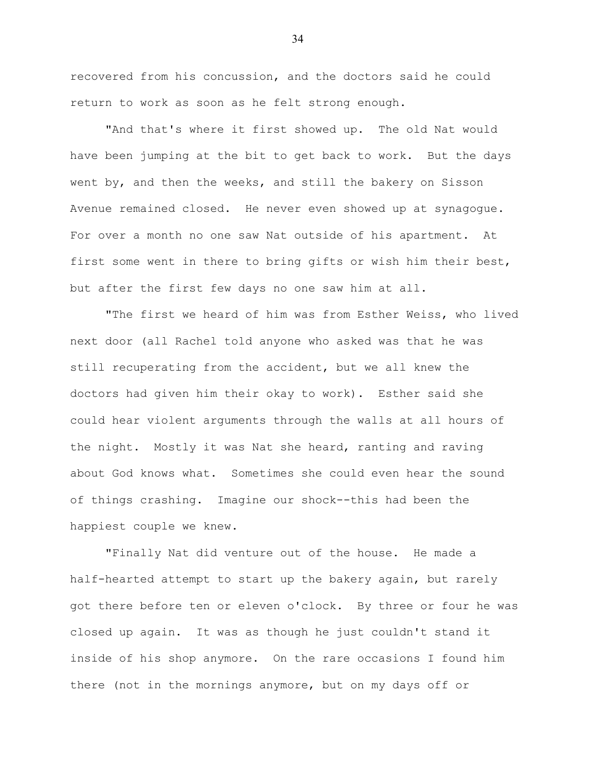recovered from his concussion, and the doctors said he could return to work as soon as he felt strong enough.

"And that's where it first showed up. The old Nat would have been jumping at the bit to get back to work. But the days went by, and then the weeks, and still the bakery on Sisson Avenue remained closed. He never even showed up at synagogue. For over a month no one saw Nat outside of his apartment. At first some went in there to bring gifts or wish him their best, but after the first few days no one saw him at all.

"The first we heard of him was from Esther Weiss, who lived next door (all Rachel told anyone who asked was that he was still recuperating from the accident, but we all knew the doctors had given him their okay to work). Esther said she could hear violent arguments through the walls at all hours of the night. Mostly it was Nat she heard, ranting and raving about God knows what. Sometimes she could even hear the sound of things crashing. Imagine our shock--this had been the happiest couple we knew.

"Finally Nat did venture out of the house. He made a half-hearted attempt to start up the bakery again, but rarely got there before ten or eleven o'clock. By three or four he was closed up again. It was as though he just couldn't stand it inside of his shop anymore. On the rare occasions I found him there (not in the mornings anymore, but on my days off or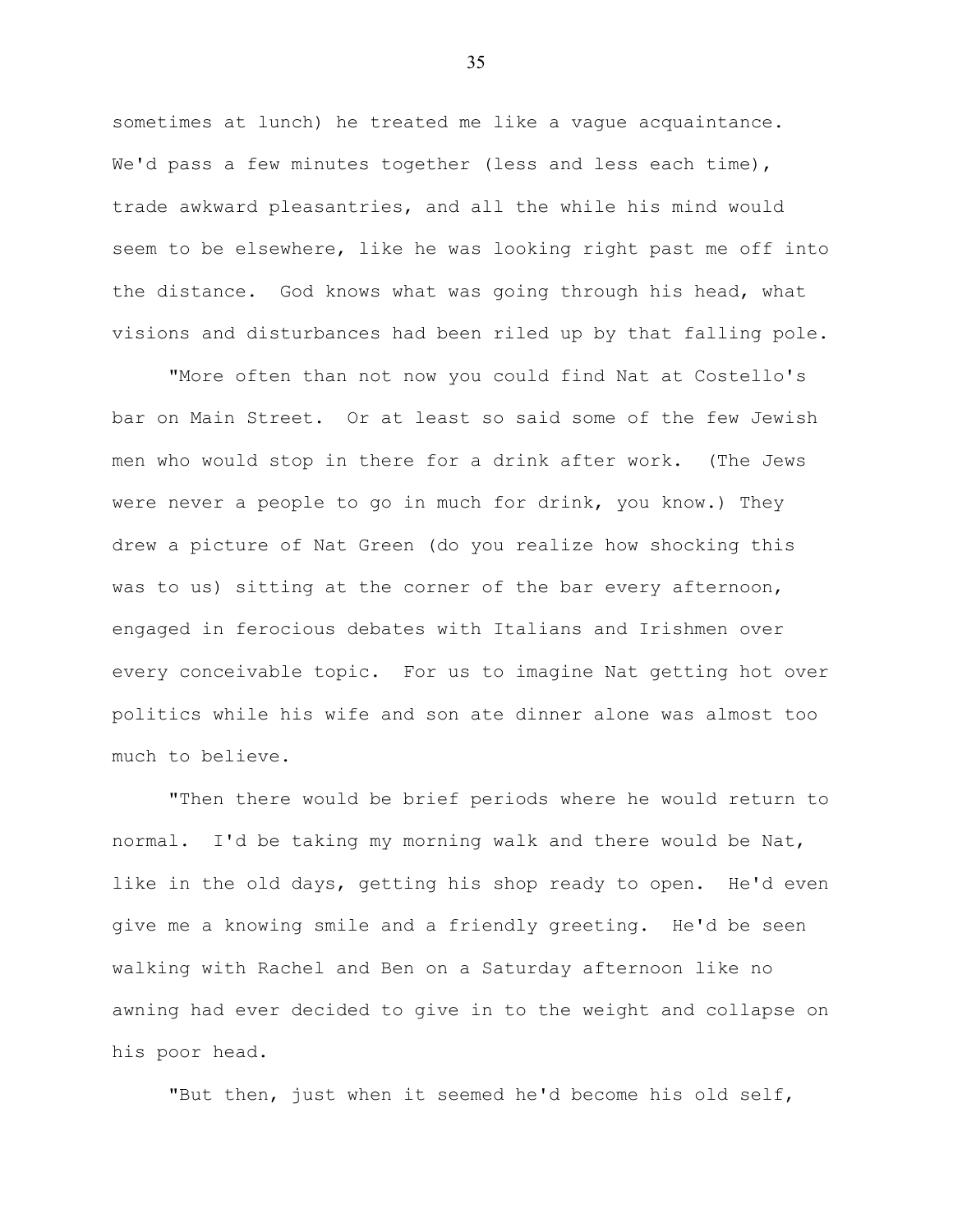sometimes at lunch) he treated me like a vague acquaintance. We'd pass a few minutes together (less and less each time), trade awkward pleasantries, and all the while his mind would seem to be elsewhere, like he was looking right past me off into the distance. God knows what was going through his head, what visions and disturbances had been riled up by that falling pole.

"More often than not now you could find Nat at Costello's bar on Main Street. Or at least so said some of the few Jewish men who would stop in there for a drink after work. (The Jews were never a people to go in much for drink, you know.) They drew a picture of Nat Green (do you realize how shocking this was to us) sitting at the corner of the bar every afternoon, engaged in ferocious debates with Italians and Irishmen over every conceivable topic. For us to imagine Nat getting hot over politics while his wife and son ate dinner alone was almost too much to believe.

"Then there would be brief periods where he would return to normal. I'd be taking my morning walk and there would be Nat, like in the old days, getting his shop ready to open. He'd even give me a knowing smile and a friendly greeting. He'd be seen walking with Rachel and Ben on a Saturday afternoon like no awning had ever decided to give in to the weight and collapse on his poor head.

"But then, just when it seemed he'd become his old self,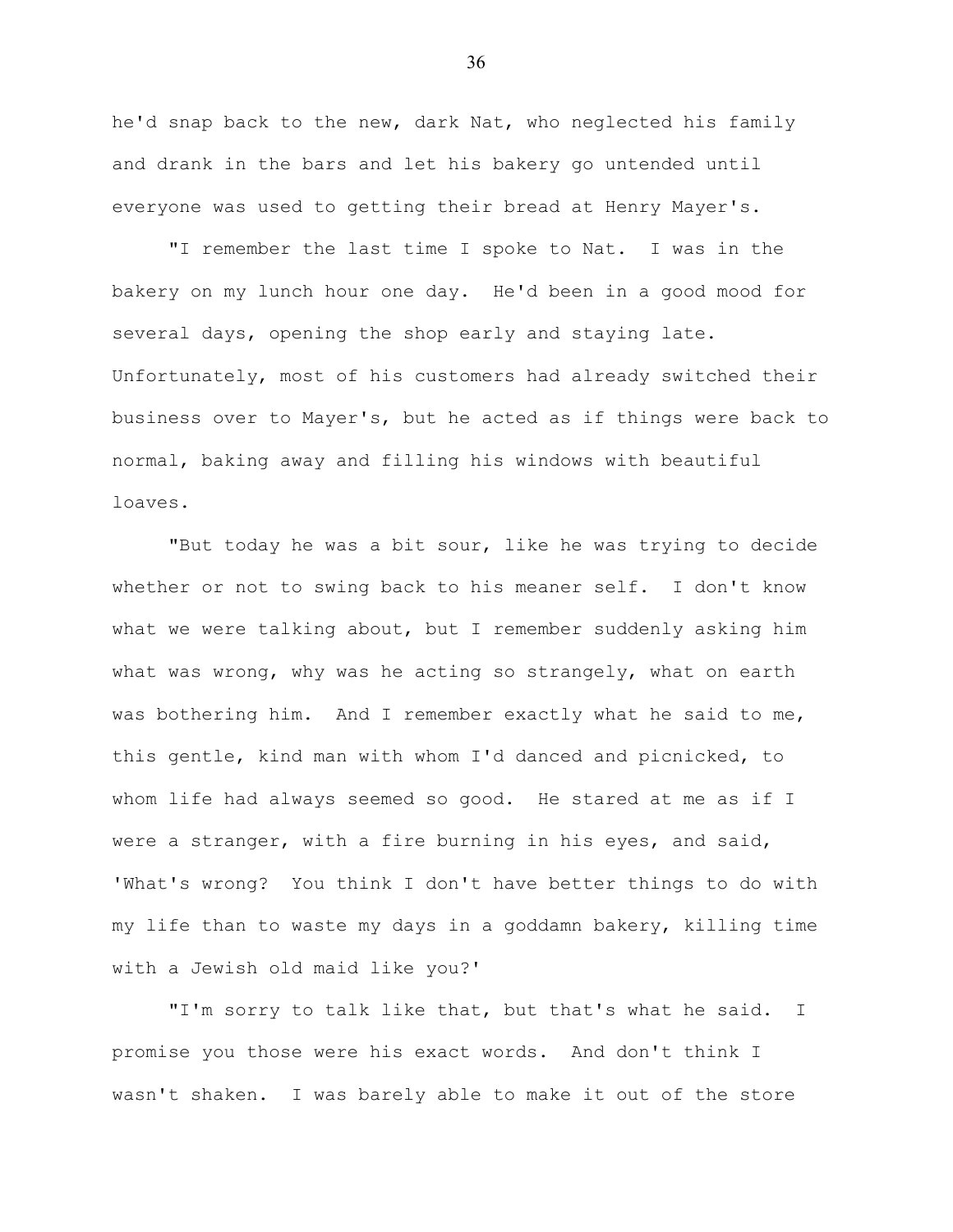he'd snap back to the new, dark Nat, who neglected his family and drank in the bars and let his bakery go untended until everyone was used to getting their bread at Henry Mayer's.

"I remember the last time I spoke to Nat. I was in the bakery on my lunch hour one day. He'd been in a good mood for several days, opening the shop early and staying late. Unfortunately, most of his customers had already switched their business over to Mayer's, but he acted as if things were back to normal, baking away and filling his windows with beautiful loaves.

"But today he was a bit sour, like he was trying to decide whether or not to swing back to his meaner self. I don't know what we were talking about, but I remember suddenly asking him what was wrong, why was he acting so strangely, what on earth was bothering him. And I remember exactly what he said to me, this gentle, kind man with whom I'd danced and picnicked, to whom life had always seemed so good. He stared at me as if I were a stranger, with a fire burning in his eyes, and said, 'What's wrong? You think I don't have better things to do with my life than to waste my days in a goddamn bakery, killing time with a Jewish old maid like you?'

"I'm sorry to talk like that, but that's what he said. I promise you those were his exact words. And don't think I wasn't shaken. I was barely able to make it out of the store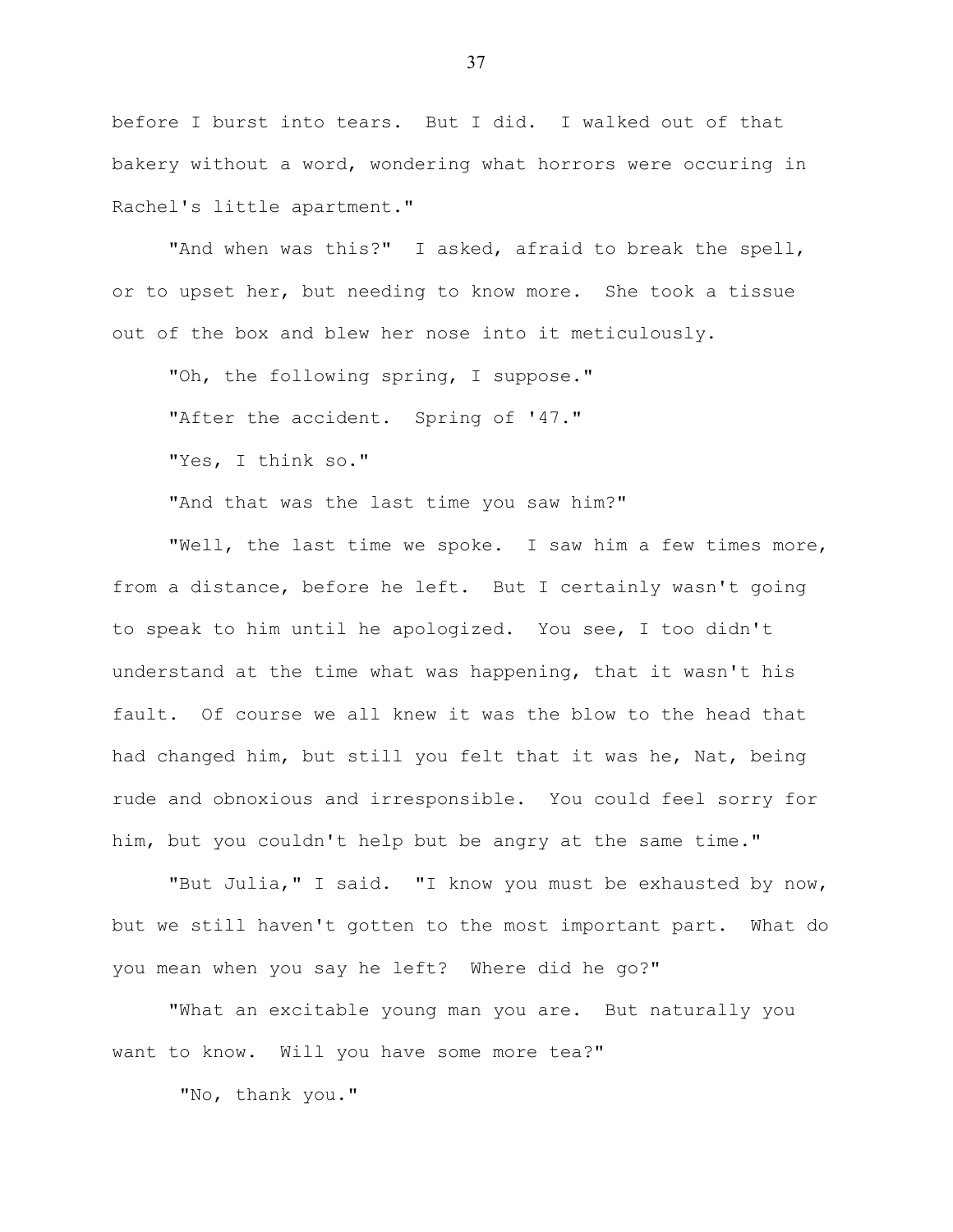before I burst into tears. But I did. I walked out of that bakery without a word, wondering what horrors were occuring in Rachel's little apartment."

"And when was this?" I asked, afraid to break the spell, or to upset her, but needing to know more. She took a tissue out of the box and blew her nose into it meticulously.

"Oh, the following spring, I suppose."

"After the accident. Spring of '47."

"Yes, I think so."

"And that was the last time you saw him?"

"Well, the last time we spoke. I saw him a few times more, from a distance, before he left. But I certainly wasn't going to speak to him until he apologized. You see, I too didn't understand at the time what was happening, that it wasn't his fault. Of course we all knew it was the blow to the head that had changed him, but still you felt that it was he, Nat, being rude and obnoxious and irresponsible. You could feel sorry for him, but you couldn't help but be angry at the same time."

"But Julia," I said. "I know you must be exhausted by now, but we still haven't gotten to the most important part. What do you mean when you say he left? Where did he go?"

"What an excitable young man you are. But naturally you want to know. Will you have some more tea?"

"No, thank you."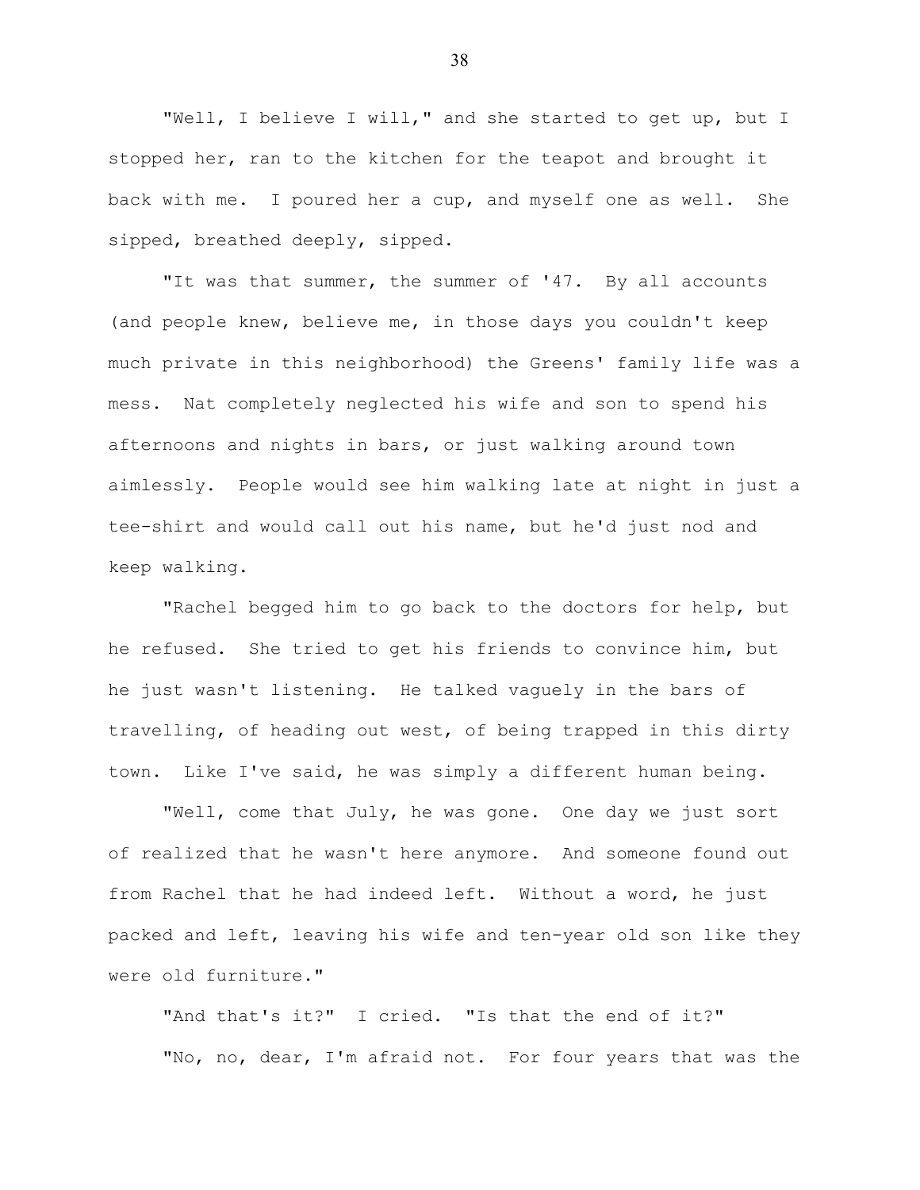"Well, I believe I will," and she started to get up, but I stopped her, ran to the kitchen for the teapot and brought it back with me. I poured her a cup, and myself one as well. She sipped, breathed deeply, sipped.

"It was that summer, the summer of '47. By all accounts (and people knew, believe me, in those days you couldn't keep much private in this neighborhood) the Greens' family life was a mess. Nat completely neglected his wife and son to spend his afternoons and nights in bars, or just walking around town aimlessly. People would see him walking late at night in just a tee-shirt and would call out his name, but he'd just nod and keep walking.

"Rachel begged him to go back to the doctors for help, but he refused. She tried to get his friends to convince him, but he just wasn't listening. He talked vaguely in the bars of travelling, of heading out west, of being trapped in this dirty town. Like I've said, he was simply a different human being.

"Well, come that July, he was gone. One day we just sort of realized that he wasn't here anymore. And someone found out from Rachel that he had indeed left. Without a word, he just packed and left, leaving his wife and ten-year old son like they were old furniture."

"And that's it?" I cried. "Is that the end of it?"

"No, no, dear, I'm afraid not. For four years that was the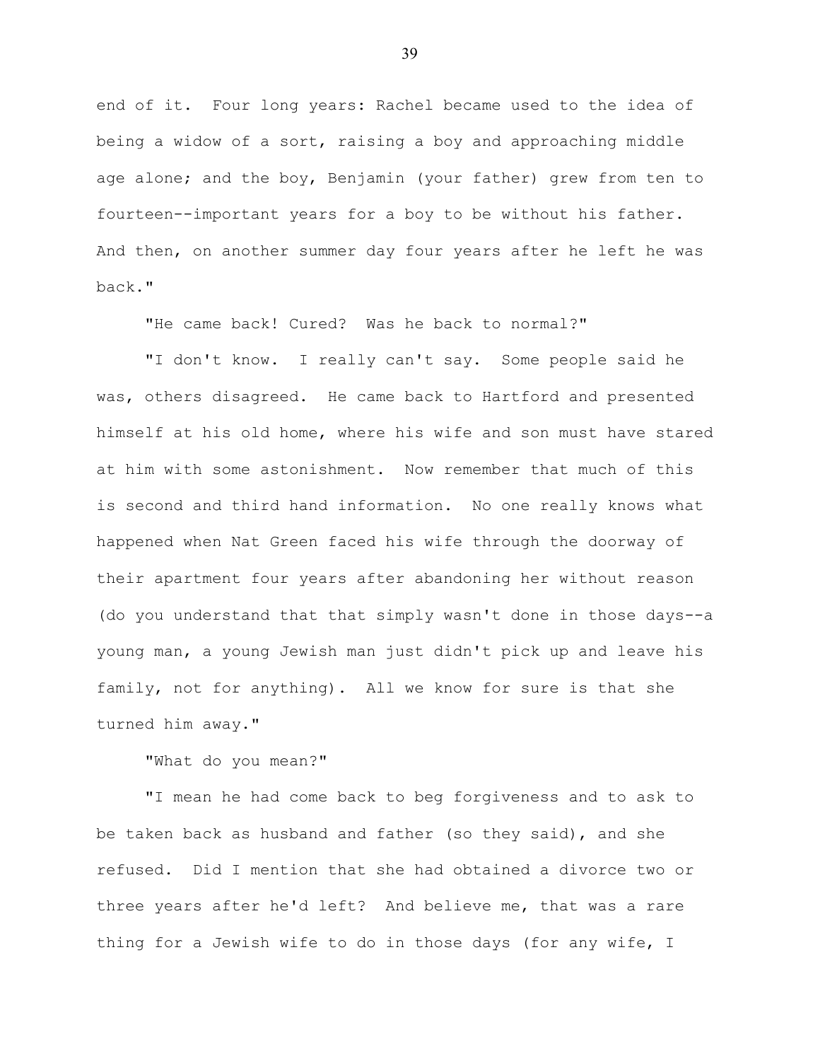end of it. Four long years: Rachel became used to the idea of being a widow of a sort, raising a boy and approaching middle age alone; and the boy, Benjamin (your father) grew from ten to fourteen--important years for a boy to be without his father. And then, on another summer day four years after he left he was back."

"He came back! Cured? Was he back to normal?"

"I don't know. I really can't say. Some people said he was, others disagreed. He came back to Hartford and presented himself at his old home, where his wife and son must have stared at him with some astonishment. Now remember that much of this is second and third hand information. No one really knows what happened when Nat Green faced his wife through the doorway of their apartment four years after abandoning her without reason (do you understand that that simply wasn't done in those days--a young man, a young Jewish man just didn't pick up and leave his family, not for anything). All we know for sure is that she turned him away."

"What do you mean?"

"I mean he had come back to beg forgiveness and to ask to be taken back as husband and father (so they said), and she refused. Did I mention that she had obtained a divorce two or three years after he'd left? And believe me, that was a rare thing for a Jewish wife to do in those days (for any wife, I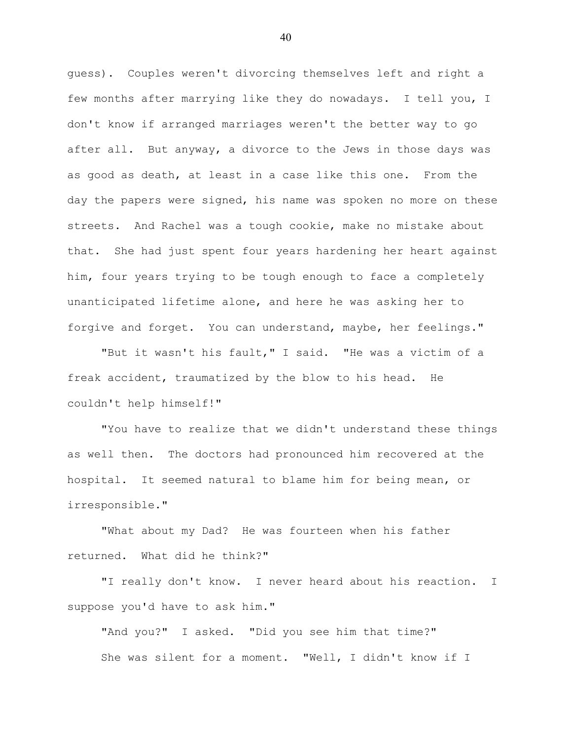guess). Couples weren't divorcing themselves left and right a few months after marrying like they do nowadays. I tell you, I don't know if arranged marriages weren't the better way to go after all. But anyway, a divorce to the Jews in those days was as good as death, at least in a case like this one. From the day the papers were signed, his name was spoken no more on these streets. And Rachel was a tough cookie, make no mistake about that. She had just spent four years hardening her heart against him, four years trying to be tough enough to face a completely unanticipated lifetime alone, and here he was asking her to forgive and forget. You can understand, maybe, her feelings."

"But it wasn't his fault," I said. "He was a victim of a freak accident, traumatized by the blow to his head. He couldn't help himself!"

"You have to realize that we didn't understand these things as well then. The doctors had pronounced him recovered at the hospital. It seemed natural to blame him for being mean, or irresponsible."

"What about my Dad? He was fourteen when his father returned. What did he think?"

"I really don't know. I never heard about his reaction. I suppose you'd have to ask him."

"And you?" I asked. "Did you see him that time?"

She was silent for a moment. "Well, I didn't know if I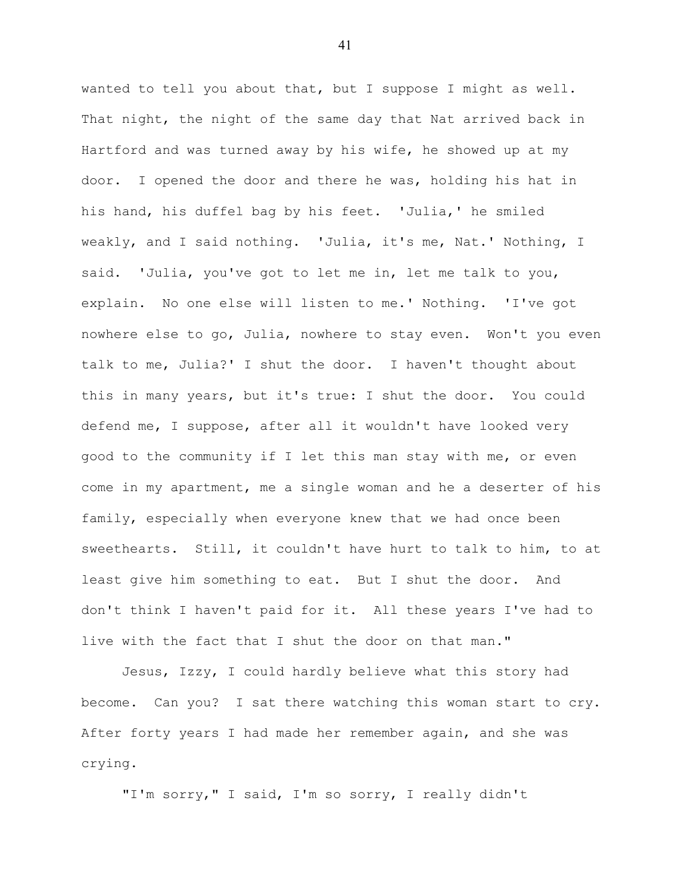wanted to tell you about that, but I suppose I might as well. That night, the night of the same day that Nat arrived back in Hartford and was turned away by his wife, he showed up at my door. I opened the door and there he was, holding his hat in his hand, his duffel bag by his feet. 'Julia,' he smiled weakly, and I said nothing. 'Julia, it's me, Nat.' Nothing, I said. 'Julia, you've got to let me in, let me talk to you, explain. No one else will listen to me.' Nothing. 'I've got nowhere else to go, Julia, nowhere to stay even. Won't you even talk to me, Julia?' I shut the door. I haven't thought about this in many years, but it's true: I shut the door. You could defend me, I suppose, after all it wouldn't have looked very good to the community if I let this man stay with me, or even come in my apartment, me a single woman and he a deserter of his family, especially when everyone knew that we had once been sweethearts. Still, it couldn't have hurt to talk to him, to at least give him something to eat. But I shut the door. And don't think I haven't paid for it. All these years I've had to live with the fact that I shut the door on that man."

Jesus, Izzy, I could hardly believe what this story had become. Can you? I sat there watching this woman start to cry. After forty years I had made her remember again, and she was crying.

"I'm sorry," I said, I'm so sorry, I really didn't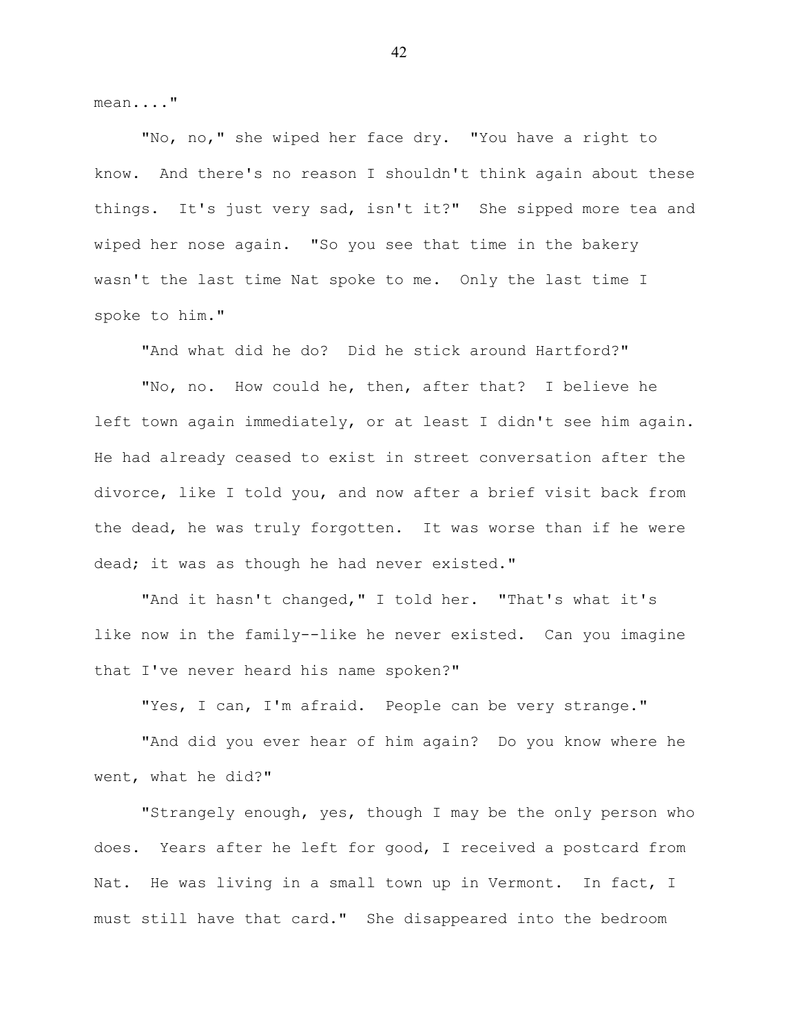mean...."

"No, no," she wiped her face dry. "You have a right to know. And there's no reason I shouldn't think again about these things. It's just very sad, isn't it?" She sipped more tea and wiped her nose again. "So you see that time in the bakery wasn't the last time Nat spoke to me. Only the last time I spoke to him."

"And what did he do? Did he stick around Hartford?"

"No, no. How could he, then, after that? I believe he left town again immediately, or at least I didn't see him again. He had already ceased to exist in street conversation after the divorce, like I told you, and now after a brief visit back from the dead, he was truly forgotten. It was worse than if he were dead; it was as though he had never existed."

"And it hasn't changed," I told her. "That's what it's like now in the family--like he never existed. Can you imagine that I've never heard his name spoken?"

"Yes, I can, I'm afraid. People can be very strange."

"And did you ever hear of him again? Do you know where he went, what he did?"

"Strangely enough, yes, though I may be the only person who does. Years after he left for good, I received a postcard from Nat. He was living in a small town up in Vermont. In fact, I must still have that card." She disappeared into the bedroom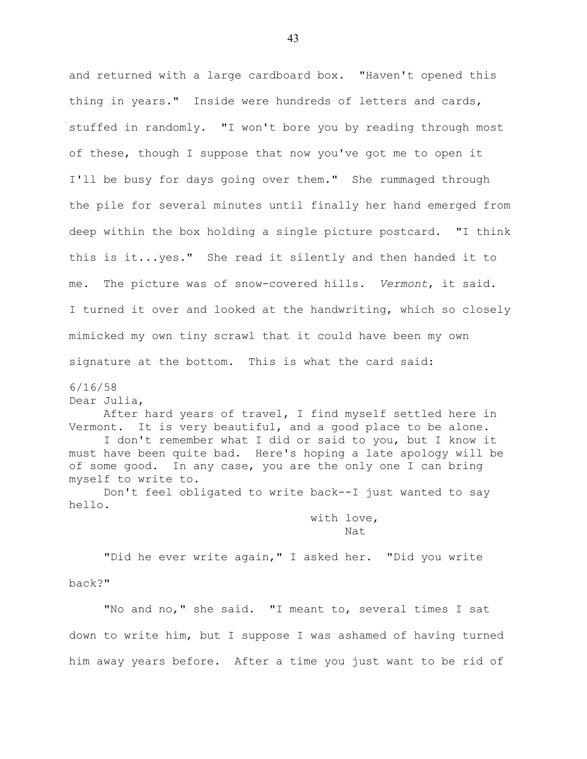and returned with a large cardboard box. "Haven't opened this thing in years." Inside were hundreds of letters and cards, stuffed in randomly. "I won't bore you by reading through most of these, though I suppose that now you've got me to open it I'll be busy for days going over them." She rummaged through the pile for several minutes until finally her hand emerged from deep within the box holding a single picture postcard. "I think this is it...yes." She read it silently and then handed it to me. The picture was of snow-covered hills. *Vermont*, it said. I turned it over and looked at the handwriting, which so closely mimicked my own tiny scrawl that it could have been my own signature at the bottom. This is what the card said:

6/16/58
Dear Julia,

After hard years of travel, I find myself settled here in Vermont. It is very beautiful, and a good place to be alone.

I don't remember what I did or said to you, but I know it must have been quite bad. Here's hoping a late apology will be of some good. In any case, you are the only one I can bring myself to write to.

Don't feel obligated to write back--I just wanted to say hello.

with love,
Nat

"Did he ever write again," I asked her. "Did you write back?"

"No and no," she said. "I meant to, several times I sat down to write him, but I suppose I was ashamed of having turned him away years before. After a time you just want to be rid of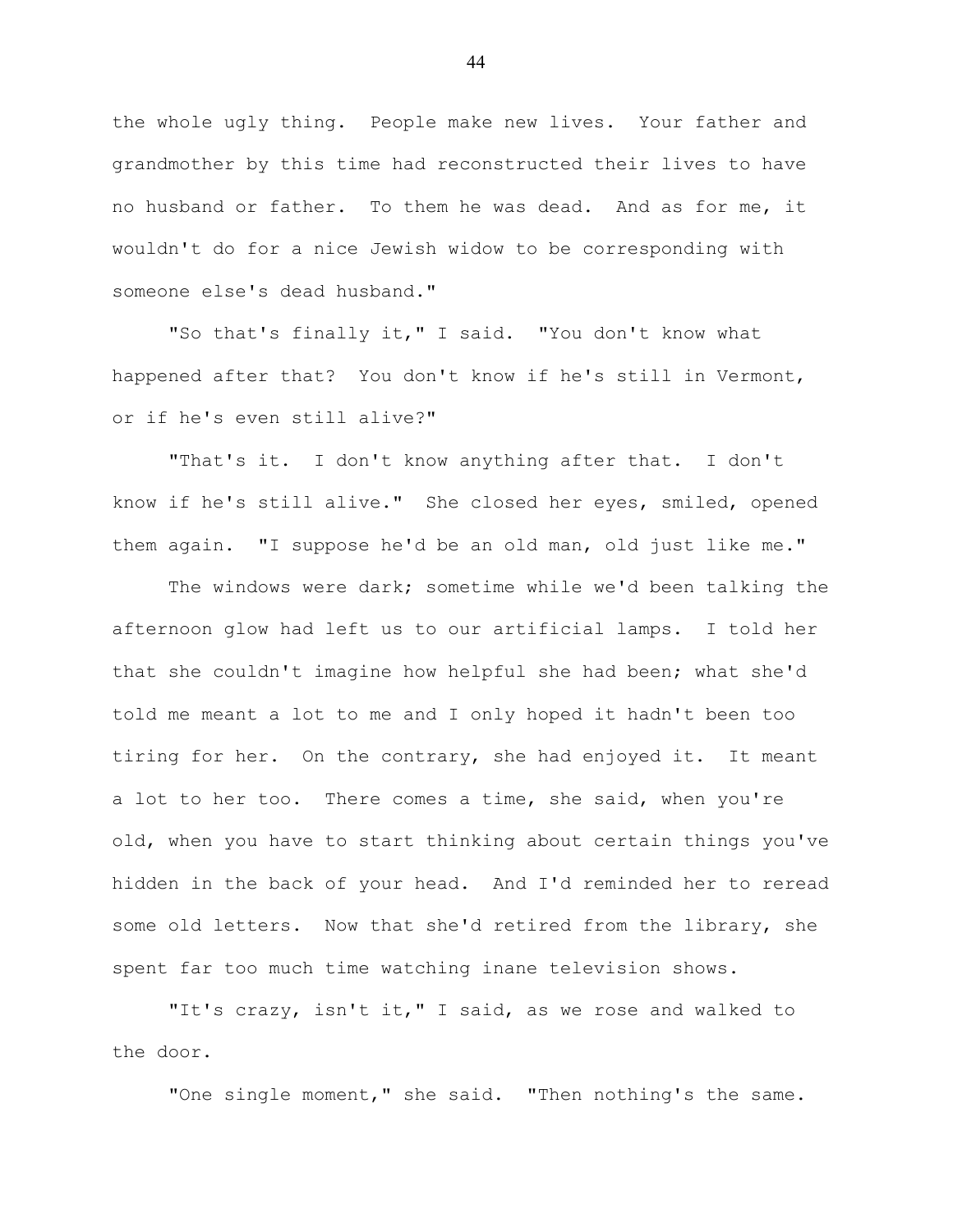the whole ugly thing. People make new lives. Your father and grandmother by this time had reconstructed their lives to have no husband or father. To them he was dead. And as for me, it wouldn't do for a nice Jewish widow to be corresponding with someone else's dead husband."

"So that's finally it," I said. "You don't know what happened after that? You don't know if he's still in Vermont, or if he's even still alive?"

"That's it. I don't know anything after that. I don't know if he's still alive." She closed her eyes, smiled, opened them again. "I suppose he'd be an old man, old just like me."

The windows were dark; sometime while we'd been talking the afternoon glow had left us to our artificial lamps. I told her that she couldn't imagine how helpful she had been; what she'd told me meant a lot to me and I only hoped it hadn't been too tiring for her. On the contrary, she had enjoyed it. It meant a lot to her too. There comes a time, she said, when you're old, when you have to start thinking about certain things you've hidden in the back of your head. And I'd reminded her to reread some old letters. Now that she'd retired from the library, she spent far too much time watching inane television shows.

"It's crazy, isn't it," I said, as we rose and walked to the door.

"One single moment," she said. "Then nothing's the same.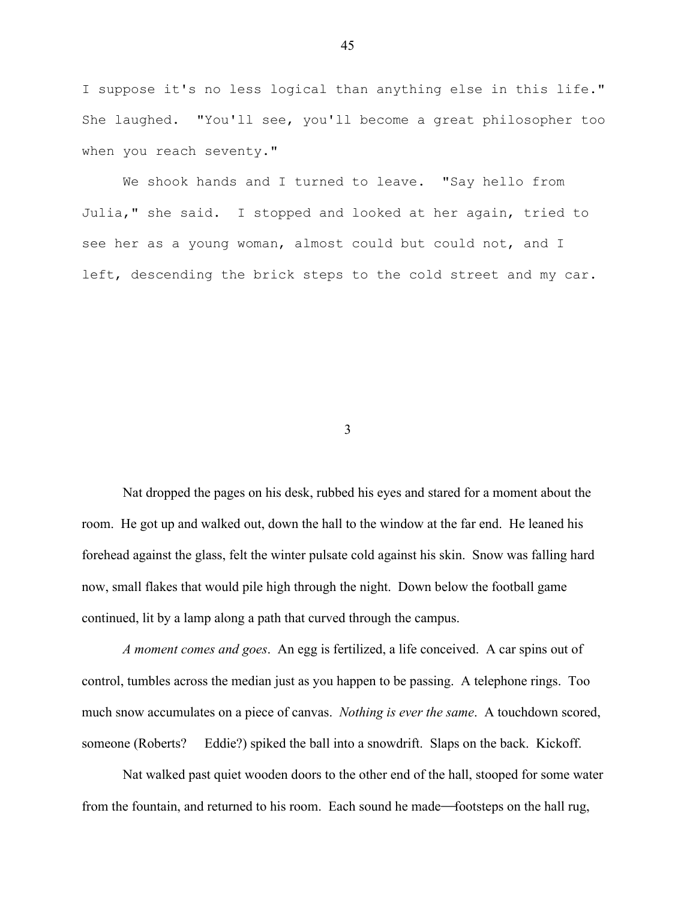I suppose it's no less logical than anything else in this life." She laughed. "You'll see, you'll become a great philosopher too when you reach seventy."

We shook hands and I turned to leave. "Say hello from Julia," she said. I stopped and looked at her again, tried to see her as a young woman, almost could but could not, and I left, descending the brick steps to the cold street and my car.

## 3

Nat dropped the pages on his desk, rubbed his eyes and stared for a moment about the room. He got up and walked out, down the hall to the window at the far end. He leaned his forehead against the glass, felt the winter pulsate cold against his skin. Snow was falling hard now, small flakes that would pile high through the night. Down below the football game continued, lit by a lamp along a path that curved through the campus.

*A moment comes and goes*. An egg is fertilized, a life conceived. A car spins out of control, tumbles across the median just as you happen to be passing. A telephone rings. Too much snow accumulates on a piece of canvas. *Nothing is ever the same*. A touchdown scored, someone (Roberts? Eddie?) spiked the ball into a snowdrift. Slaps on the back. Kickoff.

Nat walked past quiet wooden doors to the other end of the hall, stooped for some water from the fountain, and returned to his room. Each sound he made—footsteps on the hall rug,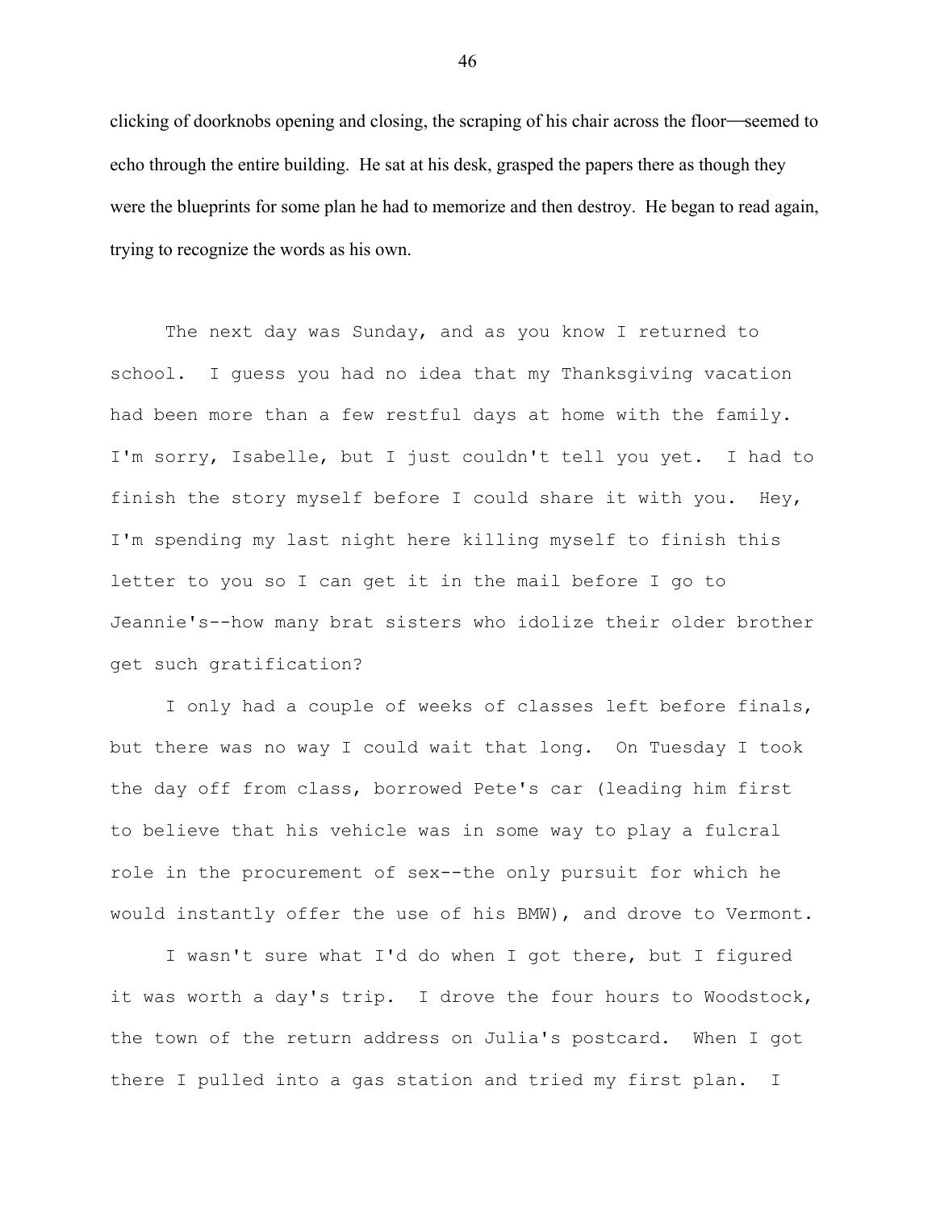clicking of doorknobs opening and closing, the scraping of his chair across the floor—seemed to echo through the entire building. He sat at his desk, grasped the papers there as though they were the blueprints for some plan he had to memorize and then destroy. He began to read again, trying to recognize the words as his own.

The next day was Sunday, and as you know I returned to school. I guess you had no idea that my Thanksgiving vacation had been more than a few restful days at home with the family. I'm sorry, Isabelle, but I just couldn't tell you yet. I had to finish the story myself before I could share it with you. Hey, I'm spending my last night here killing myself to finish this letter to you so I can get it in the mail before I go to Jeannie's--how many brat sisters who idolize their older brother get such gratification?

I only had a couple of weeks of classes left before finals, but there was no way I could wait that long. On Tuesday I took the day off from class, borrowed Pete's car (leading him first to believe that his vehicle was in some way to play a fulcral role in the procurement of sex--the only pursuit for which he would instantly offer the use of his BMW), and drove to Vermont.

I wasn't sure what I'd do when I got there, but I figured it was worth a day's trip. I drove the four hours to Woodstock, the town of the return address on Julia's postcard. When I got there I pulled into a gas station and tried my first plan. I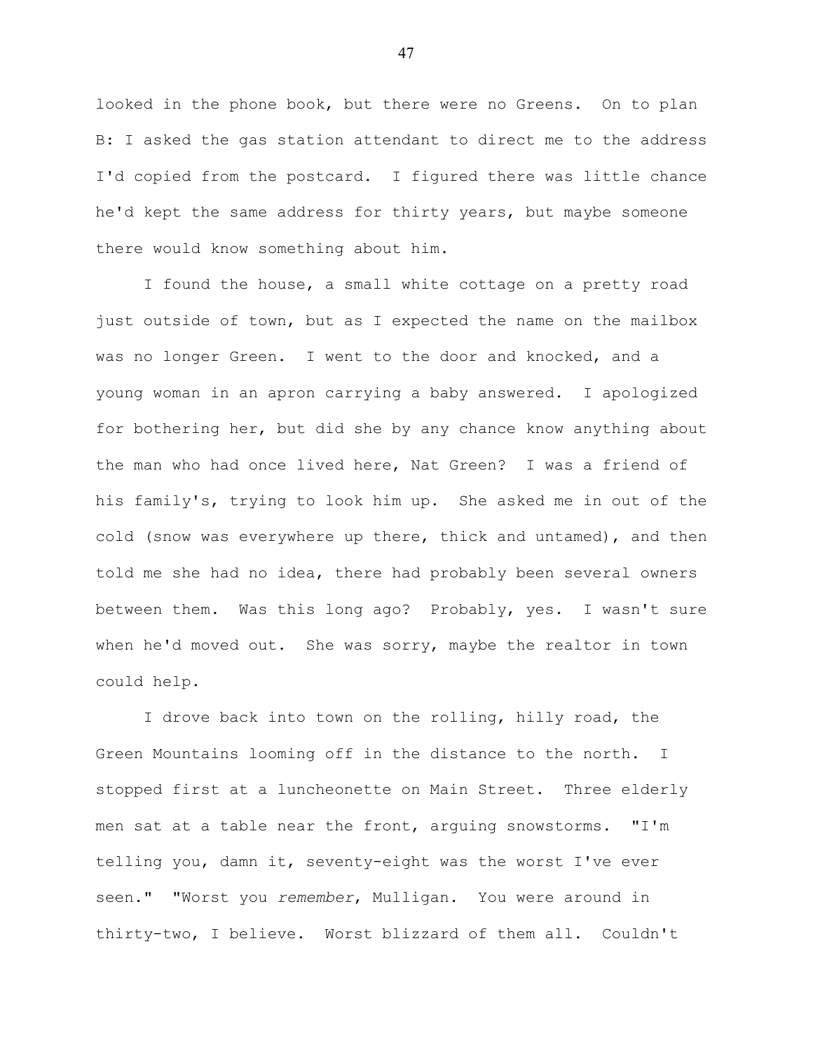looked in the phone book, but there were no Greens. On to plan B: I asked the gas station attendant to direct me to the address I'd copied from the postcard. I figured there was little chance he'd kept the same address for thirty years, but maybe someone there would know something about him.

I found the house, a small white cottage on a pretty road just outside of town, but as I expected the name on the mailbox was no longer Green. I went to the door and knocked, and a young woman in an apron carrying a baby answered. I apologized for bothering her, but did she by any chance know anything about the man who had once lived here, Nat Green? I was a friend of his family's, trying to look him up. She asked me in out of the cold (snow was everywhere up there, thick and untamed), and then told me she had no idea, there had probably been several owners between them. Was this long ago? Probably, yes. I wasn't sure when he'd moved out. She was sorry, maybe the realtor in town could help.

I drove back into town on the rolling, hilly road, the Green Mountains looming off in the distance to the north. I stopped first at a luncheonette on Main Street. Three elderly men sat at a table near the front, arguing snowstorms. "I'm telling you, damn it, seventy-eight was the worst I've ever seen." "Worst you *remember*, Mulligan. You were around in thirty-two, I believe. Worst blizzard of them all. Couldn't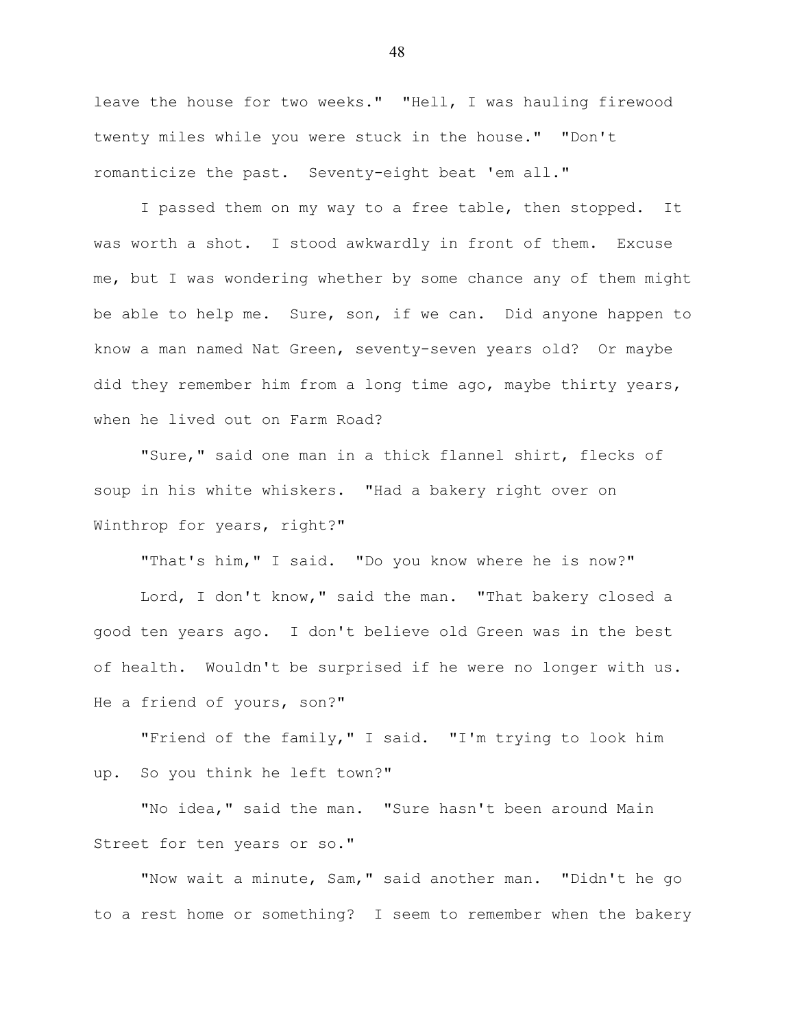leave the house for two weeks."  "Hell, I was hauling firewood twenty miles while you were stuck in the house."  "Don't romanticize the past.  Seventy-eight beat 'em all."

I passed them on my way to a free table, then stopped.  It was worth a shot.  I stood awkwardly in front of them.  Excuse me, but I was wondering whether by some chance any of them might be able to help me.  Sure, son, if we can.  Did anyone happen to know a man named Nat Green, seventy-seven years old?  Or maybe did they remember him from a long time ago, maybe thirty years, when he lived out on Farm Road?

"Sure," said one man in a thick flannel shirt, flecks of soup in his white whiskers.  "Had a bakery right over on Winthrop for years, right?"

"That's him," I said.  "Do you know where he is now?"

Lord, I don't know," said the man.  "That bakery closed a good ten years ago.  I don't believe old Green was in the best of health.  Wouldn't be surprised if he were no longer with us.  He a friend of yours, son?"

"Friend of the family," I said.  "I'm trying to look him up.  So you think he left town?"

"No idea," said the man.  "Sure hasn't been around Main Street for ten years or so."

"Now wait a minute, Sam," said another man.  "Didn't he go to a rest home or something?  I seem to remember when the bakery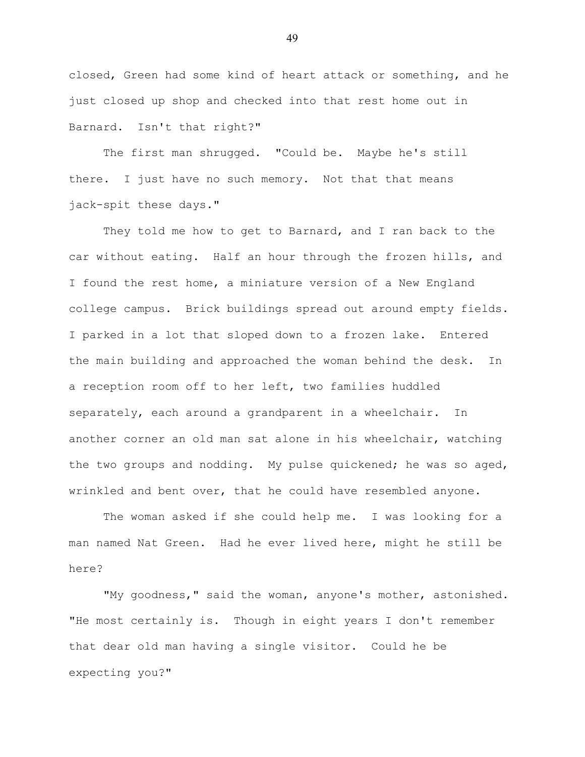closed, Green had some kind of heart attack or something, and he just closed up shop and checked into that rest home out in Barnard. Isn't that right?"

The first man shrugged. "Could be. Maybe he's still there. I just have no such memory. Not that that means jack-spit these days."

They told me how to get to Barnard, and I ran back to the car without eating. Half an hour through the frozen hills, and I found the rest home, a miniature version of a New England college campus. Brick buildings spread out around empty fields. I parked in a lot that sloped down to a frozen lake. Entered the main building and approached the woman behind the desk. In a reception room off to her left, two families huddled separately, each around a grandparent in a wheelchair. In another corner an old man sat alone in his wheelchair, watching the two groups and nodding. My pulse quickened; he was so aged, wrinkled and bent over, that he could have resembled anyone.

The woman asked if she could help me. I was looking for a man named Nat Green. Had he ever lived here, might he still be here?

"My goodness," said the woman, anyone's mother, astonished. "He most certainly is. Though in eight years I don't remember that dear old man having a single visitor. Could he be expecting you?"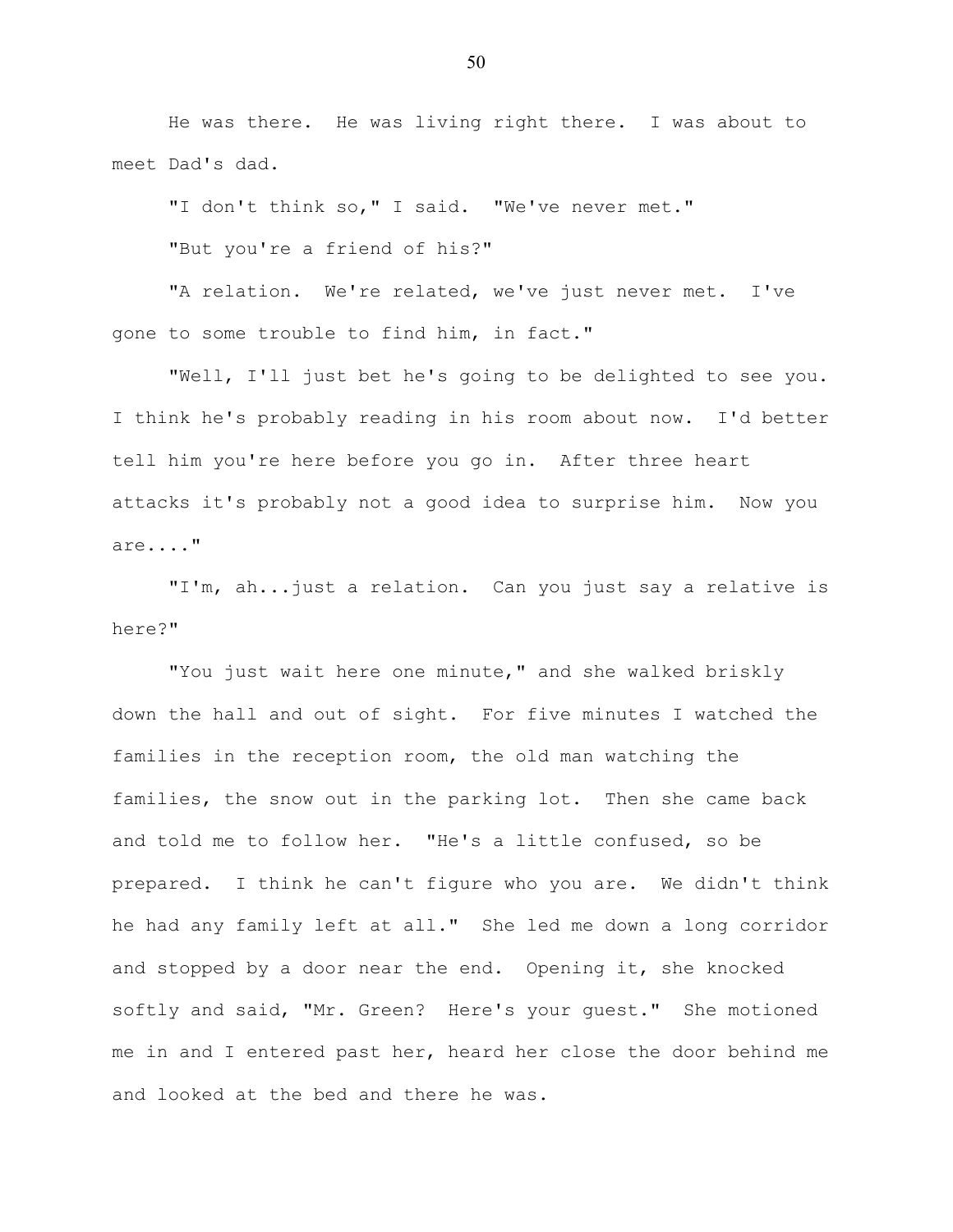He was there. He was living right there. I was about to meet Dad's dad.

"I don't think so," I said. "We've never met."

"But you're a friend of his?"

"A relation. We're related, we've just never met. I've gone to some trouble to find him, in fact."

"Well, I'll just bet he's going to be delighted to see you. I think he's probably reading in his room about now. I'd better tell him you're here before you go in. After three heart attacks it's probably not a good idea to surprise him. Now you are...."

"I'm, ah...just a relation. Can you just say a relative is here?"

"You just wait here one minute," and she walked briskly down the hall and out of sight. For five minutes I watched the families in the reception room, the old man watching the families, the snow out in the parking lot. Then she came back and told me to follow her. "He's a little confused, so be prepared. I think he can't figure who you are. We didn't think he had any family left at all." She led me down a long corridor and stopped by a door near the end. Opening it, she knocked softly and said, "Mr. Green? Here's your guest." She motioned me in and I entered past her, heard her close the door behind me and looked at the bed and there he was.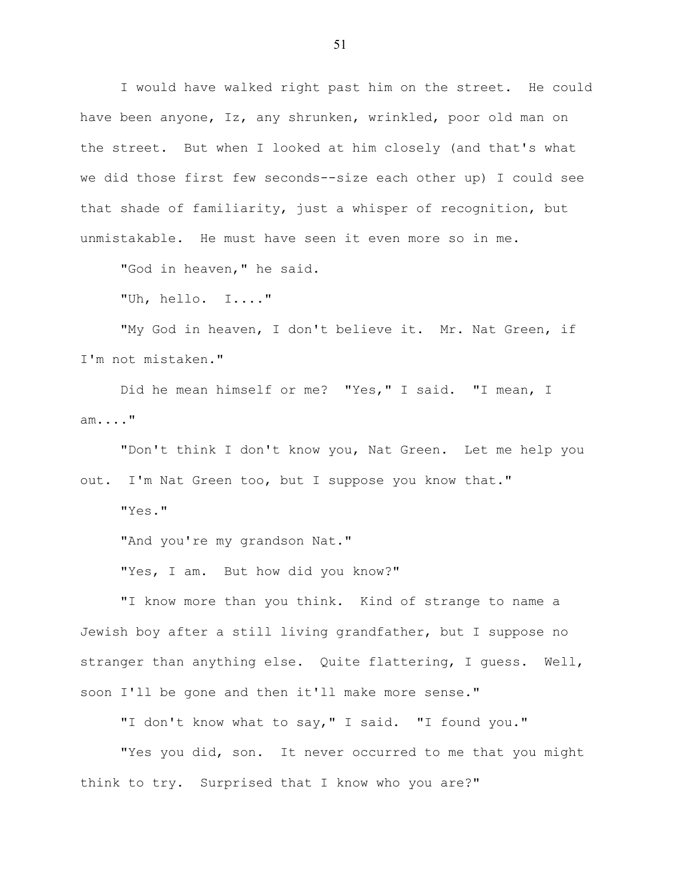I would have walked right past him on the street. He could have been anyone, Iz, any shrunken, wrinkled, poor old man on the street. But when I looked at him closely (and that's what we did those first few seconds--size each other up) I could see that shade of familiarity, just a whisper of recognition, but unmistakable. He must have seen it even more so in me.

"God in heaven," he said.

"Uh, hello. I...."

"My God in heaven, I don't believe it. Mr. Nat Green, if I'm not mistaken."

Did he mean himself or me? "Yes," I said. "I mean, I am...."

"Don't think I don't know you, Nat Green. Let me help you out. I'm Nat Green too, but I suppose you know that."

"Yes."

"And you're my grandson Nat."

"Yes, I am. But how did you know?"

"I know more than you think. Kind of strange to name a Jewish boy after a still living grandfather, but I suppose no stranger than anything else. Quite flattering, I guess. Well, soon I'll be gone and then it'll make more sense."

"I don't know what to say," I said. "I found you."

"Yes you did, son. It never occurred to me that you might think to try. Surprised that I know who you are?"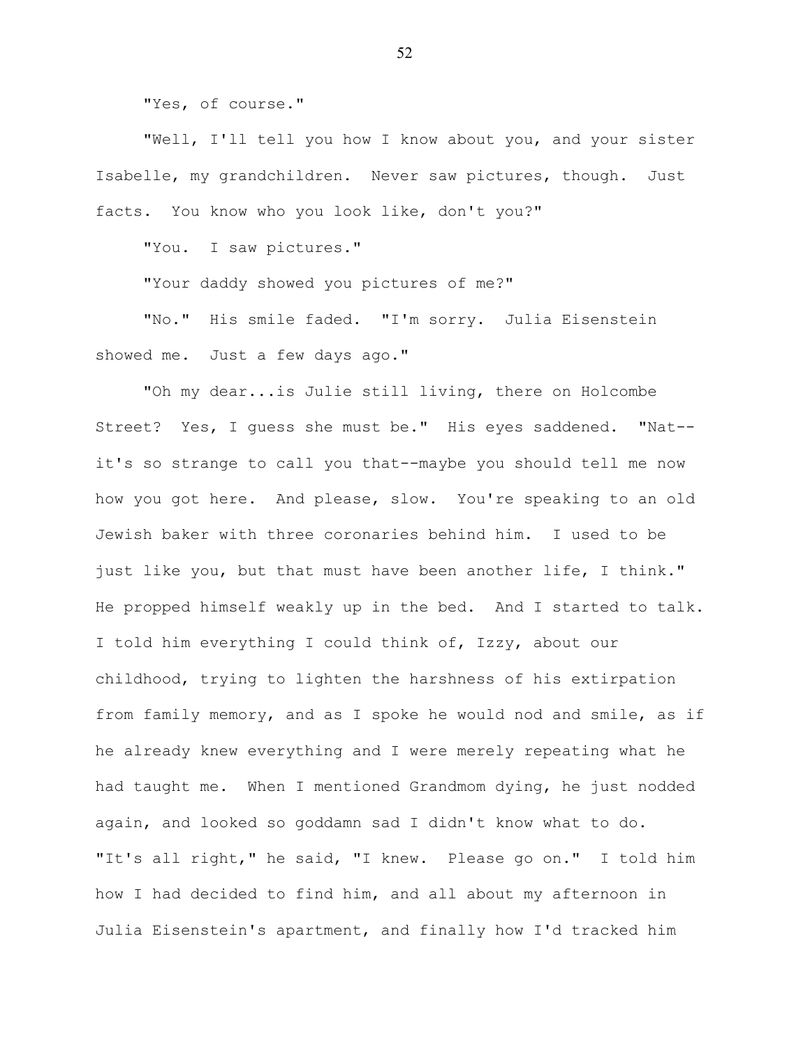"Yes, of course."

"Well, I'll tell you how I know about you, and your sister Isabelle, my grandchildren. Never saw pictures, though. Just facts. You know who you look like, don't you?"

"You. I saw pictures."

"Your daddy showed you pictures of me?"

"No." His smile faded. "I'm sorry. Julia Eisenstein showed me. Just a few days ago."

"Oh my dear...is Julie still living, there on Holcombe Street? Yes, I guess she must be." His eyes saddened. "Nat--it's so strange to call you that--maybe you should tell me now how you got here. And please, slow. You're speaking to an old Jewish baker with three coronaries behind him. I used to be just like you, but that must have been another life, I think." He propped himself weakly up in the bed. And I started to talk. I told him everything I could think of, Izzy, about our childhood, trying to lighten the harshness of his extirpation from family memory, and as I spoke he would nod and smile, as if he already knew everything and I were merely repeating what he had taught me. When I mentioned Grandmom dying, he just nodded again, and looked so goddamn sad I didn't know what to do. "It's all right," he said, "I knew. Please go on." I told him how I had decided to find him, and all about my afternoon in Julia Eisenstein's apartment, and finally how I'd tracked him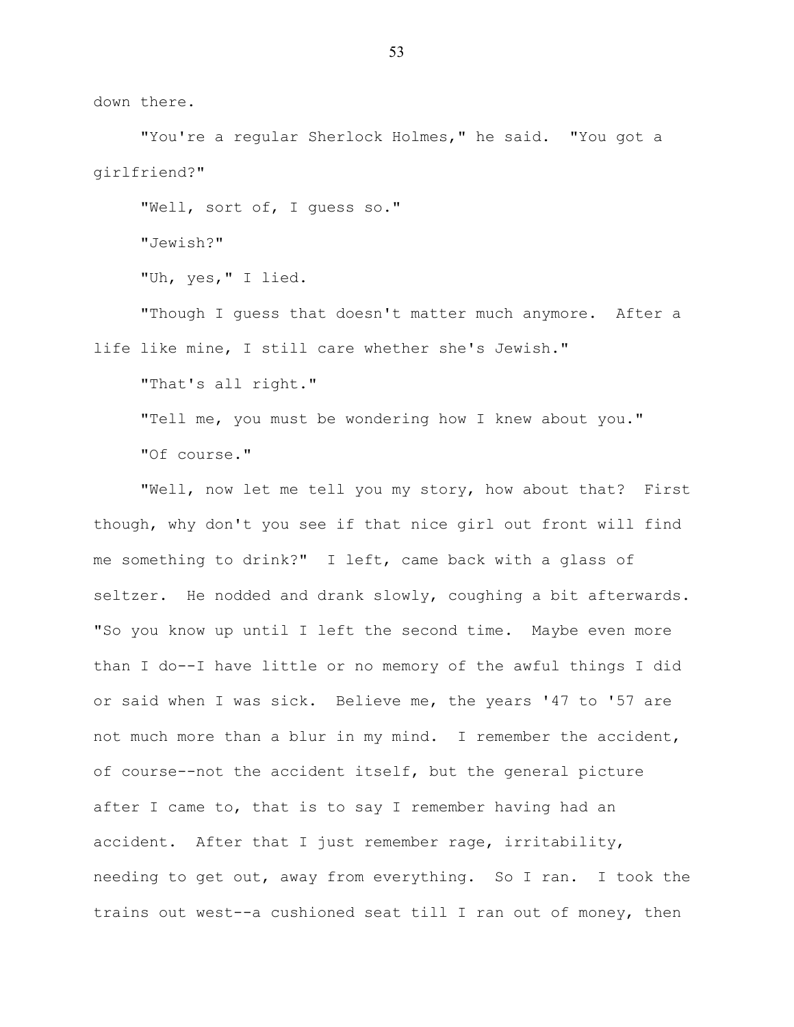down there.

"You're a regular Sherlock Holmes," he said. "You got a girlfriend?"

"Well, sort of, I guess so."

"Jewish?"

"Uh, yes," I lied.

"Though I guess that doesn't matter much anymore. After a life like mine, I still care whether she's Jewish."

"That's all right."

"Tell me, you must be wondering how I knew about you."

"Of course."

"Well, now let me tell you my story, how about that? First though, why don't you see if that nice girl out front will find me something to drink?" I left, came back with a glass of seltzer. He nodded and drank slowly, coughing a bit afterwards. "So you know up until I left the second time. Maybe even more than I do--I have little or no memory of the awful things I did or said when I was sick. Believe me, the years '47 to '57 are not much more than a blur in my mind. I remember the accident, of course--not the accident itself, but the general picture after I came to, that is to say I remember having had an accident. After that I just remember rage, irritability, needing to get out, away from everything. So I ran. I took the trains out west--a cushioned seat till I ran out of money, then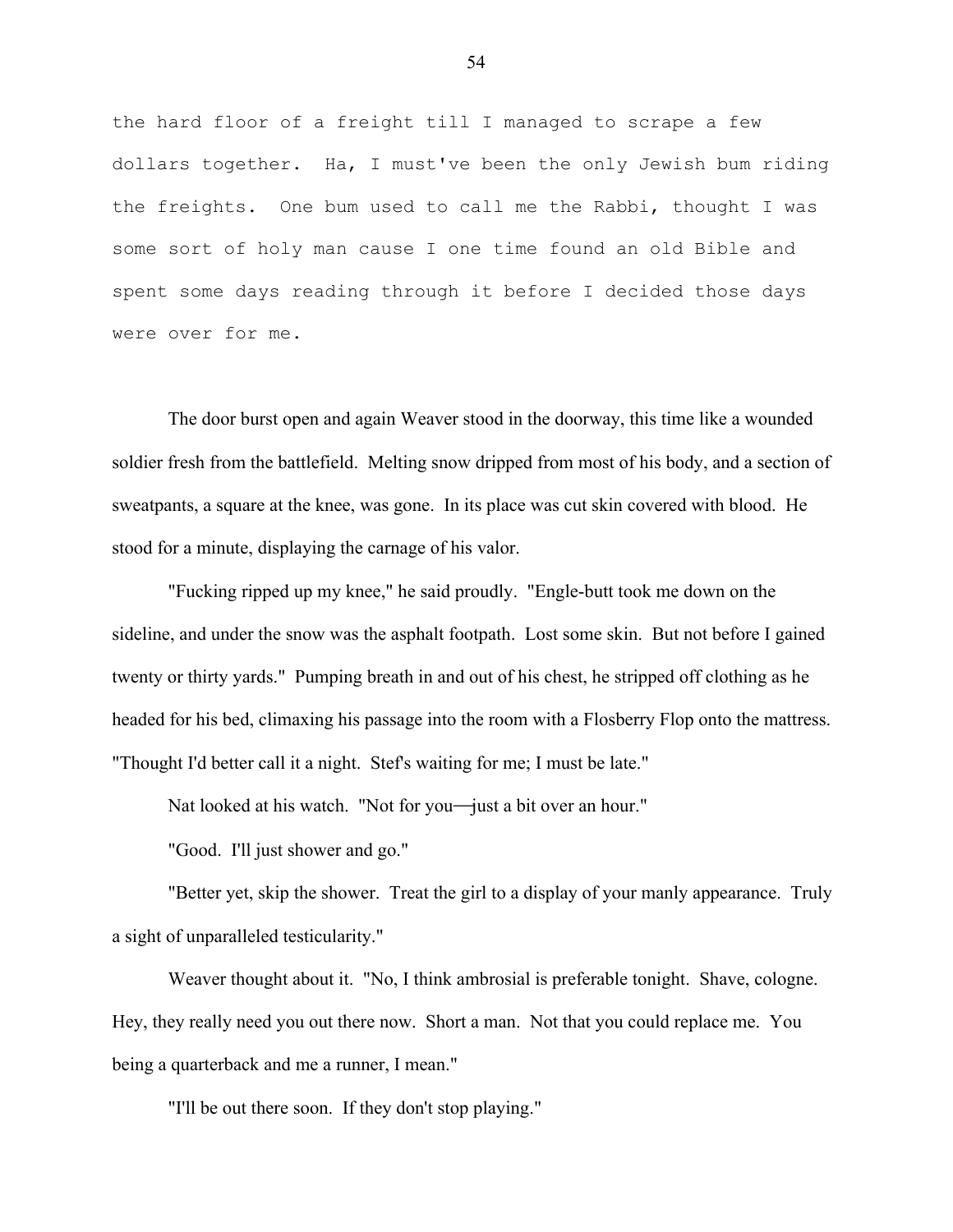the hard floor of a freight till I managed to scrape a few dollars together. Ha, I must've been the only Jewish bum riding the freights. One bum used to call me the Rabbi, thought I was some sort of holy man cause I one time found an old Bible and spent some days reading through it before I decided those days were over for me.

The door burst open and again Weaver stood in the doorway, this time like a wounded soldier fresh from the battlefield. Melting snow dripped from most of his body, and a section of sweatpants, a square at the knee, was gone. In its place was cut skin covered with blood. He stood for a minute, displaying the carnage of his valor.

"Fucking ripped up my knee," he said proudly. "Engle-butt took me down on the sideline, and under the snow was the asphalt footpath. Lost some skin. But not before I gained twenty or thirty yards." Pumping breath in and out of his chest, he stripped off clothing as he headed for his bed, climaxing his passage into the room with a Flosberry Flop onto the mattress. "Thought I'd better call it a night. Stef's waiting for me; I must be late."

Nat looked at his watch. "Not for you—just a bit over an hour."

"Good. I'll just shower and go."

"Better yet, skip the shower. Treat the girl to a display of your manly appearance. Truly a sight of unparalleled testicularity."

Weaver thought about it. "No, I think ambrosial is preferable tonight. Shave, cologne. Hey, they really need you out there now. Short a man. Not that you could replace me. You being a quarterback and me a runner, I mean."

"I'll be out there soon. If they don't stop playing."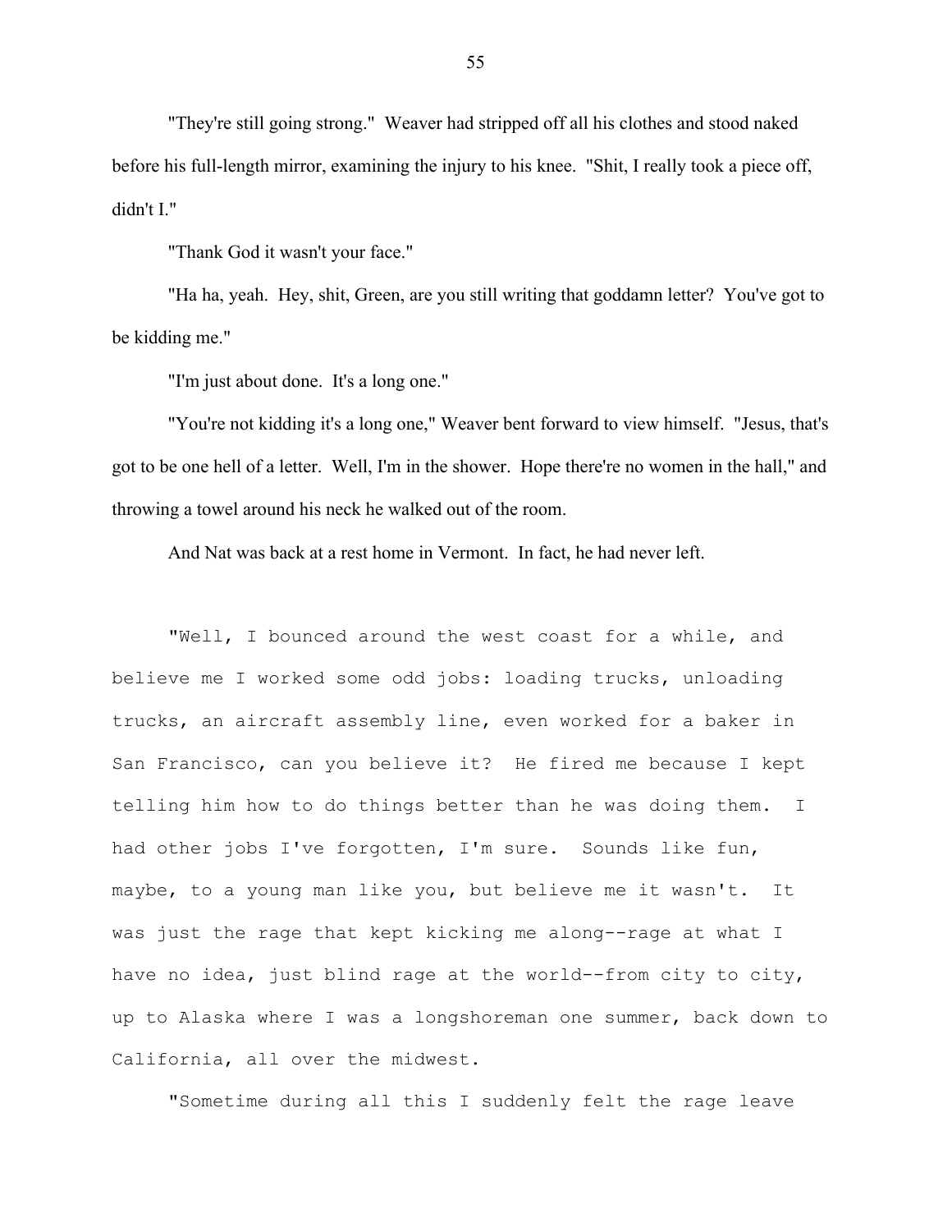"They're still going strong." Weaver had stripped off all his clothes and stood naked before his full-length mirror, examining the injury to his knee. "Shit, I really took a piece off, didn't I."

"Thank God it wasn't your face."

"Ha ha, yeah. Hey, shit, Green, are you still writing that goddamn letter? You've got to be kidding me."

"I'm just about done. It's a long one."

"You're not kidding it's a long one," Weaver bent forward to view himself. "Jesus, that's got to be one hell of a letter. Well, I'm in the shower. Hope there're no women in the hall," and throwing a towel around his neck he walked out of the room.

And Nat was back at a rest home in Vermont. In fact, he had never left.

"Well, I bounced around the west coast for a while, and believe me I worked some odd jobs: loading trucks, unloading trucks, an aircraft assembly line, even worked for a baker in San Francisco, can you believe it? He fired me because I kept telling him how to do things better than he was doing them. I had other jobs I've forgotten, I'm sure. Sounds like fun, maybe, to a young man like you, but believe me it wasn't. It was just the rage that kept kicking me along--rage at what I have no idea, just blind rage at the world--from city to city, up to Alaska where I was a longshoreman one summer, back down to California, all over the midwest.

"Sometime during all this I suddenly felt the rage leave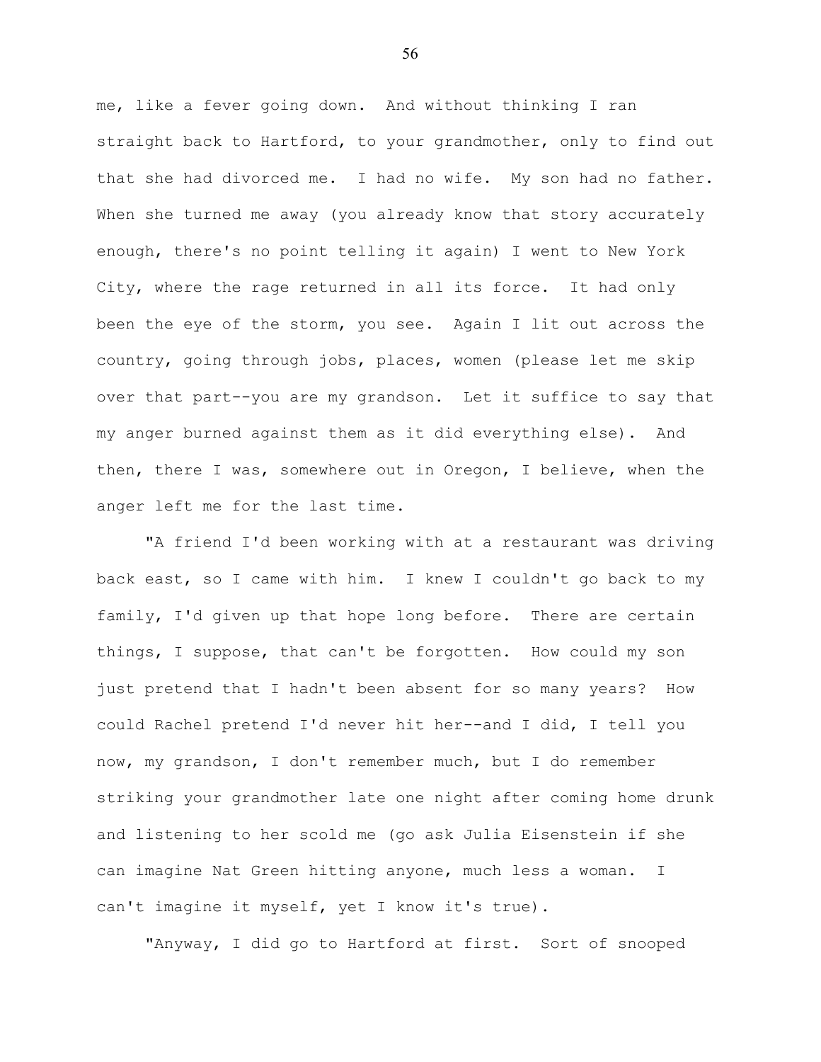me, like a fever going down. And without thinking I ran straight back to Hartford, to your grandmother, only to find out that she had divorced me. I had no wife. My son had no father. When she turned me away (you already know that story accurately enough, there's no point telling it again) I went to New York City, where the rage returned in all its force. It had only been the eye of the storm, you see. Again I lit out across the country, going through jobs, places, women (please let me skip over that part--you are my grandson. Let it suffice to say that my anger burned against them as it did everything else). And then, there I was, somewhere out in Oregon, I believe, when the anger left me for the last time.

"A friend I'd been working with at a restaurant was driving back east, so I came with him. I knew I couldn't go back to my family, I'd given up that hope long before. There are certain things, I suppose, that can't be forgotten. How could my son just pretend that I hadn't been absent for so many years? How could Rachel pretend I'd never hit her--and I did, I tell you now, my grandson, I don't remember much, but I do remember striking your grandmother late one night after coming home drunk and listening to her scold me (go ask Julia Eisenstein if she can imagine Nat Green hitting anyone, much less a woman. I can't imagine it myself, yet I know it's true).

"Anyway, I did go to Hartford at first. Sort of snooped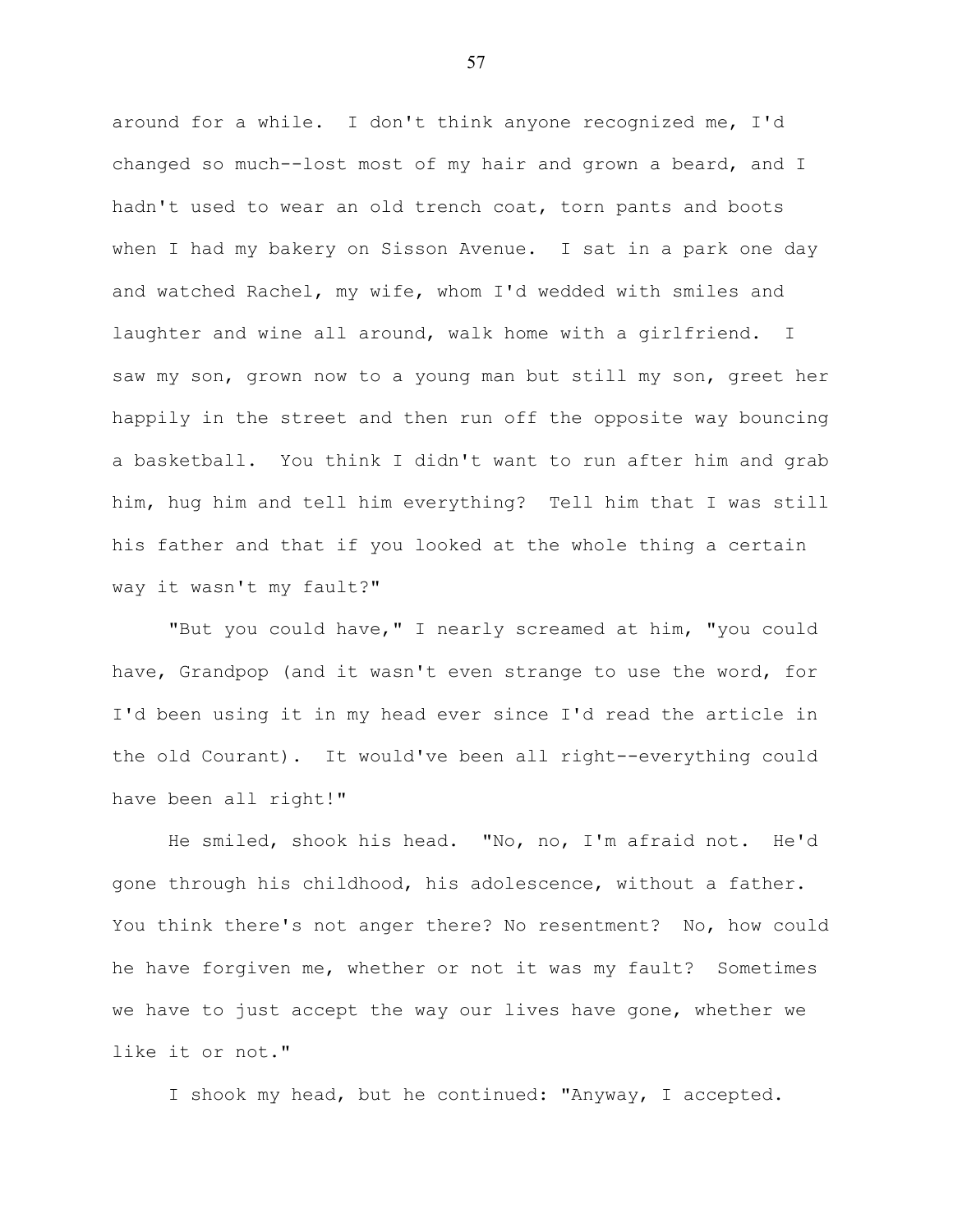around for a while. I don't think anyone recognized me, I'd changed so much--lost most of my hair and grown a beard, and I hadn't used to wear an old trench coat, torn pants and boots when I had my bakery on Sisson Avenue. I sat in a park one day and watched Rachel, my wife, whom I'd wedded with smiles and laughter and wine all around, walk home with a girlfriend. I saw my son, grown now to a young man but still my son, greet her happily in the street and then run off the opposite way bouncing a basketball. You think I didn't want to run after him and grab him, hug him and tell him everything? Tell him that I was still his father and that if you looked at the whole thing a certain way it wasn't my fault?"

"But you could have," I nearly screamed at him, "you could have, Grandpop (and it wasn't even strange to use the word, for I'd been using it in my head ever since I'd read the article in the old Courant). It would've been all right--everything could have been all right!"

He smiled, shook his head. "No, no, I'm afraid not. He'd gone through his childhood, his adolescence, without a father. You think there's not anger there? No resentment? No, how could he have forgiven me, whether or not it was my fault? Sometimes we have to just accept the way our lives have gone, whether we like it or not."

I shook my head, but he continued: "Anyway, I accepted.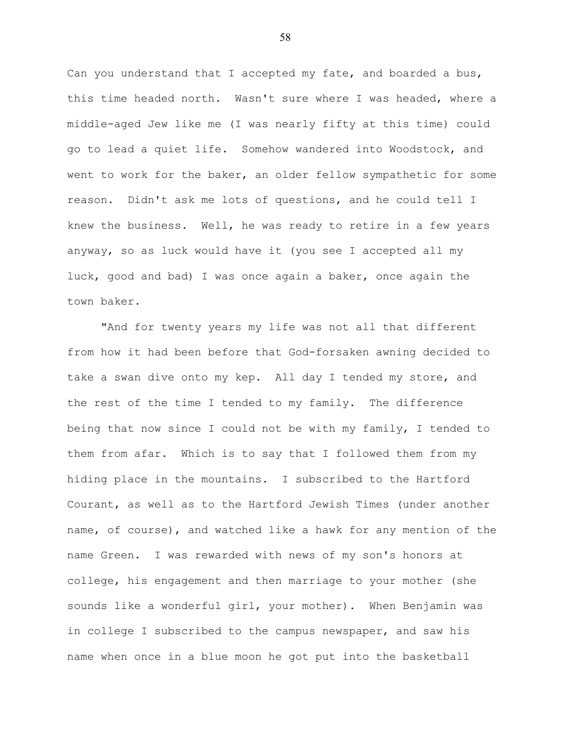Can you understand that I accepted my fate, and boarded a bus, this time headed north. Wasn't sure where I was headed, where a middle-aged Jew like me (I was nearly fifty at this time) could go to lead a quiet life. Somehow wandered into Woodstock, and went to work for the baker, an older fellow sympathetic for some reason. Didn't ask me lots of questions, and he could tell I knew the business. Well, he was ready to retire in a few years anyway, so as luck would have it (you see I accepted all my luck, good and bad) I was once again a baker, once again the town baker.

"And for twenty years my life was not all that different from how it had been before that God-forsaken awning decided to take a swan dive onto my kep. All day I tended my store, and the rest of the time I tended to my family. The difference being that now since I could not be with my family, I tended to them from afar. Which is to say that I followed them from my hiding place in the mountains. I subscribed to the Hartford Courant, as well as to the Hartford Jewish Times (under another name, of course), and watched like a hawk for any mention of the name Green. I was rewarded with news of my son's honors at college, his engagement and then marriage to your mother (she sounds like a wonderful girl, your mother). When Benjamin was in college I subscribed to the campus newspaper, and saw his name when once in a blue moon he got put into the basketball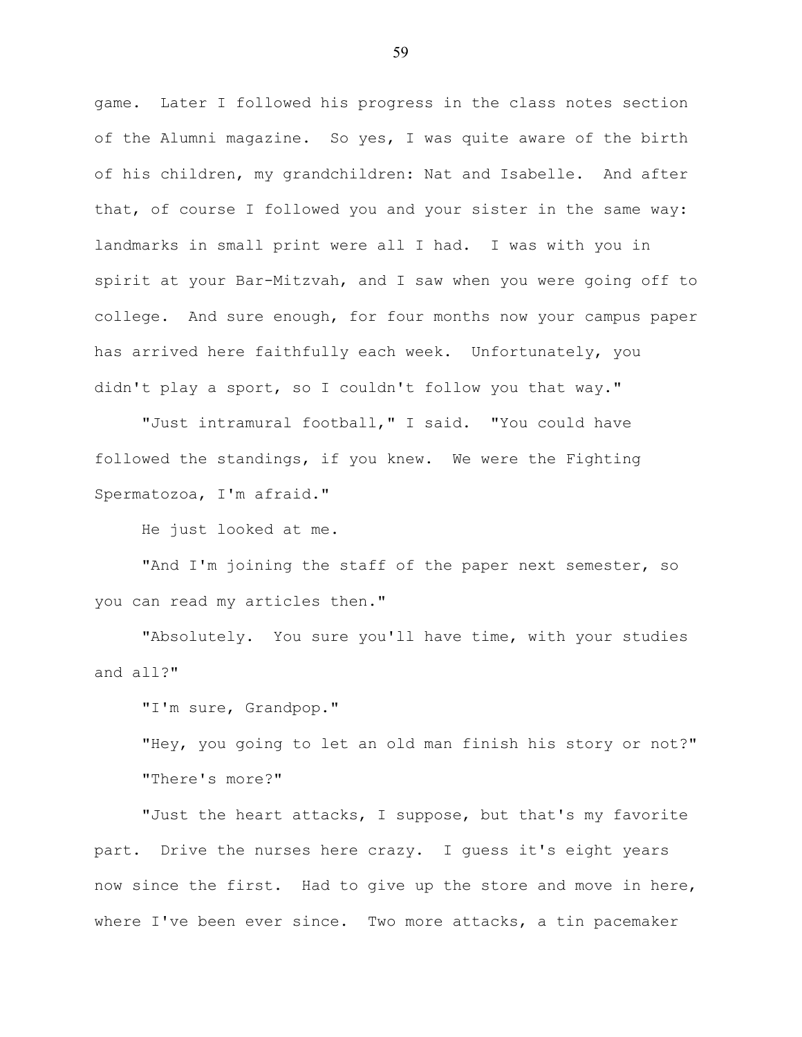game. Later I followed his progress in the class notes section of the Alumni magazine. So yes, I was quite aware of the birth of his children, my grandchildren: Nat and Isabelle. And after that, of course I followed you and your sister in the same way: landmarks in small print were all I had. I was with you in spirit at your Bar-Mitzvah, and I saw when you were going off to college. And sure enough, for four months now your campus paper has arrived here faithfully each week. Unfortunately, you didn't play a sport, so I couldn't follow you that way."

"Just intramural football," I said. "You could have followed the standings, if you knew. We were the Fighting Spermatozoa, I'm afraid."

He just looked at me.

"And I'm joining the staff of the paper next semester, so you can read my articles then."

"Absolutely. You sure you'll have time, with your studies and all?"

"I'm sure, Grandpop."

"Hey, you going to let an old man finish his story or not?"

"There's more?"

"Just the heart attacks, I suppose, but that's my favorite part. Drive the nurses here crazy. I guess it's eight years now since the first. Had to give up the store and move in here, where I've been ever since. Two more attacks, a tin pacemaker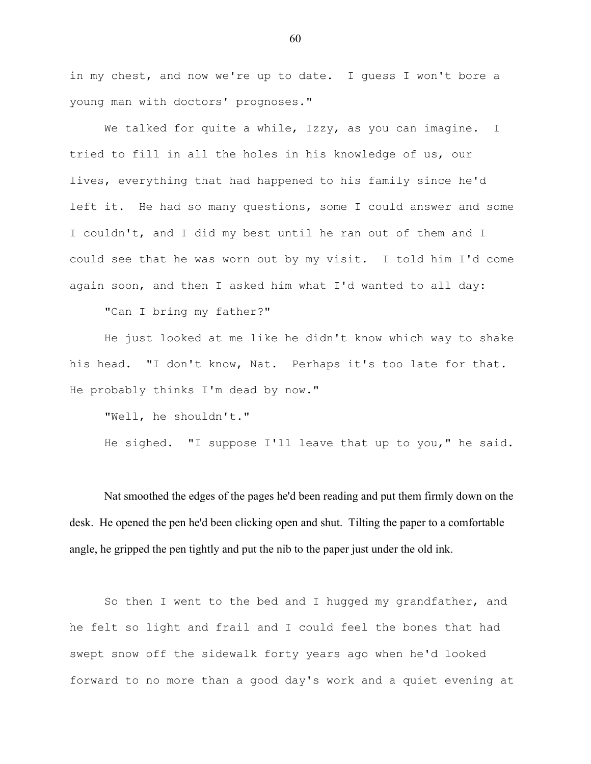in my chest, and now we're up to date. I guess I won't bore a young man with doctors' prognoses."

We talked for quite a while, Izzy, as you can imagine. I tried to fill in all the holes in his knowledge of us, our lives, everything that had happened to his family since he'd left it. He had so many questions, some I could answer and some I couldn't, and I did my best until he ran out of them and I could see that he was worn out by my visit. I told him I'd come again soon, and then I asked him what I'd wanted to all day:

"Can I bring my father?"

He just looked at me like he didn't know which way to shake his head. "I don't know, Nat. Perhaps it's too late for that. He probably thinks I'm dead by now."

"Well, he shouldn't."

He sighed. "I suppose I'll leave that up to you," he said.

Nat smoothed the edges of the pages he'd been reading and put them firmly down on the desk. He opened the pen he'd been clicking open and shut. Tilting the paper to a comfortable angle, he gripped the pen tightly and put the nib to the paper just under the old ink.

So then I went to the bed and I hugged my grandfather, and he felt so light and frail and I could feel the bones that had swept snow off the sidewalk forty years ago when he'd looked forward to no more than a good day's work and a quiet evening at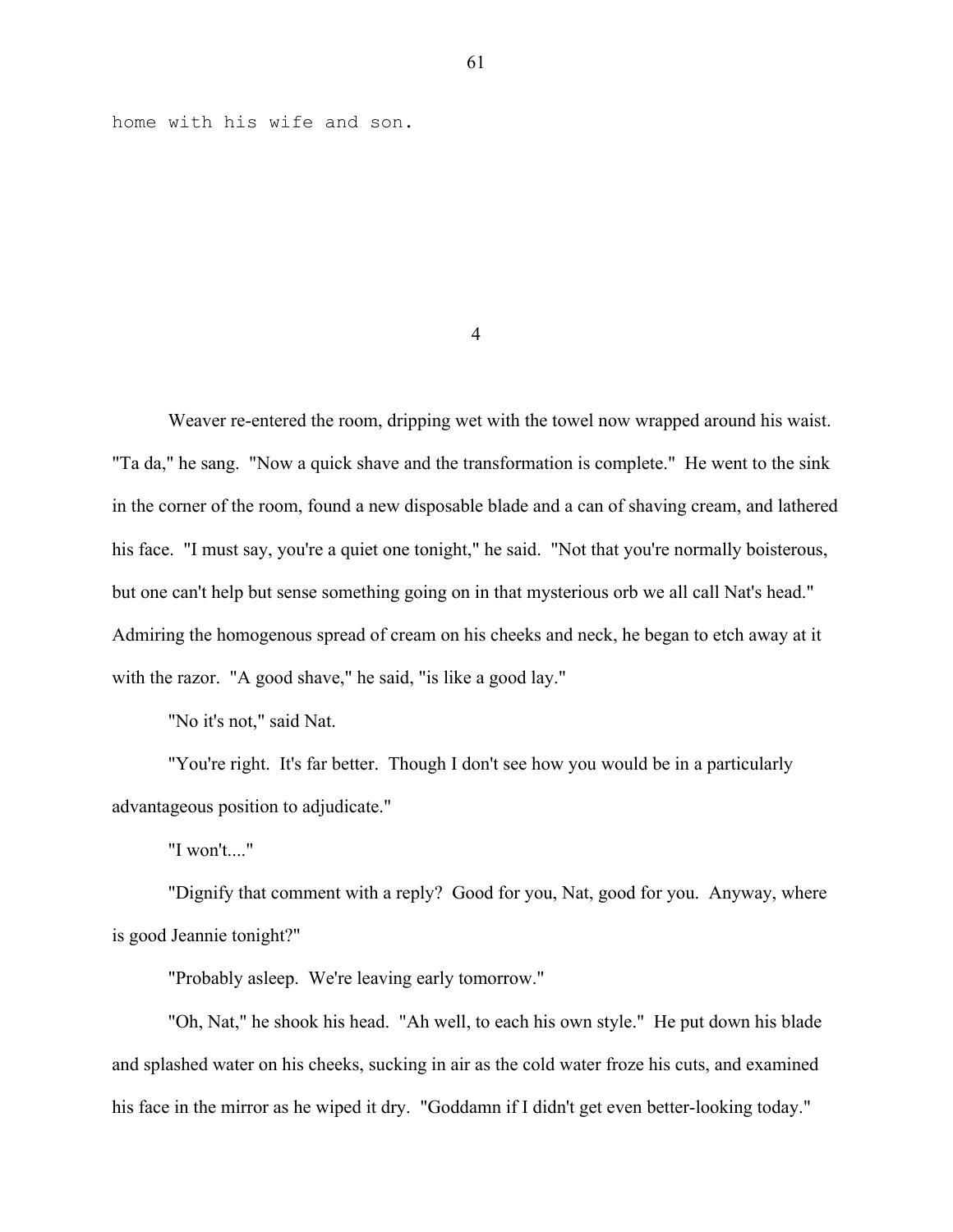home with his wife and son.

## 4

Weaver re-entered the room, dripping wet with the towel now wrapped around his waist. "Ta da," he sang. "Now a quick shave and the transformation is complete." He went to the sink in the corner of the room, found a new disposable blade and a can of shaving cream, and lathered his face. "I must say, you're a quiet one tonight," he said. "Not that you're normally boisterous, but one can't help but sense something going on in that mysterious orb we all call Nat's head." Admiring the homogenous spread of cream on his cheeks and neck, he began to etch away at it with the razor. "A good shave," he said, "is like a good lay."

"No it's not," said Nat.

"You're right. It's far better. Though I don't see how you would be in a particularly advantageous position to adjudicate."

"I won't...."

"Dignify that comment with a reply? Good for you, Nat, good for you. Anyway, where is good Jeannie tonight?"

"Probably asleep. We're leaving early tomorrow."

"Oh, Nat," he shook his head. "Ah well, to each his own style." He put down his blade and splashed water on his cheeks, sucking in air as the cold water froze his cuts, and examined his face in the mirror as he wiped it dry. "Goddamn if I didn't get even better-looking today."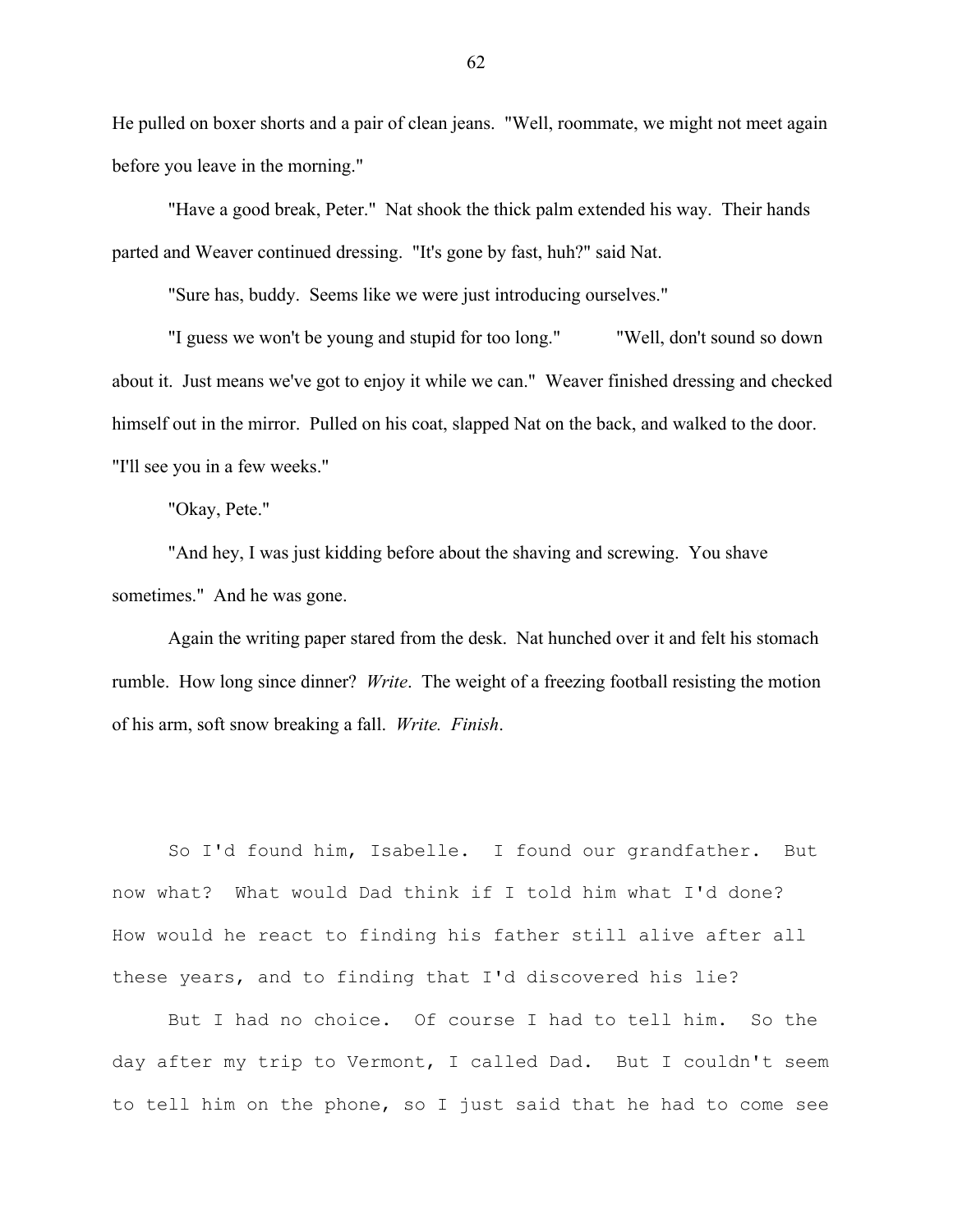He pulled on boxer shorts and a pair of clean jeans. "Well, roommate, we might not meet again before you leave in the morning."

"Have a good break, Peter." Nat shook the thick palm extended his way. Their hands parted and Weaver continued dressing. "It's gone by fast, huh?" said Nat.

"Sure has, buddy. Seems like we were just introducing ourselves."

"I guess we won't be young and stupid for too long." "Well, don't sound so down about it. Just means we've got to enjoy it while we can." Weaver finished dressing and checked himself out in the mirror. Pulled on his coat, slapped Nat on the back, and walked to the door. "I'll see you in a few weeks."

"Okay, Pete."

"And hey, I was just kidding before about the shaving and screwing. You shave sometimes." And he was gone.

Again the writing paper stared from the desk. Nat hunched over it and felt his stomach rumble. How long since dinner? *Write*. The weight of a freezing football resisting the motion of his arm, soft snow breaking a fall. *Write. Finish*.

So I'd found him, Isabelle. I found our grandfather. But now what? What would Dad think if I told him what I'd done? How would he react to finding his father still alive after all these years, and to finding that I'd discovered his lie?

But I had no choice. Of course I had to tell him. So the day after my trip to Vermont, I called Dad. But I couldn't seem to tell him on the phone, so I just said that he had to come see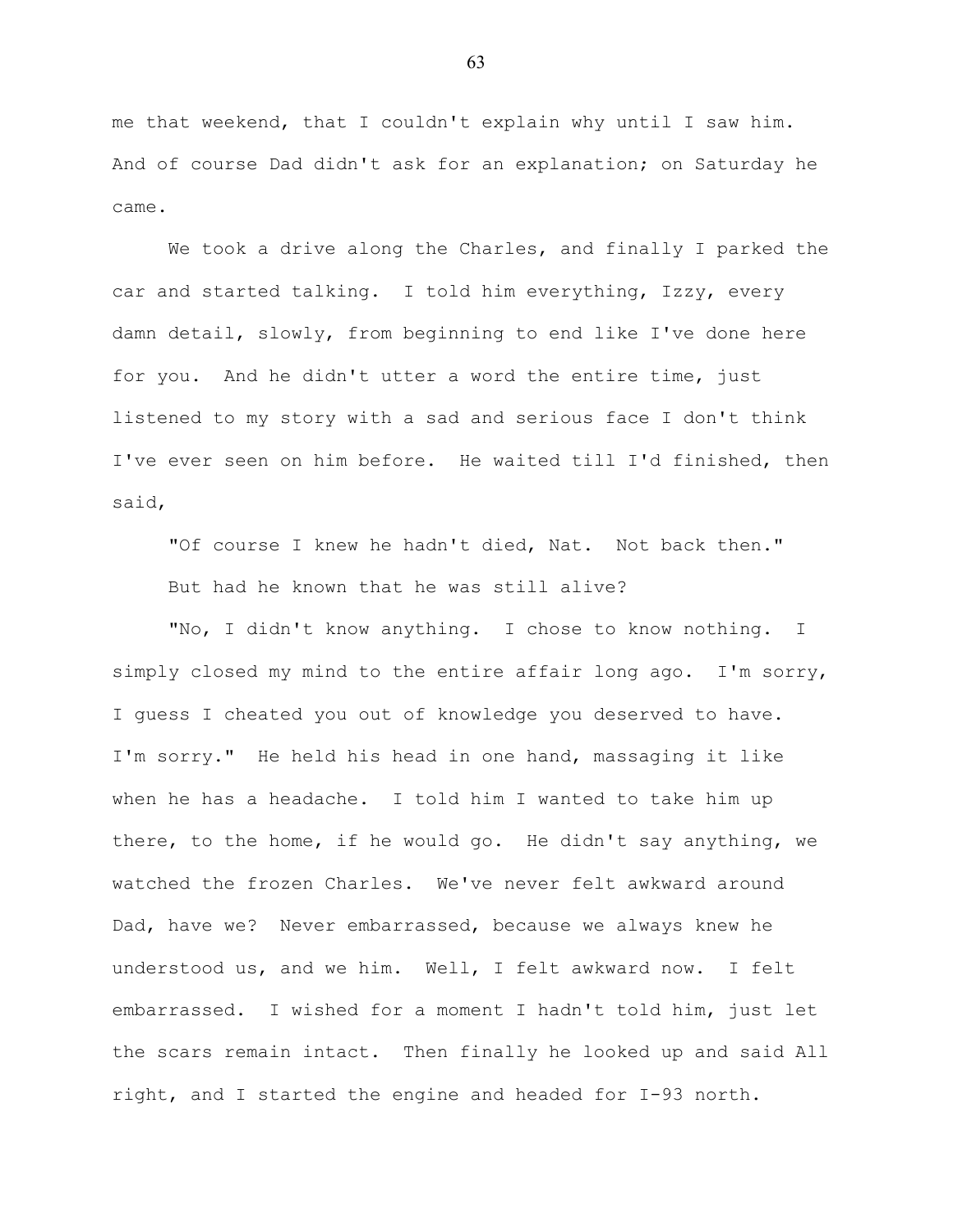me that weekend, that I couldn't explain why until I saw him. And of course Dad didn't ask for an explanation; on Saturday he came.

We took a drive along the Charles, and finally I parked the car and started talking. I told him everything, Izzy, every damn detail, slowly, from beginning to end like I've done here for you. And he didn't utter a word the entire time, just listened to my story with a sad and serious face I don't think I've ever seen on him before. He waited till I'd finished, then said,

"Of course I knew he hadn't died, Nat. Not back then."

But had he known that he was still alive?

"No, I didn't know anything. I chose to know nothing. I simply closed my mind to the entire affair long ago. I'm sorry, I guess I cheated you out of knowledge you deserved to have. I'm sorry." He held his head in one hand, massaging it like when he has a headache. I told him I wanted to take him up there, to the home, if he would go. He didn't say anything, we watched the frozen Charles. We've never felt awkward around Dad, have we? Never embarrassed, because we always knew he understood us, and we him. Well, I felt awkward now. I felt embarrassed. I wished for a moment I hadn't told him, just let the scars remain intact. Then finally he looked up and said All right, and I started the engine and headed for I-93 north.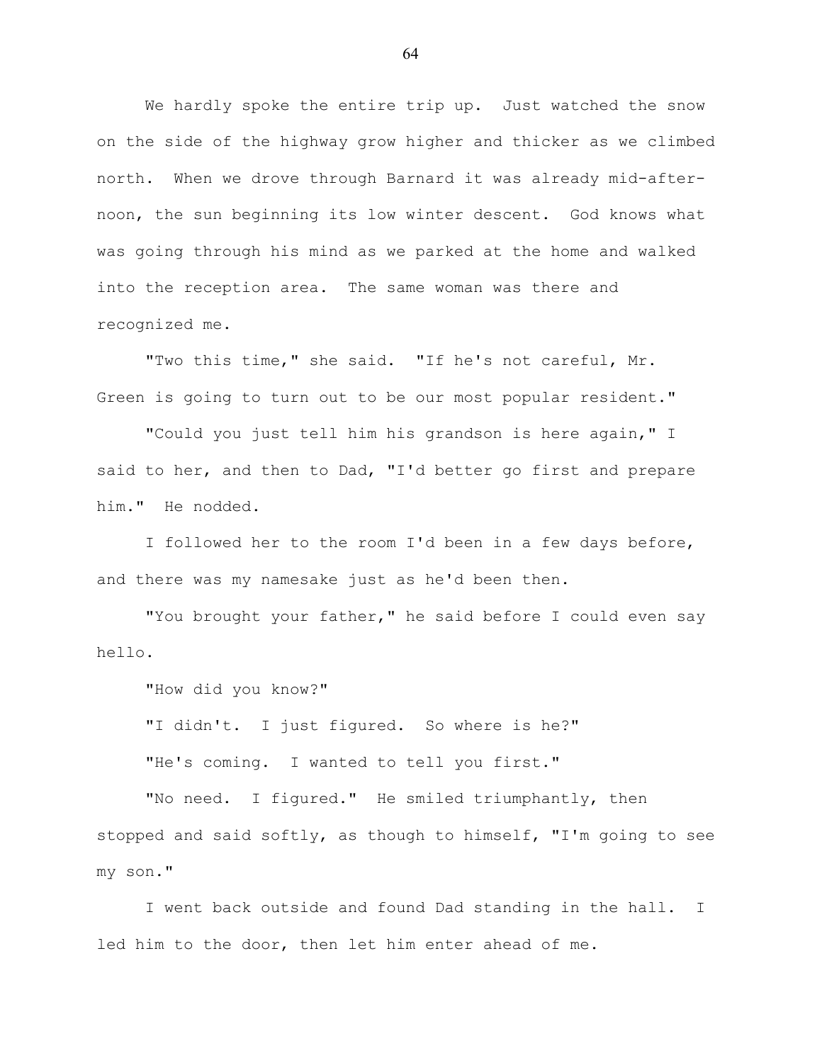We hardly spoke the entire trip up. Just watched the snow on the side of the highway grow higher and thicker as we climbed north. When we drove through Barnard it was already mid-afternoon, the sun beginning its low winter descent. God knows what was going through his mind as we parked at the home and walked into the reception area. The same woman was there and recognized me.

"Two this time," she said. "If he's not careful, Mr. Green is going to turn out to be our most popular resident."

"Could you just tell him his grandson is here again," I said to her, and then to Dad, "I'd better go first and prepare him." He nodded.

I followed her to the room I'd been in a few days before, and there was my namesake just as he'd been then.

"You brought your father," he said before I could even say hello.

"How did you know?"

"I didn't. I just figured. So where is he?"

"He's coming. I wanted to tell you first."

"No need. I figured." He smiled triumphantly, then stopped and said softly, as though to himself, "I'm going to see my son."

I went back outside and found Dad standing in the hall. I led him to the door, then let him enter ahead of me.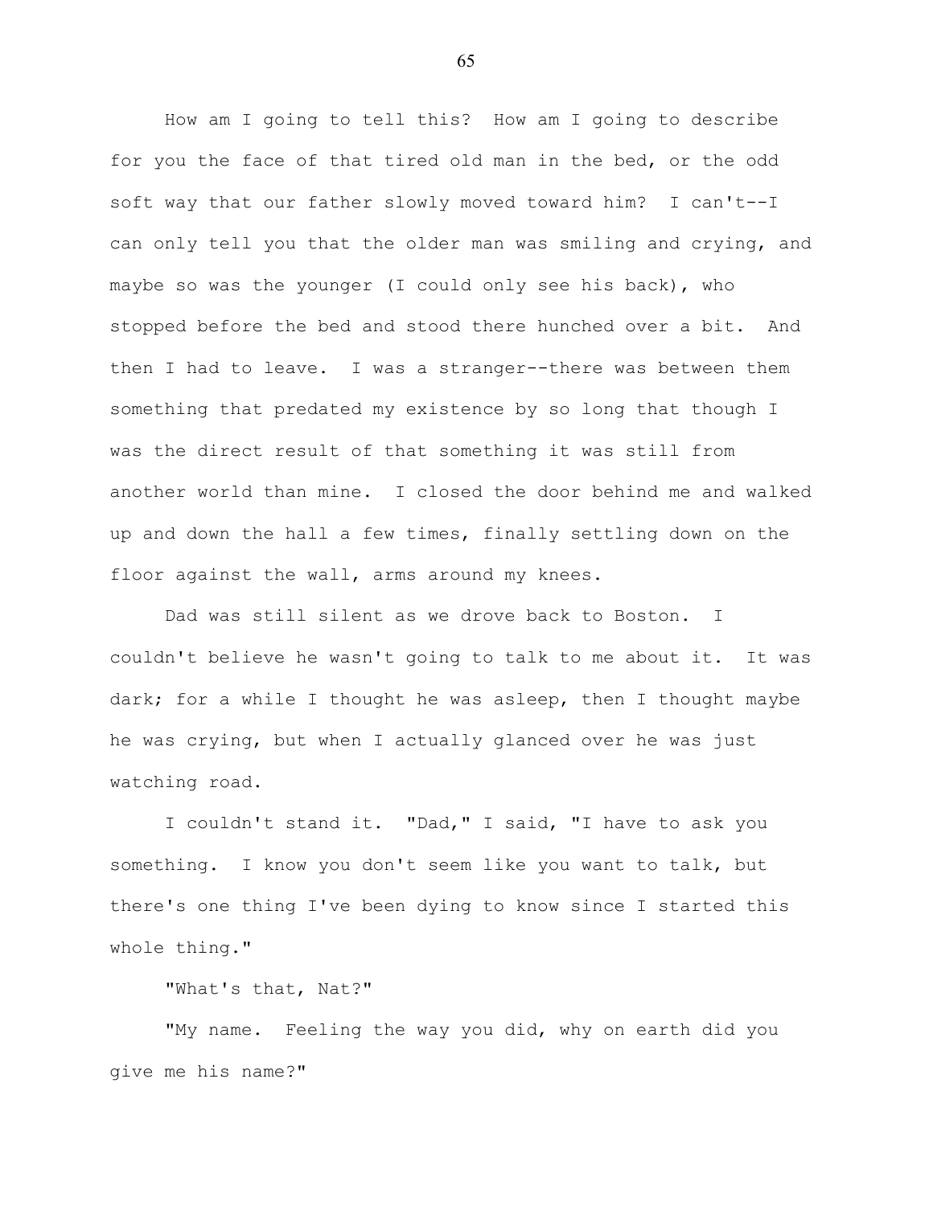How am I going to tell this? How am I going to describe for you the face of that tired old man in the bed, or the odd soft way that our father slowly moved toward him? I can't--I can only tell you that the older man was smiling and crying, and maybe so was the younger (I could only see his back), who stopped before the bed and stood there hunched over a bit. And then I had to leave. I was a stranger--there was between them something that predated my existence by so long that though I was the direct result of that something it was still from another world than mine. I closed the door behind me and walked up and down the hall a few times, finally settling down on the floor against the wall, arms around my knees.

Dad was still silent as we drove back to Boston. I couldn't believe he wasn't going to talk to me about it. It was dark; for a while I thought he was asleep, then I thought maybe he was crying, but when I actually glanced over he was just watching road.

I couldn't stand it. "Dad," I said, "I have to ask you something. I know you don't seem like you want to talk, but there's one thing I've been dying to know since I started this whole thing."

"What's that, Nat?"

"My name. Feeling the way you did, why on earth did you give me his name?"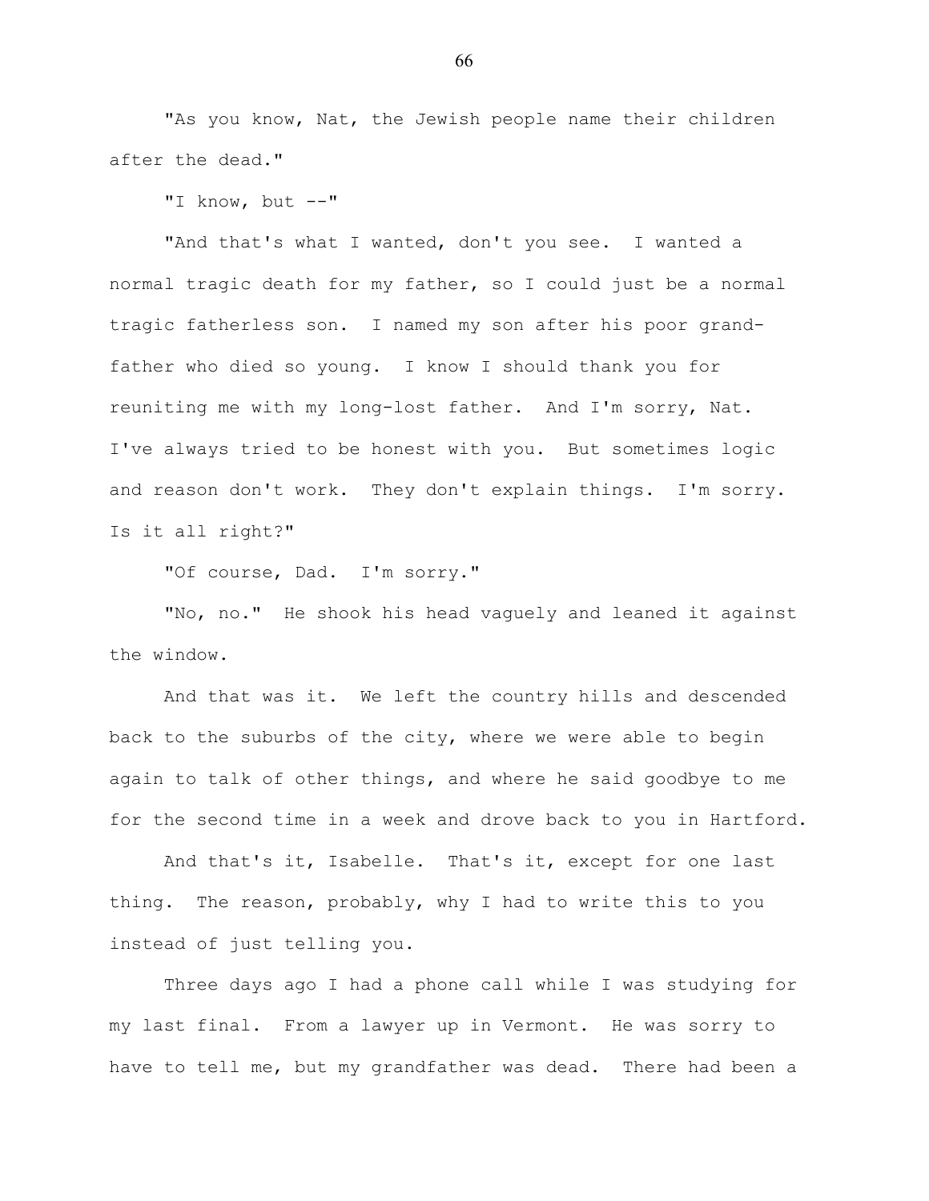"As you know, Nat, the Jewish people name their children after the dead."

"I know, but --"

"And that's what I wanted, don't you see. I wanted a normal tragic death for my father, so I could just be a normal tragic fatherless son. I named my son after his poor grandfather who died so young. I know I should thank you for reuniting me with my long-lost father. And I'm sorry, Nat. I've always tried to be honest with you. But sometimes logic and reason don't work. They don't explain things. I'm sorry. Is it all right?"

"Of course, Dad. I'm sorry."

"No, no." He shook his head vaguely and leaned it against the window.

And that was it. We left the country hills and descended back to the suburbs of the city, where we were able to begin again to talk of other things, and where he said goodbye to me for the second time in a week and drove back to you in Hartford.

And that's it, Isabelle. That's it, except for one last thing. The reason, probably, why I had to write this to you instead of just telling you.

Three days ago I had a phone call while I was studying for my last final. From a lawyer up in Vermont. He was sorry to have to tell me, but my grandfather was dead. There had been a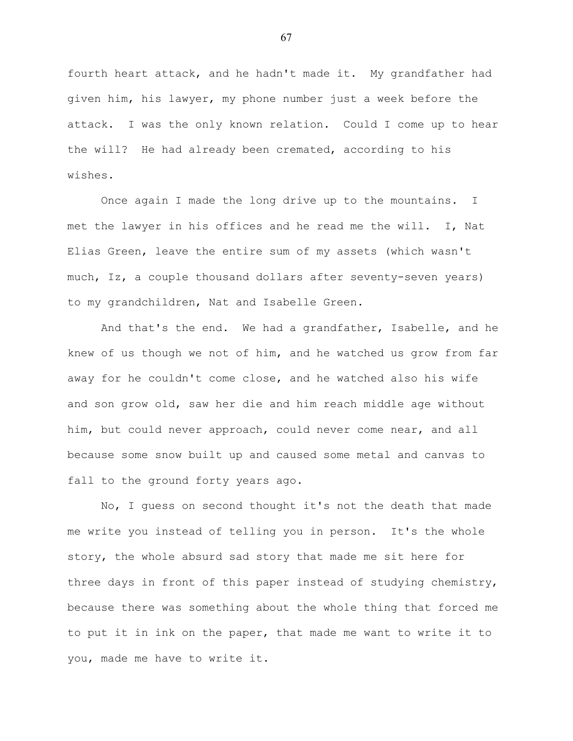fourth heart attack, and he hadn't made it. My grandfather had given him, his lawyer, my phone number just a week before the attack. I was the only known relation. Could I come up to hear the will? He had already been cremated, according to his wishes.

Once again I made the long drive up to the mountains. I met the lawyer in his offices and he read me the will. I, Nat Elias Green, leave the entire sum of my assets (which wasn't much, Iz, a couple thousand dollars after seventy-seven years) to my grandchildren, Nat and Isabelle Green.

And that's the end. We had a grandfather, Isabelle, and he knew of us though we not of him, and he watched us grow from far away for he couldn't come close, and he watched also his wife and son grow old, saw her die and him reach middle age without him, but could never approach, could never come near, and all because some snow built up and caused some metal and canvas to fall to the ground forty years ago.

No, I guess on second thought it's not the death that made me write you instead of telling you in person. It's the whole story, the whole absurd sad story that made me sit here for three days in front of this paper instead of studying chemistry, because there was something about the whole thing that forced me to put it in ink on the paper, that made me want to write it to you, made me have to write it.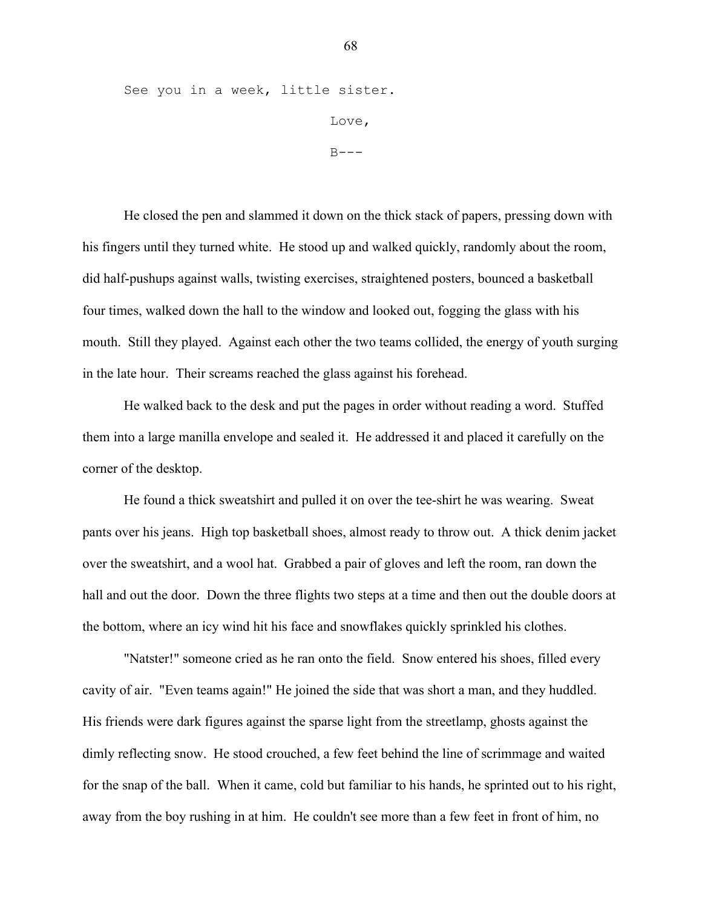See you in a week, little sister.

Love,

B---

He closed the pen and slammed it down on the thick stack of papers, pressing down with his fingers until they turned white. He stood up and walked quickly, randomly about the room, did half-pushups against walls, twisting exercises, straightened posters, bounced a basketball four times, walked down the hall to the window and looked out, fogging the glass with his mouth. Still they played. Against each other the two teams collided, the energy of youth surging in the late hour. Their screams reached the glass against his forehead.

He walked back to the desk and put the pages in order without reading a word. Stuffed them into a large manilla envelope and sealed it. He addressed it and placed it carefully on the corner of the desktop.

He found a thick sweatshirt and pulled it on over the tee-shirt he was wearing. Sweat pants over his jeans. High top basketball shoes, almost ready to throw out. A thick denim jacket over the sweatshirt, and a wool hat. Grabbed a pair of gloves and left the room, ran down the hall and out the door. Down the three flights two steps at a time and then out the double doors at the bottom, where an icy wind hit his face and snowflakes quickly sprinkled his clothes.

"Natster!" someone cried as he ran onto the field. Snow entered his shoes, filled every cavity of air. "Even teams again!" He joined the side that was short a man, and they huddled. His friends were dark figures against the sparse light from the streetlamp, ghosts against the dimly reflecting snow. He stood crouched, a few feet behind the line of scrimmage and waited for the snap of the ball. When it came, cold but familiar to his hands, he sprinted out to his right, away from the boy rushing in at him. He couldn't see more than a few feet in front of him, no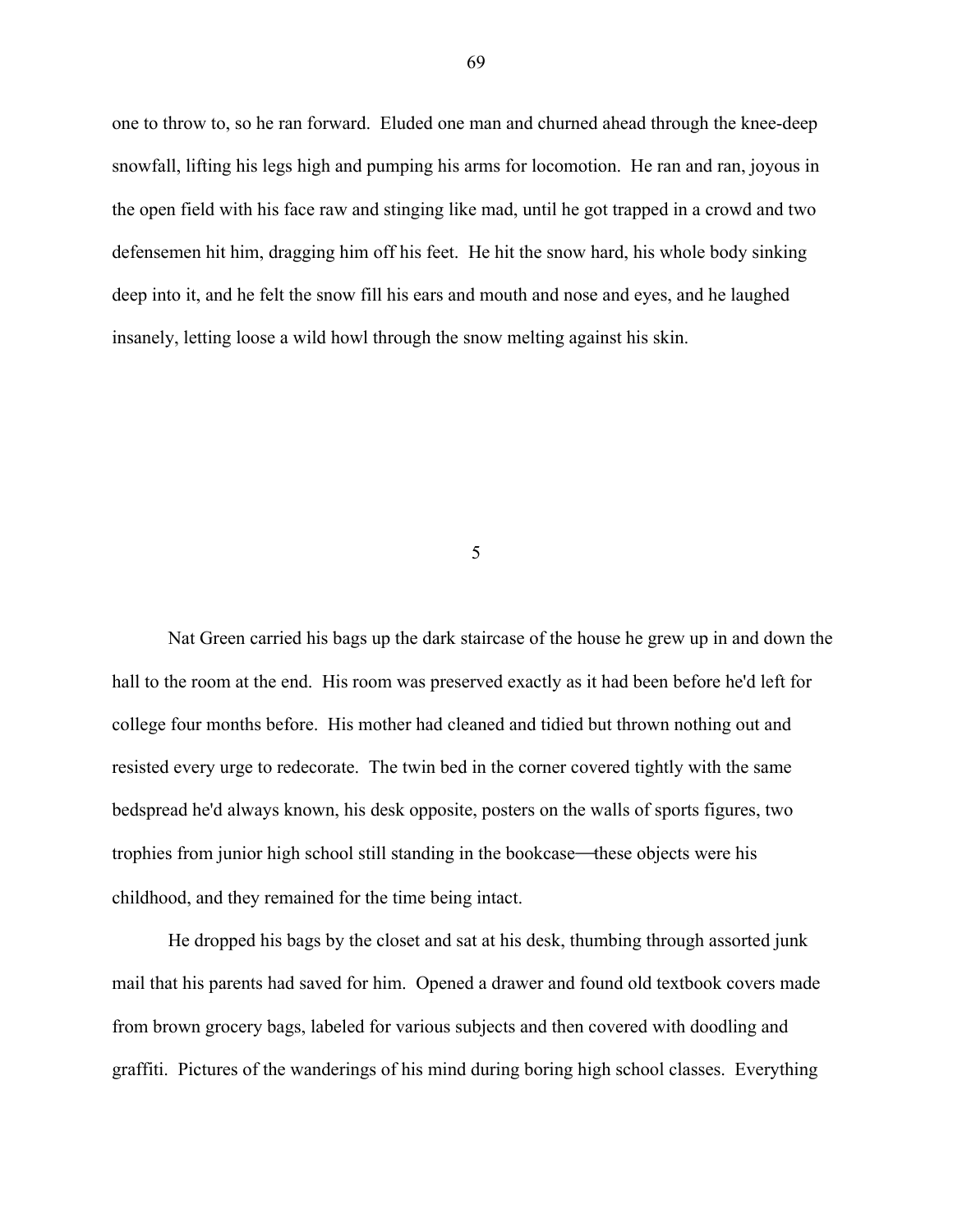one to throw to, so he ran forward. Eluded one man and churned ahead through the knee-deep snowfall, lifting his legs high and pumping his arms for locomotion. He ran and ran, joyous in the open field with his face raw and stinging like mad, until he got trapped in a crowd and two defensemen hit him, dragging him off his feet. He hit the snow hard, his whole body sinking deep into it, and he felt the snow fill his ears and mouth and nose and eyes, and he laughed insanely, letting loose a wild howl through the snow melting against his skin.

## 5

Nat Green carried his bags up the dark staircase of the house he grew up in and down the hall to the room at the end. His room was preserved exactly as it had been before he'd left for college four months before. His mother had cleaned and tidied but thrown nothing out and resisted every urge to redecorate. The twin bed in the corner covered tightly with the same bedspread he'd always known, his desk opposite, posters on the walls of sports figures, two trophies from junior high school still standing in the bookcase—these objects were his childhood, and they remained for the time being intact.

He dropped his bags by the closet and sat at his desk, thumbing through assorted junk mail that his parents had saved for him. Opened a drawer and found old textbook covers made from brown grocery bags, labeled for various subjects and then covered with doodling and graffiti. Pictures of the wanderings of his mind during boring high school classes. Everything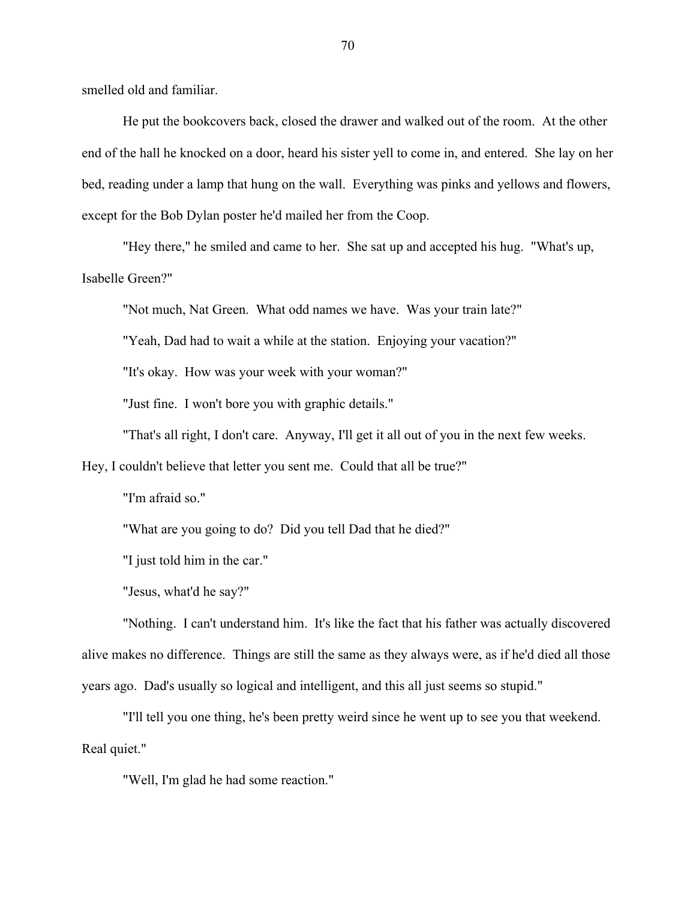smelled old and familiar.

He put the bookcovers back, closed the drawer and walked out of the room. At the other end of the hall he knocked on a door, heard his sister yell to come in, and entered. She lay on her bed, reading under a lamp that hung on the wall. Everything was pinks and yellows and flowers, except for the Bob Dylan poster he'd mailed her from the Coop.

"Hey there," he smiled and came to her. She sat up and accepted his hug. "What's up, Isabelle Green?"

"Not much, Nat Green. What odd names we have. Was your train late?"

"Yeah, Dad had to wait a while at the station. Enjoying your vacation?"

"It's okay. How was your week with your woman?"

"Just fine. I won't bore you with graphic details."

"That's all right, I don't care. Anyway, I'll get it all out of you in the next few weeks. Hey, I couldn't believe that letter you sent me. Could that all be true?"

"I'm afraid so."

"What are you going to do? Did you tell Dad that he died?"

"I just told him in the car."

"Jesus, what'd he say?"

"Nothing. I can't understand him. It's like the fact that his father was actually discovered alive makes no difference. Things are still the same as they always were, as if he'd died all those years ago. Dad's usually so logical and intelligent, and this all just seems so stupid."

"I'll tell you one thing, he's been pretty weird since he went up to see you that weekend. Real quiet."

"Well, I'm glad he had some reaction."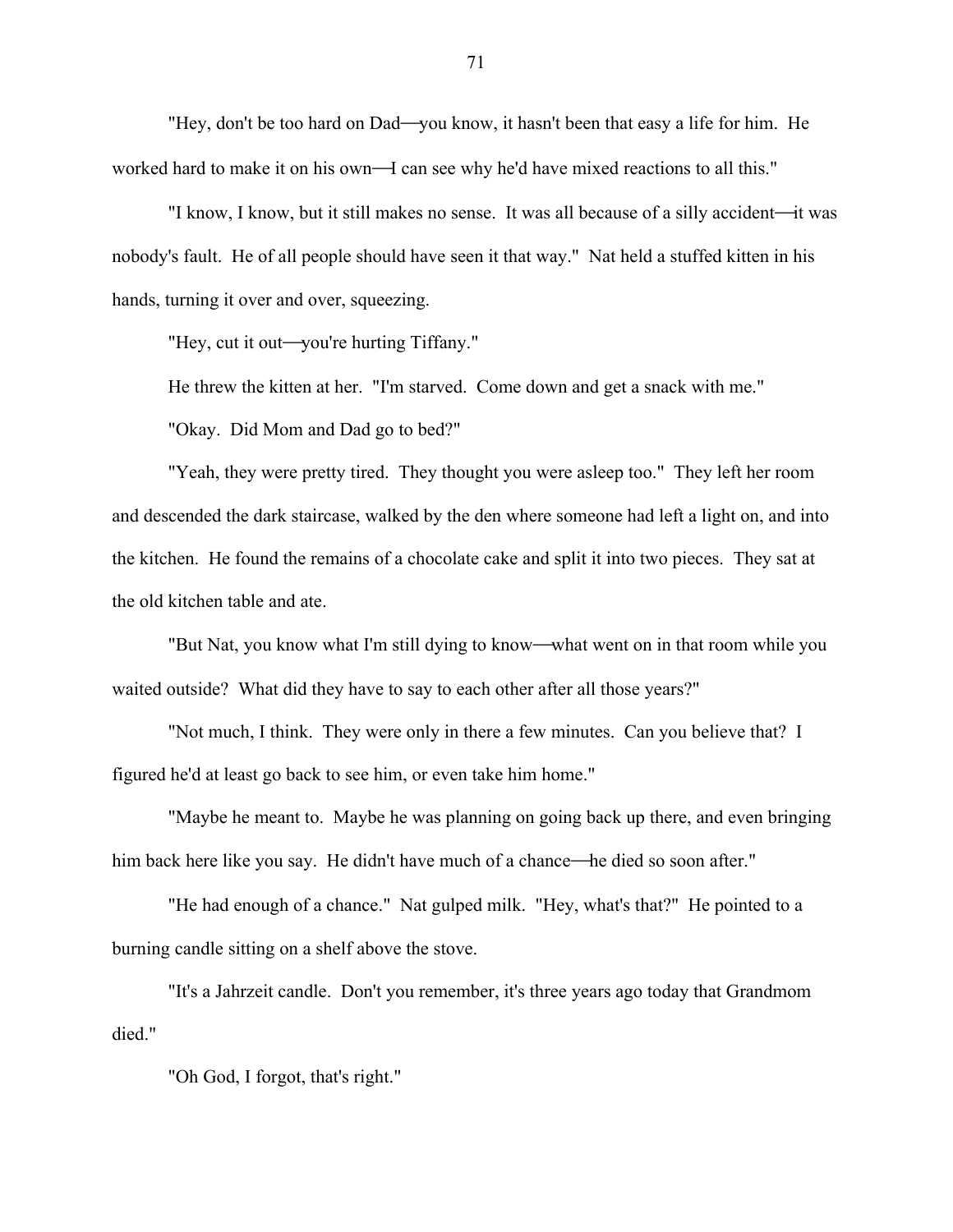"Hey, don't be too hard on Dad—you know, it hasn't been that easy a life for him. He worked hard to make it on his own—I can see why he'd have mixed reactions to all this."

"I know, I know, but it still makes no sense. It was all because of a silly accident—it was nobody's fault. He of all people should have seen it that way." Nat held a stuffed kitten in his hands, turning it over and over, squeezing.

"Hey, cut it out—you're hurting Tiffany."

He threw the kitten at her. "I'm starved. Come down and get a snack with me."

"Okay. Did Mom and Dad go to bed?"

"Yeah, they were pretty tired. They thought you were asleep too." They left her room and descended the dark staircase, walked by the den where someone had left a light on, and into the kitchen. He found the remains of a chocolate cake and split it into two pieces. They sat at the old kitchen table and ate.

"But Nat, you know what I'm still dying to know—what went on in that room while you waited outside? What did they have to say to each other after all those years?"

"Not much, I think. They were only in there a few minutes. Can you believe that? I figured he'd at least go back to see him, or even take him home."

"Maybe he meant to. Maybe he was planning on going back up there, and even bringing him back here like you say. He didn't have much of a chance—he died so soon after."

"He had enough of a chance." Nat gulped milk. "Hey, what's that?" He pointed to a burning candle sitting on a shelf above the stove.

"It's a Jahrzeit candle. Don't you remember, it's three years ago today that Grandmom died."

"Oh God, I forgot, that's right."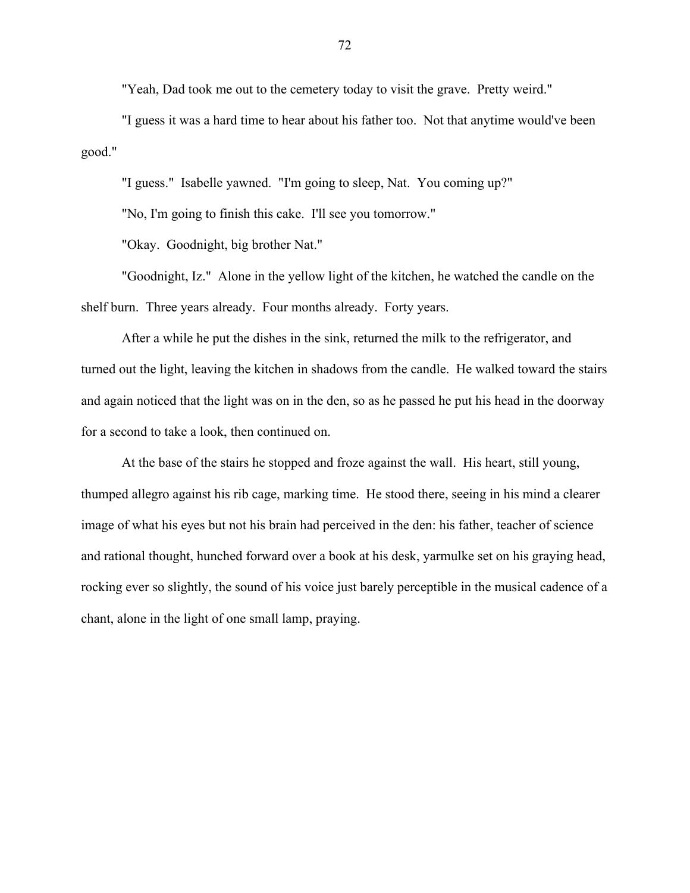"Yeah, Dad took me out to the cemetery today to visit the grave. Pretty weird."

"I guess it was a hard time to hear about his father too. Not that anytime would've been good."

"I guess." Isabelle yawned. "I'm going to sleep, Nat. You coming up?"

"No, I'm going to finish this cake. I'll see you tomorrow."

"Okay. Goodnight, big brother Nat."

"Goodnight, Iz." Alone in the yellow light of the kitchen, he watched the candle on the shelf burn. Three years already. Four months already. Forty years.

After a while he put the dishes in the sink, returned the milk to the refrigerator, and turned out the light, leaving the kitchen in shadows from the candle. He walked toward the stairs and again noticed that the light was on in the den, so as he passed he put his head in the doorway for a second to take a look, then continued on.

At the base of the stairs he stopped and froze against the wall. His heart, still young, thumped allegro against his rib cage, marking time. He stood there, seeing in his mind a clearer image of what his eyes but not his brain had perceived in the den: his father, teacher of science and rational thought, hunched forward over a book at his desk, yarmulke set on his graying head, rocking ever so slightly, the sound of his voice just barely perceptible in the musical cadence of a chant, alone in the light of one small lamp, praying.